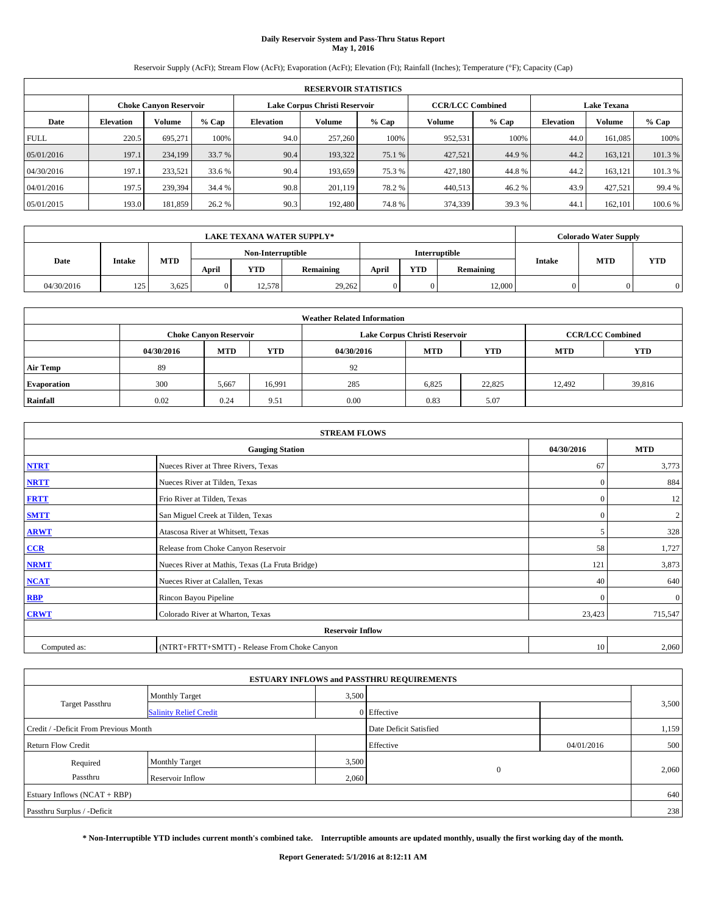**Daily Reservoir System and Pass-Thru Status Report**
**May 1, 2016**

Reservoir Supply (AcFt); Stream Flow (AcFt); Evaporation (AcFt); Elevation (Ft); Rainfall (Inches); Temperature (°F); Capacity (Cap)

| RESERVOIR STATISTICS | | | | | | | | | | | |
|---|---|---|---|---|---|---|---|---|---|---|---|
| | Choke Canyon Reservoir | | | Lake Corpus Christi Reservoir | | | CCR/LCC Combined | | Lake Texana | | |
| Date | Elevation | Volume | % Cap | Elevation | Volume | % Cap | Volume | % Cap | Elevation | Volume | % Cap |
| FULL | 220.5 | 695,271 | 100% | 94.0 | 257,260 | 100% | 952,531 | 100% | 44.0 | 161,085 | 100% |
| 05/01/2016 | 197.1 | 234,199 | 33.7 % | 90.4 | 193,322 | 75.1 % | 427,521 | 44.9 % | 44.2 | 163,121 | 101.3 % |
| 04/30/2016 | 197.1 | 233,521 | 33.6 % | 90.4 | 193,659 | 75.3 % | 427,180 | 44.8 % | 44.2 | 163,121 | 101.3 % |
| 04/01/2016 | 197.5 | 239,394 | 34.4 % | 90.8 | 201,119 | 78.2 % | 440,513 | 46.2 % | 43.9 | 427,521 | 99.4 % |
| 05/01/2015 | 193.0 | 181,859 | 26.2 % | 90.3 | 192,480 | 74.8 % | 374,339 | 39.3 % | 44.1 | 162,101 | 100.6 % |

| LAKE TEXANA WATER SUPPLY* | | | | | | | | | Colorado Water Supply | | |
|---|---|---|---|---|---|---|---|---|---|---|---|
| Date | Intake | MTD | Non-Interruptible | | | Interruptible | | | Intake | MTD | YTD |
| | | | April | YTD | Remaining | April | YTD | Remaining | | | |
| 04/30/2016 | 125 | 3,625 | 0 | 12,578 | 29,262 | 0 | 0 | 12,000 | 0 | 0 | 0 |

| Weather Related Information | | | | | | | | |
|---|---|---|---|---|---|---|---|---|
| | Choke Canyon Reservoir | | | Lake Corpus Christi Reservoir | | | CCR/LCC Combined | |
| | 04/30/2016 | MTD | YTD | 04/30/2016 | MTD | YTD | MTD | YTD |
| Air Temp | 89 | | | 92 | | | | |
| Evaporation | 300 | 5,667 | 16,991 | 285 | 6,825 | 22,825 | 12,492 | 39,816 |
| Rainfall | 0.02 | 0.24 | 9.51 | 0.00 | 0.83 | 5.07 | | |

| STREAM FLOWS | | | |
|---|---|---|---|
| | Gauging Station | 04/30/2016 | MTD |
| NTRT | Nueces River at Three Rivers, Texas | 67 | 3,773 |
| NRTT | Nueces River at Tilden, Texas | 0 | 884 |
| FRTT | Frio River at Tilden, Texas | 0 | 12 |
| SMTT | San Miguel Creek at Tilden, Texas | 0 | 2 |
| ARWT | Atascosa River at Whitsett, Texas | 5 | 328 |
| CCR | Release from Choke Canyon Reservoir | 58 | 1,727 |
| NRMT | Nueces River at Mathis, Texas (La Fruta Bridge) | 121 | 3,873 |
| NCAT | Nueces River at Calallen, Texas | 40 | 640 |
| RBP | Rincon Bayou Pipeline | 0 | 0 |
| CRWT | Colorado River at Wharton, Texas | 23,423 | 715,547 |
| | Reservoir Inflow | | |
| Computed as: | (NTRT+FRTT+SMTT) - Release From Choke Canyon | 10 | 2,060 |

| ESTUARY INFLOWS and PASSTHRU REQUIREMENTS | | | | | |
|---|---|---|---|---|---|
| Target Passthru | Monthly Target | 3,500 | | | 3,500 |
| | Salinity Relief Credit | 0 | Effective | | |
| Credit / -Deficit From Previous Month | | | Date Deficit Satisfied | | 1,159 |
| Return Flow Credit | | | Effective | 04/01/2016 | 500 |
| Required Passthru | Monthly Target | 3,500 | 0 | | 2,060 |
| | Reservoir Inflow | 2,060 | | | |
| Estuary Inflows (NCAT + RBP) | | | | | 640 |
| Passthru Surplus / -Deficit | | | | | 238 |

**\* Non-Interruptible YTD includes current month's combined take. Interruptible amounts are updated monthly, usually the first working day of the month.**

**Report Generated: 5/1/2016 at 8:12:11 AM**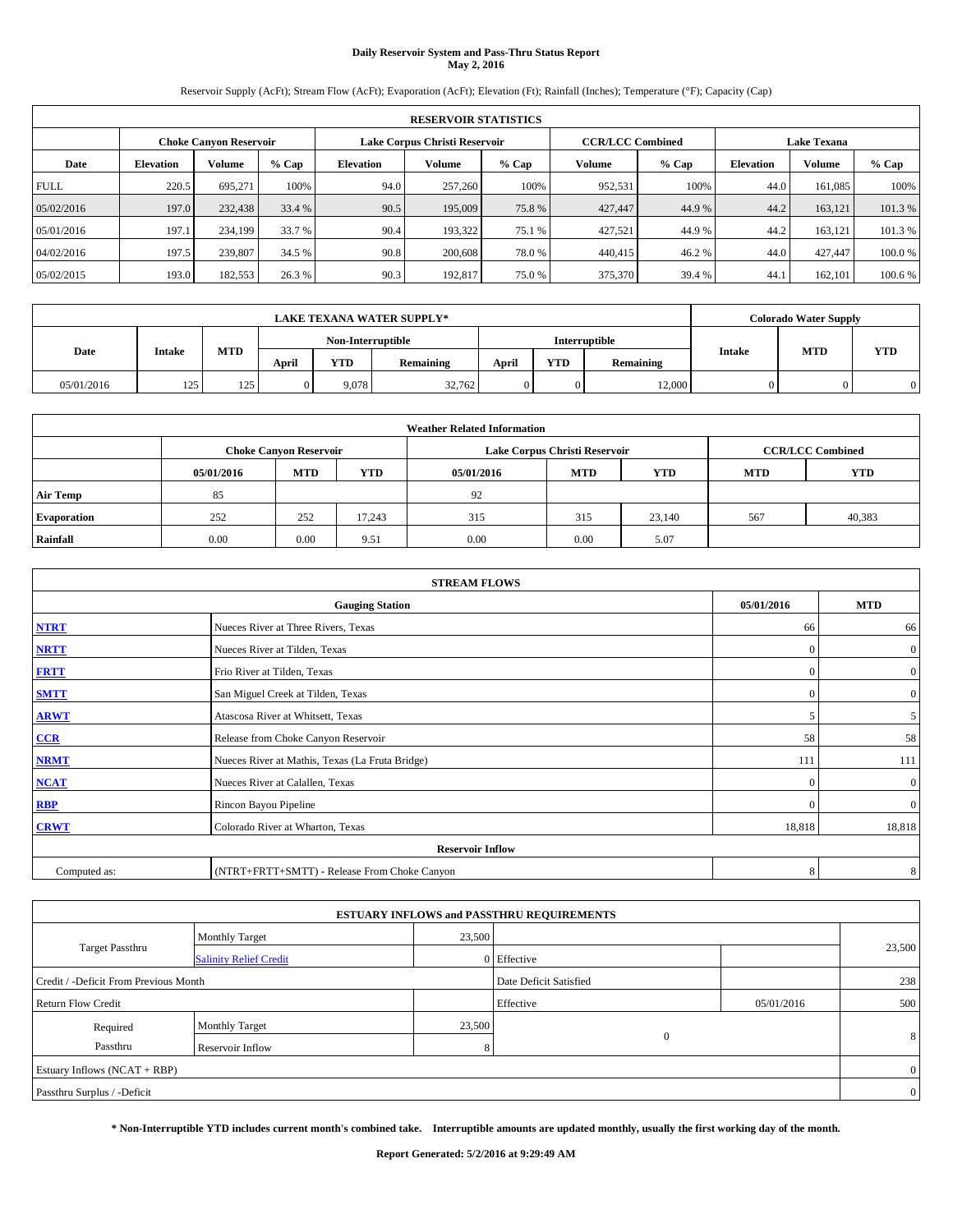# Daily Reservoir System and Pass-Thru Status Report
## May 2, 2016

Reservoir Supply (AcFt); Stream Flow (AcFt); Evaporation (AcFt); Elevation (Ft); Rainfall (Inches); Temperature (°F); Capacity (Cap)

| RESERVOIR STATISTICS | | | | | | | | | | | |
|---|---|---|---|---|---|---|---|---|---|---|---|
| | Choke Canyon Reservoir | | | Lake Corpus Christi Reservoir | | | CCR/LCC Combined | | Lake Texana | | |
| Date | Elevation | Volume | % Cap | Elevation | Volume | % Cap | Volume | % Cap | Elevation | Volume | % Cap |
| FULL | 220.5 | 695,271 | 100% | 94.0 | 257,260 | 100% | 952,531 | 100% | 44.0 | 161,085 | 100% |
| 05/02/2016 | 197.0 | 232,438 | 33.4 % | 90.5 | 195,009 | 75.8 % | 427,447 | 44.9 % | 44.2 | 163,121 | 101.3 % |
| 05/01/2016 | 197.1 | 234,199 | 33.7 % | 90.4 | 193,322 | 75.1 % | 427,521 | 44.9 % | 44.2 | 163,121 | 101.3 % |
| 04/02/2016 | 197.5 | 239,807 | 34.5 % | 90.8 | 200,608 | 78.0 % | 440,415 | 46.2 % | 44.0 | 427,447 | 100.0 % |
| 05/02/2015 | 193.0 | 182,553 | 26.3 % | 90.3 | 192,817 | 75.0 % | 375,370 | 39.4 % | 44.1 | 162,101 | 100.6 % |

| LAKE TEXANA WATER SUPPLY* | | | | | | | | | Colorado Water Supply | | |
|---|---|---|---|---|---|---|---|---|---|---|---|
| Date | Intake | MTD | Non-Interruptible | | | Interruptible | | | Intake | MTD | YTD |
| | | | April | YTD | Remaining | April | YTD | Remaining | | | |
| 05/01/2016 | 125 | 125 | 0 | 9,078 | 32,762 | 0 | 0 | 12,000 | 0 | 0 | 0 |

| Weather Related Information | | | | | | | | |
|---|---|---|---|---|---|---|---|---|
| | Choke Canyon Reservoir | | | Lake Corpus Christi Reservoir | | | CCR/LCC Combined | |
| | 05/01/2016 | MTD | YTD | 05/01/2016 | MTD | YTD | MTD | YTD |
| Air Temp | 85 | | | 92 | | | | |
| Evaporation | 252 | 252 | 17,243 | 315 | 315 | 23,140 | 567 | 40,383 |
| Rainfall | 0.00 | 0.00 | 9.51 | 0.00 | 0.00 | 5.07 | | |

| STREAM FLOWS | | | |
|---|---|---|---|
| | Gauging Station | 05/01/2016 | MTD |
| NTRT | Nueces River at Three Rivers, Texas | 66 | 66 |
| NRTT | Nueces River at Tilden, Texas | 0 | 0 |
| FRTT | Frio River at Tilden, Texas | 0 | 0 |
| SMTT | San Miguel Creek at Tilden, Texas | 0 | 0 |
| ARWT | Atascosa River at Whitsett, Texas | 5 | 5 |
| CCR | Release from Choke Canyon Reservoir | 58 | 58 |
| NRMT | Nueces River at Mathis, Texas (La Fruta Bridge) | 111 | 111 |
| NCAT | Nueces River at Calallen, Texas | 0 | 0 |
| RBP | Rincon Bayou Pipeline | 0 | 0 |
| CRWT | Colorado River at Wharton, Texas | 18,818 | 18,818 |
| | Reservoir Inflow | | |
| Computed as: | (NTRT+FRTT+SMTT) - Release From Choke Canyon | 8 | 8 |

| ESTUARY INFLOWS and PASSTHRU REQUIREMENTS | | | | | |
|---|---|---|---|---|---|
| Target Passthru | Monthly Target | 23,500 | | | 23,500 |
| | Salinity Relief Credit | 0 | Effective | | |
| Credit / -Deficit From Previous Month | | | Date Deficit Satisfied | | 238 |
| Return Flow Credit | | | Effective | 05/01/2016 | 500 |
| Required Passthru | Monthly Target | 23,500 | 0 | | 8 |
| | Reservoir Inflow | 8 | | | |
| Estuary Inflows (NCAT + RBP) | | | | | 0 |
| Passthru Surplus / -Deficit | | | | | 0 |

**\* Non-Interruptible YTD includes current month's combined take. Interruptible amounts are updated monthly, usually the first working day of the month.**

**Report Generated: 5/2/2016 at 9:29:49 AM**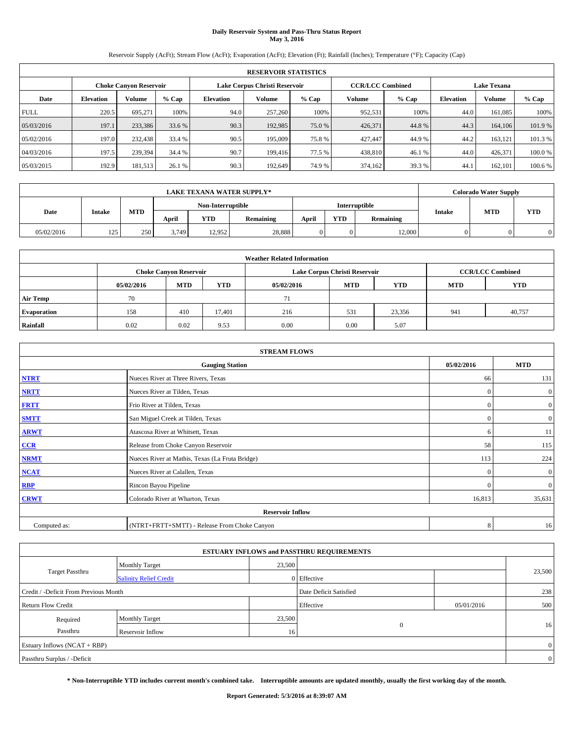**Daily Reservoir System and Pass-Thru Status Report**
**May 3, 2016**

Reservoir Supply (AcFt); Stream Flow (AcFt); Evaporation (AcFt); Elevation (Ft); Rainfall (Inches); Temperature (°F); Capacity (Cap)

| RESERVOIR STATISTICS | | | | | | | | | | | |
|---|---|---|---|---|---|---|---|---|---|---|---|
| | Choke Canyon Reservoir | | | Lake Corpus Christi Reservoir | | | CCR/LCC Combined | | Lake Texana | | |
| Date | Elevation | Volume | % Cap | Elevation | Volume | % Cap | Volume | % Cap | Elevation | Volume | % Cap |
| FULL | 220.5 | 695,271 | 100% | 94.0 | 257,260 | 100% | 952,531 | 100% | 44.0 | 161,085 | 100% |
| 05/03/2016 | 197.1 | 233,386 | 33.6 % | 90.3 | 192,985 | 75.0 % | 426,371 | 44.8 % | 44.3 | 164,106 | 101.9 % |
| 05/02/2016 | 197.0 | 232,438 | 33.4 % | 90.5 | 195,009 | 75.8 % | 427,447 | 44.9 % | 44.2 | 163,121 | 101.3 % |
| 04/03/2016 | 197.5 | 239,394 | 34.4 % | 90.7 | 199,416 | 77.5 % | 438,810 | 46.1 % | 44.0 | 426,371 | 100.0 % |
| 05/03/2015 | 192.9 | 181,513 | 26.1 % | 90.3 | 192,649 | 74.9 % | 374,162 | 39.3 % | 44.1 | 162,101 | 100.6 % |

| LAKE TEXANA WATER SUPPLY* | | | | | | | | | Colorado Water Supply | | |
|---|---|---|---|---|---|---|---|---|---|---|---|
| Date | Intake | MTD | Non-Interruptible | | | Interruptible | | | Intake | MTD | YTD |
| | | | April | YTD | Remaining | April | YTD | Remaining | | | |
| 05/02/2016 | 125 | 250 | 3,749 | 12,952 | 28,888 | 0 | 0 | 12,000 | 0 | 0 | 0 |

| Weather Related Information | | | | | | | | |
|---|---|---|---|---|---|---|---|---|
| | Choke Canyon Reservoir | | | Lake Corpus Christi Reservoir | | | CCR/LCC Combined | |
| | 05/02/2016 | MTD | YTD | 05/02/2016 | MTD | YTD | MTD | YTD |
| Air Temp | 70 | | | 71 | | | | |
| Evaporation | 158 | 410 | 17,401 | 216 | 531 | 23,356 | 941 | 40,757 |
| Rainfall | 0.02 | 0.02 | 9.53 | 0.00 | 0.00 | 5.07 | | |

| STREAM FLOWS | | | |
|---|---|---|---|
| | Gauging Station | 05/02/2016 | MTD |
| NTRT | Nueces River at Three Rivers, Texas | 66 | 131 |
| NRTT | Nueces River at Tilden, Texas | 0 | 0 |
| FRTT | Frio River at Tilden, Texas | 0 | 0 |
| SMTT | San Miguel Creek at Tilden, Texas | 0 | 0 |
| ARWT | Atascosa River at Whitsett, Texas | 6 | 11 |
| CCR | Release from Choke Canyon Reservoir | 58 | 115 |
| NRMT | Nueces River at Mathis, Texas (La Fruta Bridge) | 113 | 224 |
| NCAT | Nueces River at Calallen, Texas | 0 | 0 |
| RBP | Rincon Bayou Pipeline | 0 | 0 |
| CRWT | Colorado River at Wharton, Texas | 16,813 | 35,631 |
| | Reservoir Inflow | | |
| Computed as: | (NTRT+FRTT+SMTT) - Release From Choke Canyon | 8 | 16 |

| ESTUARY INFLOWS and PASSTHRU REQUIREMENTS | | | | | |
|---|---|---|---|---|---|
| Target Passthru | Monthly Target | 23,500 | | | 23,500 |
| | Salinity Relief Credit | 0 | Effective | | |
| Credit / -Deficit From Previous Month | | | Date Deficit Satisfied | | 238 |
| Return Flow Credit | | | Effective | 05/01/2016 | 500 |
| Required Passthru | Monthly Target | 23,500 | 0 | | 16 |
| | Reservoir Inflow | 16 | | | |
| Estuary Inflows (NCAT + RBP) | | | | | 0 |
| Passthru Surplus / -Deficit | | | | | 0 |

**\* Non-Interruptible YTD includes current month's combined take. Interruptible amounts are updated monthly, usually the first working day of the month.**

**Report Generated: 5/3/2016 at 8:39:07 AM**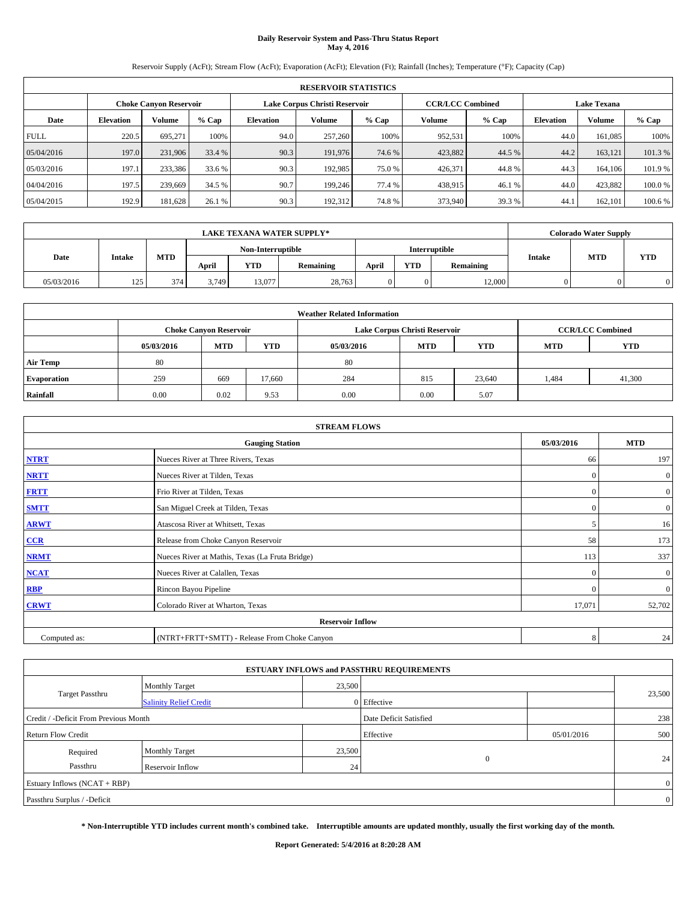# Daily Reservoir System and Pass-Thru Status Report
## May 4, 2016

Reservoir Supply (AcFt); Stream Flow (AcFt); Evaporation (AcFt); Elevation (Ft); Rainfall (Inches); Temperature (°F); Capacity (Cap)

| RESERVOIR STATISTICS | | | | | | | | | | | |
|---|---|---|---|---|---|---|---|---|---|---|---|
| | Choke Canyon Reservoir | | | Lake Corpus Christi Reservoir | | | CCR/LCC Combined | | Lake Texana | | |
| Date | Elevation | Volume | % Cap | Elevation | Volume | % Cap | Volume | % Cap | Elevation | Volume | % Cap |
| FULL | 220.5 | 695,271 | 100% | 94.0 | 257,260 | 100% | 952,531 | 100% | 44.0 | 161,085 | 100% |
| 05/04/2016 | 197.0 | 231,906 | 33.4 % | 90.3 | 191,976 | 74.6 % | 423,882 | 44.5 % | 44.2 | 163,121 | 101.3 % |
| 05/03/2016 | 197.1 | 233,386 | 33.6 % | 90.3 | 192,985 | 75.0 % | 426,371 | 44.8 % | 44.3 | 164,106 | 101.9 % |
| 04/04/2016 | 197.5 | 239,669 | 34.5 % | 90.7 | 199,246 | 77.4 % | 438,915 | 46.1 % | 44.0 | 423,882 | 100.0 % |
| 05/04/2015 | 192.9 | 181,628 | 26.1 % | 90.3 | 192,312 | 74.8 % | 373,940 | 39.3 % | 44.1 | 162,101 | 100.6 % |

| LAKE TEXANA WATER SUPPLY* | | | | | | | | | Colorado Water Supply | | |
|---|---|---|---|---|---|---|---|---|---|---|---|
| Date | Intake | MTD | Non-Interruptible | | | Interruptible | | | Intake | MTD | YTD |
| | | | April | YTD | Remaining | April | YTD | Remaining | | | |
| 05/03/2016 | 125 | 374 | 3,749 | 13,077 | 28,763 | 0 | 0 | 12,000 | 0 | 0 | 0 |

| Weather Related Information | | | | | | | | |
|---|---|---|---|---|---|---|---|---|
| | Choke Canyon Reservoir | | | Lake Corpus Christi Reservoir | | | CCR/LCC Combined | |
| | 05/03/2016 | MTD | YTD | 05/03/2016 | MTD | YTD | MTD | YTD |
| Air Temp | 80 | | | 80 | | | | |
| Evaporation | 259 | 669 | 17,660 | 284 | 815 | 23,640 | 1,484 | 41,300 |
| Rainfall | 0.00 | 0.02 | 9.53 | 0.00 | 0.00 | 5.07 | | |

| STREAM FLOWS | | | |
|---|---|---|---|
| Gauging Station | | 05/03/2016 | MTD |
| NTRT | Nueces River at Three Rivers, Texas | 66 | 197 |
| NRTT | Nueces River at Tilden, Texas | 0 | 0 |
| FRTT | Frio River at Tilden, Texas | 0 | 0 |
| SMTT | San Miguel Creek at Tilden, Texas | 0 | 0 |
| ARWT | Atascosa River at Whitsett, Texas | 5 | 16 |
| CCR | Release from Choke Canyon Reservoir | 58 | 173 |
| NRMT | Nueces River at Mathis, Texas (La Fruta Bridge) | 113 | 337 |
| NCAT | Nueces River at Calallen, Texas | 0 | 0 |
| RBP | Rincon Bayou Pipeline | 0 | 0 |
| CRWT | Colorado River at Wharton, Texas | 17,071 | 52,702 |
| Reservoir Inflow | | | |
| Computed as: | (NTRT+FRTT+SMTT) - Release From Choke Canyon | 8 | 24 |

| ESTUARY INFLOWS and PASSTHRU REQUIREMENTS | | | | | |
|---|---|---|---|---|---|
| Target Passthru | Monthly Target | 23,500 | | | 23,500 |
| | Salinity Relief Credit | 0 | Effective | | |
| Credit / -Deficit From Previous Month | | | Date Deficit Satisfied | | 238 |
| Return Flow Credit | | | Effective | 05/01/2016 | 500 |
| Required Passthru | Monthly Target | 23,500 | 0 | | 24 |
| | Reservoir Inflow | 24 | | | |
| Estuary Inflows (NCAT + RBP) | | | | | 0 |
| Passthru Surplus / -Deficit | | | | | 0 |

**\* Non-Interruptible YTD includes current month's combined take. Interruptible amounts are updated monthly, usually the first working day of the month.**

**Report Generated: 5/4/2016 at 8:20:28 AM**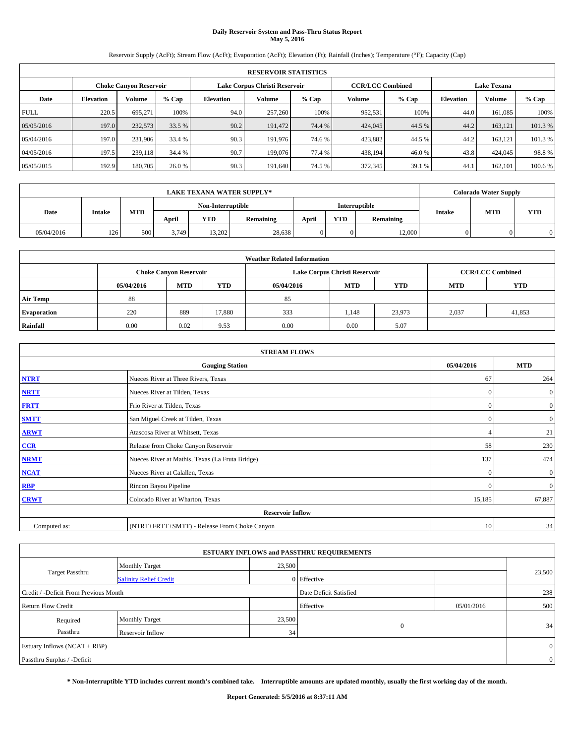# Daily Reservoir System and Pass-Thru Status Report
## May 5, 2016

Reservoir Supply (AcFt); Stream Flow (AcFt); Evaporation (AcFt); Elevation (Ft); Rainfall (Inches); Temperature (°F); Capacity (Cap)

| RESERVOIR STATISTICS | | | | | | | | | | | |
|---|---|---|---|---|---|---|---|---|---|---|---|
| | Choke Canyon Reservoir | | | Lake Corpus Christi Reservoir | | | CCR/LCC Combined | | Lake Texana | | |
| Date | Elevation | Volume | % Cap | Elevation | Volume | % Cap | Volume | % Cap | Elevation | Volume | % Cap |
| FULL | 220.5 | 695,271 | 100% | 94.0 | 257,260 | 100% | 952,531 | 100% | 44.0 | 161,085 | 100% |
| 05/05/2016 | 197.0 | 232,573 | 33.5 % | 90.2 | 191,472 | 74.4 % | 424,045 | 44.5 % | 44.2 | 163,121 | 101.3 % |
| 05/04/2016 | 197.0 | 231,906 | 33.4 % | 90.3 | 191,976 | 74.6 % | 423,882 | 44.5 % | 44.2 | 163,121 | 101.3 % |
| 04/05/2016 | 197.5 | 239,118 | 34.4 % | 90.7 | 199,076 | 77.4 % | 438,194 | 46.0 % | 43.8 | 424,045 | 98.8 % |
| 05/05/2015 | 192.9 | 180,705 | 26.0 % | 90.3 | 191,640 | 74.5 % | 372,345 | 39.1 % | 44.1 | 162,101 | 100.6 % |

| LAKE TEXANA WATER SUPPLY* | | | | | | | | | Colorado Water Supply | | |
|---|---|---|---|---|---|---|---|---|---|---|---|
| | | | Non-Interruptible | | | Interruptible | | | | | |
| Date | Intake | MTD | April | YTD | Remaining | April | YTD | Remaining | Intake | MTD | YTD |
| 05/04/2016 | 126 | 500 | 3,749 | 13,202 | 28,638 | 0 | 0 | 12,000 | 0 | 0 | 0 |

| Weather Related Information | | | | | | | | |
|---|---|---|---|---|---|---|---|---|
| | Choke Canyon Reservoir | | | Lake Corpus Christi Reservoir | | | CCR/LCC Combined | |
| | 05/04/2016 | MTD | YTD | 05/04/2016 | MTD | YTD | MTD | YTD |
| Air Temp | 88 | | | 85 | | | | |
| Evaporation | 220 | 889 | 17,880 | 333 | 1,148 | 23,973 | 2,037 | 41,853 |
| Rainfall | 0.00 | 0.02 | 9.53 | 0.00 | 0.00 | 5.07 | | |

| STREAM FLOWS | | | |
|---|---|---|---|
| | Gauging Station | 05/04/2016 | MTD |
| NTRT | Nueces River at Three Rivers, Texas | 67 | 264 |
| NRTT | Nueces River at Tilden, Texas | 0 | 0 |
| FRTT | Frio River at Tilden, Texas | 0 | 0 |
| SMTT | San Miguel Creek at Tilden, Texas | 0 | 0 |
| ARWT | Atascosa River at Whitsett, Texas | 4 | 21 |
| CCR | Release from Choke Canyon Reservoir | 58 | 230 |
| NRMT | Nueces River at Mathis, Texas (La Fruta Bridge) | 137 | 474 |
| NCAT | Nueces River at Calallen, Texas | 0 | 0 |
| RBP | Rincon Bayou Pipeline | 0 | 0 |
| CRWT | Colorado River at Wharton, Texas | 15,185 | 67,887 |
| Reservoir Inflow | | | |
| Computed as: | (NTRT+FRTT+SMTT) - Release From Choke Canyon | 10 | 34 |

| ESTUARY INFLOWS and PASSTHRU REQUIREMENTS | | | | | |
|---|---|---|---|---|---|
| Target Passthru | Monthly Target | 23,500 | | | 23,500 |
| | Salinity Relief Credit | 0 | Effective | | |
| Credit / -Deficit From Previous Month | | | Date Deficit Satisfied | | 238 |
| Return Flow Credit | | | Effective | 05/01/2016 | 500 |
| Required Passthru | Monthly Target | 23,500 | 0 | | 34 |
| | Reservoir Inflow | 34 | | | |
| Estuary Inflows (NCAT + RBP) | | | | | 0 |
| Passthru Surplus / -Deficit | | | | | 0 |

**\* Non-Interruptible YTD includes current month's combined take. Interruptible amounts are updated monthly, usually the first working day of the month.**

**Report Generated: 5/5/2016 at 8:37:11 AM**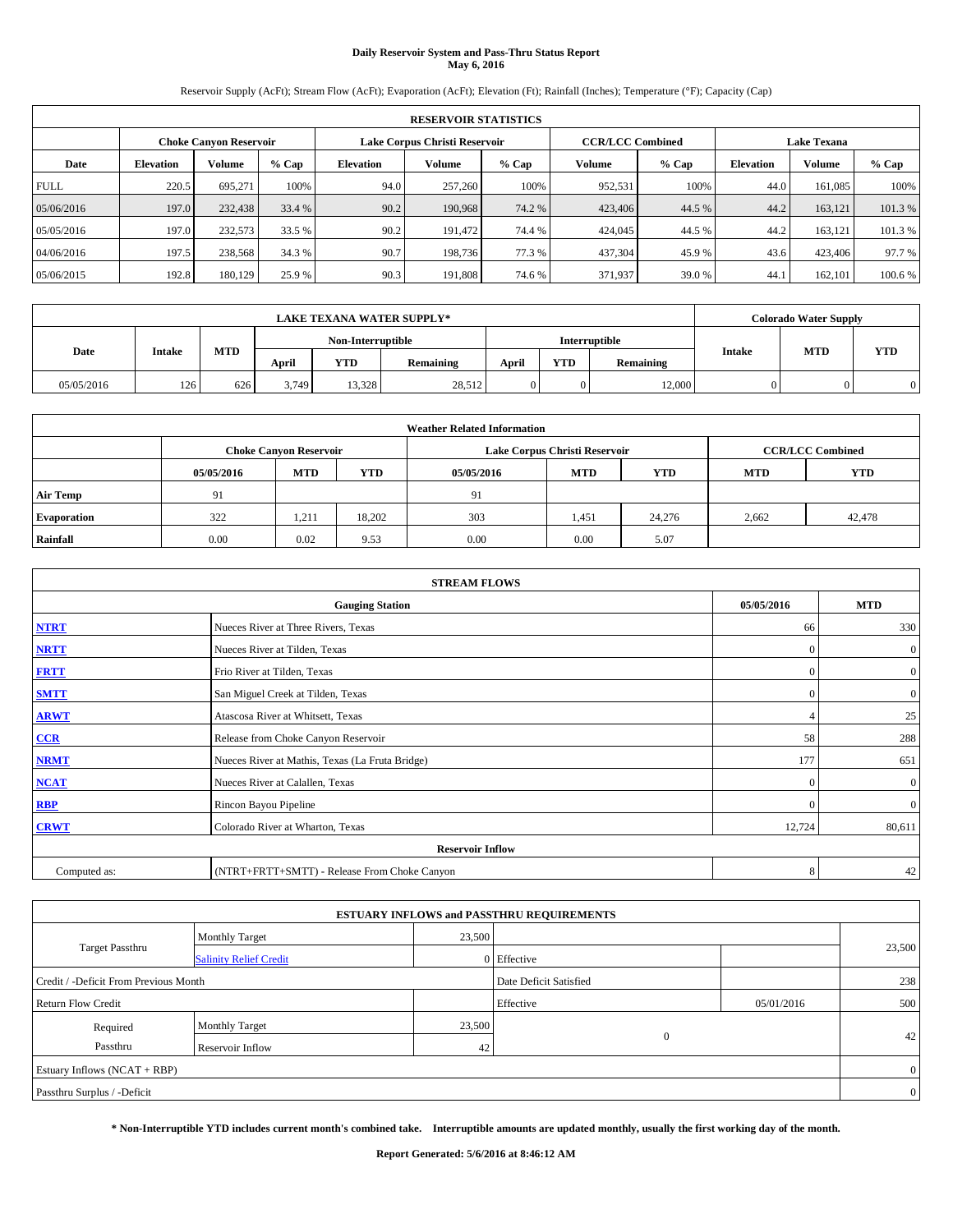# Daily Reservoir System and Pass-Thru Status Report
## May 6, 2016

Reservoir Supply (AcFt); Stream Flow (AcFt); Evaporation (AcFt); Elevation (Ft); Rainfall (Inches); Temperature (°F); Capacity (Cap)

| RESERVOIR STATISTICS | | | | | | | | | | | |
|---|---|---|---|---|---|---|---|---|---|---|---|
| | Choke Canyon Reservoir | | | Lake Corpus Christi Reservoir | | | CCR/LCC Combined | | Lake Texana | | |
| Date | Elevation | Volume | % Cap | Elevation | Volume | % Cap | Volume | % Cap | Elevation | Volume | % Cap |
| FULL | 220.5 | 695,271 | 100% | 94.0 | 257,260 | 100% | 952,531 | 100% | 44.0 | 161,085 | 100% |
| 05/06/2016 | 197.0 | 232,438 | 33.4 % | 90.2 | 190,968 | 74.2 % | 423,406 | 44.5 % | 44.2 | 163,121 | 101.3 % |
| 05/05/2016 | 197.0 | 232,573 | 33.5 % | 90.2 | 191,472 | 74.4 % | 424,045 | 44.5 % | 44.2 | 163,121 | 101.3 % |
| 04/06/2016 | 197.5 | 238,568 | 34.3 % | 90.7 | 198,736 | 77.3 % | 437,304 | 45.9 % | 43.6 | 423,406 | 97.7 % |
| 05/06/2015 | 192.8 | 180,129 | 25.9 % | 90.3 | 191,808 | 74.6 % | 371,937 | 39.0 % | 44.1 | 162,101 | 100.6 % |

| LAKE TEXANA WATER SUPPLY* | | | | | | | | | Colorado Water Supply | | |
|---|---|---|---|---|---|---|---|---|---|---|---|
| Date | Intake | MTD | Non-Interruptible | | | Interruptible | | | Intake | MTD | YTD |
| | | | April | YTD | Remaining | April | YTD | Remaining | | | |
| 05/05/2016 | 126 | 626 | 3,749 | 13,328 | 28,512 | 0 | 0 | 12,000 | 0 | 0 | 0 |

| Weather Related Information | | | | | | | | |
|---|---|---|---|---|---|---|---|---|
| | Choke Canyon Reservoir | | | Lake Corpus Christi Reservoir | | | CCR/LCC Combined | |
| | 05/05/2016 | MTD | YTD | 05/05/2016 | MTD | YTD | MTD | YTD |
| Air Temp | 91 | | | 91 | | | | |
| Evaporation | 322 | 1,211 | 18,202 | 303 | 1,451 | 24,276 | 2,662 | 42,478 |
| Rainfall | 0.00 | 0.02 | 9.53 | 0.00 | 0.00 | 5.07 | | |

| STREAM FLOWS | | | |
|---|---|---|---|
| | Gauging Station | 05/05/2016 | MTD |
| NTRT | Nueces River at Three Rivers, Texas | 66 | 330 |
| NRTT | Nueces River at Tilden, Texas | 0 | 0 |
| FRTT | Frio River at Tilden, Texas | 0 | 0 |
| SMTT | San Miguel Creek at Tilden, Texas | 0 | 0 |
| ARWT | Atascosa River at Whitsett, Texas | 4 | 25 |
| CCR | Release from Choke Canyon Reservoir | 58 | 288 |
| NRMT | Nueces River at Mathis, Texas (La Fruta Bridge) | 177 | 651 |
| NCAT | Nueces River at Calallen, Texas | 0 | 0 |
| RBP | Rincon Bayou Pipeline | 0 | 0 |
| CRWT | Colorado River at Wharton, Texas | 12,724 | 80,611 |
| Reservoir Inflow | | | |
| Computed as: | (NTRT+FRTT+SMTT) - Release From Choke Canyon | 8 | 42 |

| ESTUARY INFLOWS and PASSTHRU REQUIREMENTS | | | | | |
|---|---|---|---|---|---|
| Target Passthru | Monthly Target | 23,500 | | | 23,500 |
| | Salinity Relief Credit | 0 | Effective | | |
| Credit / -Deficit From Previous Month | | | Date Deficit Satisfied | | 238 |
| Return Flow Credit | | | Effective | 05/01/2016 | 500 |
| Required Passthru | Monthly Target | 23,500 | 0 | | 42 |
| | Reservoir Inflow | 42 | | | |
| Estuary Inflows (NCAT + RBP) | | | | | 0 |
| Passthru Surplus / -Deficit | | | | | 0 |

**\* Non-Interruptible YTD includes current month's combined take. Interruptible amounts are updated monthly, usually the first working day of the month.**

**Report Generated: 5/6/2016 at 8:46:12 AM**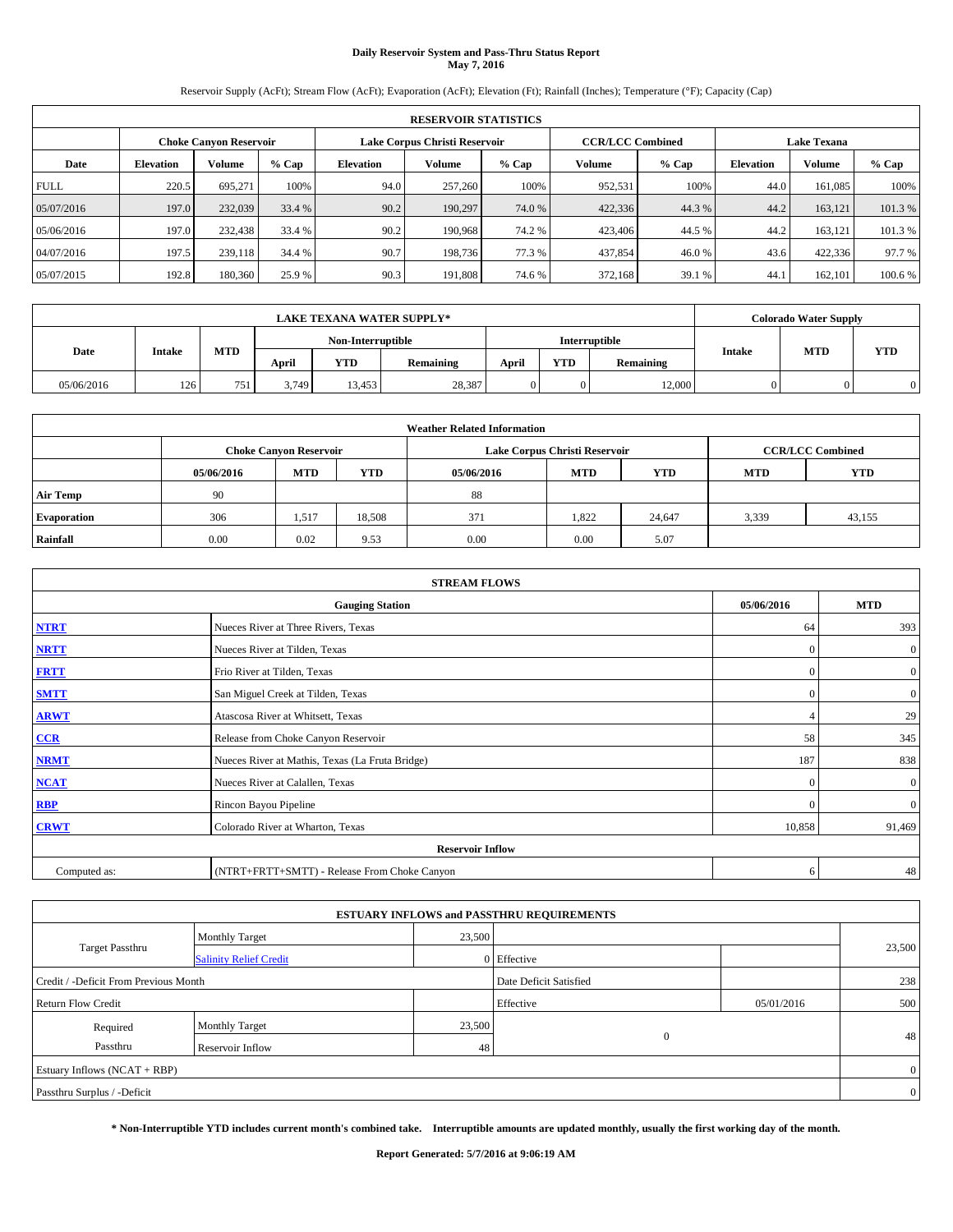# Daily Reservoir System and Pass-Thru Status Report
## May 7, 2016

Reservoir Supply (AcFt); Stream Flow (AcFt); Evaporation (AcFt); Elevation (Ft); Rainfall (Inches); Temperature (°F); Capacity (Cap)

| RESERVOIR STATISTICS | | | | | | | | | | | |
|---|---|---|---|---|---|---|---|---|---|---|---|
| | Choke Canyon Reservoir | | | Lake Corpus Christi Reservoir | | | CCR/LCC Combined | | Lake Texana | | |
| Date | Elevation | Volume | % Cap | Elevation | Volume | % Cap | Volume | % Cap | Elevation | Volume | % Cap |
| FULL | 220.5 | 695,271 | 100% | 94.0 | 257,260 | 100% | 952,531 | 100% | 44.0 | 161,085 | 100% |
| 05/07/2016 | 197.0 | 232,039 | 33.4 % | 90.2 | 190,297 | 74.0 % | 422,336 | 44.3 % | 44.2 | 163,121 | 101.3 % |
| 05/06/2016 | 197.0 | 232,438 | 33.4 % | 90.2 | 190,968 | 74.2 % | 423,406 | 44.5 % | 44.2 | 163,121 | 101.3 % |
| 04/07/2016 | 197.5 | 239,118 | 34.4 % | 90.7 | 198,736 | 77.3 % | 437,854 | 46.0 % | 43.6 | 422,336 | 97.7 % |
| 05/07/2015 | 192.8 | 180,360 | 25.9 % | 90.3 | 191,808 | 74.6 % | 372,168 | 39.1 % | 44.1 | 162,101 | 100.6 % |

| LAKE TEXANA WATER SUPPLY* | | | | | | | | | Colorado Water Supply | | |
|---|---|---|---|---|---|---|---|---|---|---|---|
| Date | Intake | MTD | Non-Interruptible | | | Interruptible | | | Intake | MTD | YTD |
| | | | April | YTD | Remaining | April | YTD | Remaining | | | |
| 05/06/2016 | 126 | 751 | 3,749 | 13,453 | 28,387 | 0 | 0 | 12,000 | 0 | 0 | 0 |

| Weather Related Information | | | | | | | | |
|---|---|---|---|---|---|---|---|---|
| | Choke Canyon Reservoir | | | Lake Corpus Christi Reservoir | | | CCR/LCC Combined | |
| | 05/06/2016 | MTD | YTD | 05/06/2016 | MTD | YTD | MTD | YTD |
| Air Temp | 90 | | | 88 | | | | |
| Evaporation | 306 | 1,517 | 18,508 | 371 | 1,822 | 24,647 | 3,339 | 43,155 |
| Rainfall | 0.00 | 0.02 | 9.53 | 0.00 | 0.00 | 5.07 | | |

| STREAM FLOWS | | | |
|---|---|---|---|
| Gauging Station | | 05/06/2016 | MTD |
| NTRT | Nueces River at Three Rivers, Texas | 64 | 393 |
| NRTT | Nueces River at Tilden, Texas | 0 | 0 |
| FRTT | Frio River at Tilden, Texas | 0 | 0 |
| SMTT | San Miguel Creek at Tilden, Texas | 0 | 0 |
| ARWT | Atascosa River at Whitsett, Texas | 4 | 29 |
| CCR | Release from Choke Canyon Reservoir | 58 | 345 |
| NRMT | Nueces River at Mathis, Texas (La Fruta Bridge) | 187 | 838 |
| NCAT | Nueces River at Calallen, Texas | 0 | 0 |
| RBP | Rincon Bayou Pipeline | 0 | 0 |
| CRWT | Colorado River at Wharton, Texas | 10,858 | 91,469 |
| Reservoir Inflow | | | |
| Computed as: | (NTRT+FRTT+SMTT) - Release From Choke Canyon | 6 | 48 |

| ESTUARY INFLOWS and PASSTHRU REQUIREMENTS | | | | | |
|---|---|---|---|---|---|
| Target Passthru | Monthly Target | 23,500 | | | 23,500 |
| | Salinity Relief Credit | 0 | Effective | | |
| Credit / -Deficit From Previous Month | | | Date Deficit Satisfied | | 238 |
| Return Flow Credit | | | Effective | 05/01/2016 | 500 |
| Required Passthru | Monthly Target | 23,500 | 0 | | 48 |
| | Reservoir Inflow | 48 | | | |
| Estuary Inflows (NCAT + RBP) | | | | | 0 |
| Passthru Surplus / -Deficit | | | | | 0 |

**\* Non-Interruptible YTD includes current month's combined take. Interruptible amounts are updated monthly, usually the first working day of the month.**

**Report Generated: 5/7/2016 at 9:06:19 AM**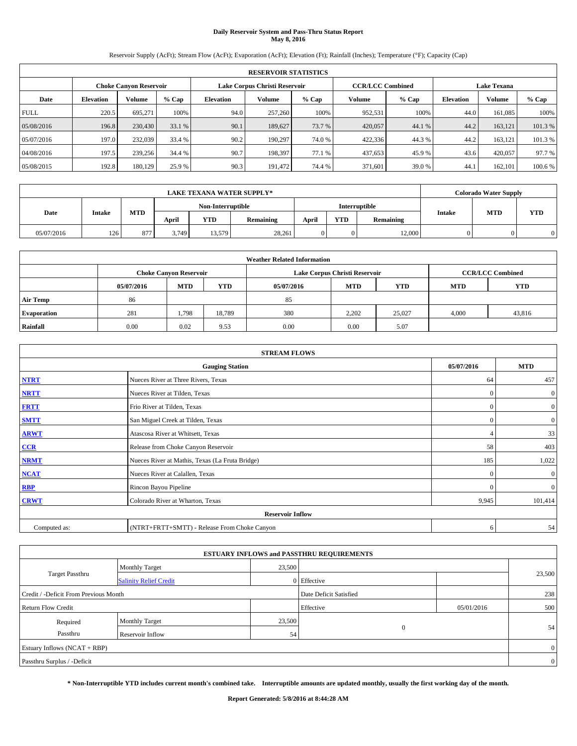# Daily Reservoir System and Pass-Thru Status Report
## May 8, 2016

Reservoir Supply (AcFt); Stream Flow (AcFt); Evaporation (AcFt); Elevation (Ft); Rainfall (Inches); Temperature (°F); Capacity (Cap)

| RESERVOIR STATISTICS | | | | | | | | | | | |
|---|---|---|---|---|---|---|---|---|---|---|---|
| | Choke Canyon Reservoir | | | Lake Corpus Christi Reservoir | | | CCR/LCC Combined | | Lake Texana | | |
| Date | Elevation | Volume | % Cap | Elevation | Volume | % Cap | Volume | % Cap | Elevation | Volume | % Cap |
| FULL | 220.5 | 695,271 | 100% | 94.0 | 257,260 | 100% | 952,531 | 100% | 44.0 | 161,085 | 100% |
| 05/08/2016 | 196.8 | 230,430 | 33.1 % | 90.1 | 189,627 | 73.7 % | 420,057 | 44.1 % | 44.2 | 163,121 | 101.3 % |
| 05/07/2016 | 197.0 | 232,039 | 33.4 % | 90.2 | 190,297 | 74.0 % | 422,336 | 44.3 % | 44.2 | 163,121 | 101.3 % |
| 04/08/2016 | 197.5 | 239,256 | 34.4 % | 90.7 | 198,397 | 77.1 % | 437,653 | 45.9 % | 43.6 | 420,057 | 97.7 % |
| 05/08/2015 | 192.8 | 180,129 | 25.9 % | 90.3 | 191,472 | 74.4 % | 371,601 | 39.0 % | 44.1 | 162,101 | 100.6 % |

| LAKE TEXANA WATER SUPPLY* | | | | | | | | | Colorado Water Supply | | |
|---|---|---|---|---|---|---|---|---|---|---|---|
| Date | Intake | MTD | Non-Interruptible | | | Interruptible | | | Intake | MTD | YTD |
| | | | April | YTD | Remaining | April | YTD | Remaining | | | |
| 05/07/2016 | 126 | 877 | 3,749 | 13,579 | 28,261 | 0 | 0 | 12,000 | 0 | 0 | 0 |

| Weather Related Information | | | | | | | | |
|---|---|---|---|---|---|---|---|---|
| | Choke Canyon Reservoir | | | Lake Corpus Christi Reservoir | | | CCR/LCC Combined | |
| | 05/07/2016 | MTD | YTD | 05/07/2016 | MTD | YTD | MTD | YTD |
| Air Temp | 86 | | | 85 | | | | |
| Evaporation | 281 | 1,798 | 18,789 | 380 | 2,202 | 25,027 | 4,000 | 43,816 |
| Rainfall | 0.00 | 0.02 | 9.53 | 0.00 | 0.00 | 5.07 | | |

| STREAM FLOWS | | | |
|---|---|---|---|
| | Gauging Station | 05/07/2016 | MTD |
| NTRT | Nueces River at Three Rivers, Texas | 64 | 457 |
| NRTT | Nueces River at Tilden, Texas | 0 | 0 |
| FRTT | Frio River at Tilden, Texas | 0 | 0 |
| SMTT | San Miguel Creek at Tilden, Texas | 0 | 0 |
| ARWT | Atascosa River at Whitsett, Texas | 4 | 33 |
| CCR | Release from Choke Canyon Reservoir | 58 | 403 |
| NRMT | Nueces River at Mathis, Texas (La Fruta Bridge) | 185 | 1,022 |
| NCAT | Nueces River at Calallen, Texas | 0 | 0 |
| RBP | Rincon Bayou Pipeline | 0 | 0 |
| CRWT | Colorado River at Wharton, Texas | 9,945 | 101,414 |
| | Reservoir Inflow | | |
| Computed as: | (NTRT+FRTT+SMTT) - Release From Choke Canyon | 6 | 54 |

| ESTUARY INFLOWS and PASSTHRU REQUIREMENTS | | | | | |
|---|---|---|---|---|---|
| Target Passthru | Monthly Target | 23,500 | | | 23,500 |
| | Salinity Relief Credit | 0 | Effective | | |
| Credit / -Deficit From Previous Month | | | Date Deficit Satisfied | | 238 |
| Return Flow Credit | | | Effective | 05/01/2016 | 500 |
| Required Passthru | Monthly Target | 23,500 | 0 | | 54 |
| | Reservoir Inflow | 54 | | | |
| Estuary Inflows (NCAT + RBP) | | | | | 0 |
| Passthru Surplus / -Deficit | | | | | 0 |

**\* Non-Interruptible YTD includes current month's combined take. Interruptible amounts are updated monthly, usually the first working day of the month.**

**Report Generated: 5/8/2016 at 8:44:28 AM**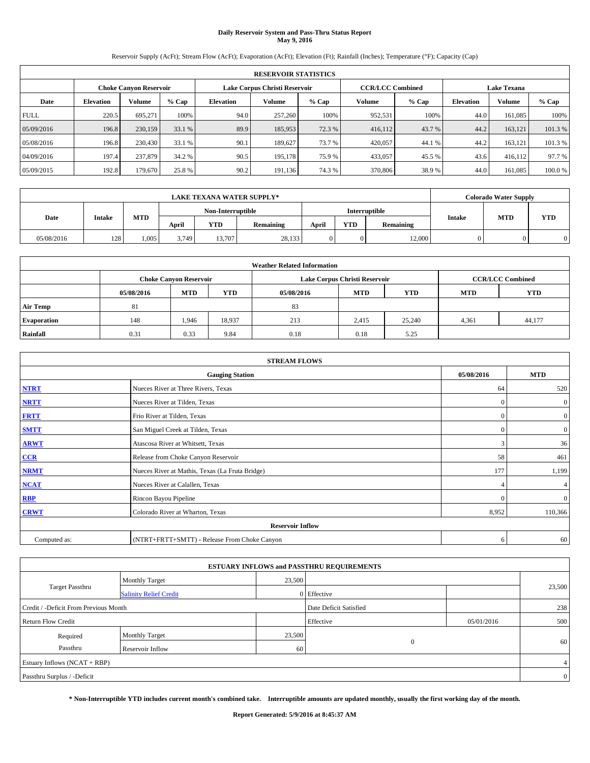# Daily Reservoir System and Pass-Thru Status Report
**May 9, 2016**

Reservoir Supply (AcFt); Stream Flow (AcFt); Evaporation (AcFt); Elevation (Ft); Rainfall (Inches); Temperature (°F); Capacity (Cap)

| RESERVOIR STATISTICS | | | | | | | | | | | |
|---|---|---|---|---|---|---|---|---|---|---|---|
| | Choke Canyon Reservoir | | | Lake Corpus Christi Reservoir | | | CCR/LCC Combined | | Lake Texana | | |
| Date | Elevation | Volume | % Cap | Elevation | Volume | % Cap | Volume | % Cap | Elevation | Volume | % Cap |
| FULL | 220.5 | 695,271 | 100% | 94.0 | 257,260 | 100% | 952,531 | 100% | 44.0 | 161,085 | 100% |
| 05/09/2016 | 196.8 | 230,159 | 33.1 % | 89.9 | 185,953 | 72.3 % | 416,112 | 43.7 % | 44.2 | 163,121 | 101.3 % |
| 05/08/2016 | 196.8 | 230,430 | 33.1 % | 90.1 | 189,627 | 73.7 % | 420,057 | 44.1 % | 44.2 | 163,121 | 101.3 % |
| 04/09/2016 | 197.4 | 237,879 | 34.2 % | 90.5 | 195,178 | 75.9 % | 433,057 | 45.5 % | 43.6 | 416,112 | 97.7 % |
| 05/09/2015 | 192.8 | 179,670 | 25.8 % | 90.2 | 191,136 | 74.3 % | 370,806 | 38.9 % | 44.0 | 161,085 | 100.0 % |

| LAKE TEXANA WATER SUPPLY* | | | | | | | | | Colorado Water Supply | | |
|---|---|---|---|---|---|---|---|---|---|---|---|
| Date | Intake | MTD | Non-Interruptible | | | Interruptible | | | Intake | MTD | YTD |
| | | | April | YTD | Remaining | April | YTD | Remaining | | | |
| 05/08/2016 | 128 | 1,005 | 3,749 | 13,707 | 28,133 | 0 | 0 | 12,000 | 0 | 0 | 0 |

| Weather Related Information | | | | | | | | |
|---|---|---|---|---|---|---|---|---|
| | Choke Canyon Reservoir | | | Lake Corpus Christi Reservoir | | | CCR/LCC Combined | |
| | 05/08/2016 | MTD | YTD | 05/08/2016 | MTD | YTD | MTD | YTD |
| Air Temp | 81 | | | 83 | | | | |
| Evaporation | 148 | 1,946 | 18,937 | 213 | 2,415 | 25,240 | 4,361 | 44,177 |
| Rainfall | 0.31 | 0.33 | 9.84 | 0.18 | 0.18 | 5.25 | | |

| STREAM FLOWS | | | |
|---|---|---|---|
| | Gauging Station | 05/08/2016 | MTD |
| NTRT | Nueces River at Three Rivers, Texas | 64 | 520 |
| NRTT | Nueces River at Tilden, Texas | 0 | 0 |
| FRTT | Frio River at Tilden, Texas | 0 | 0 |
| SMTT | San Miguel Creek at Tilden, Texas | 0 | 0 |
| ARWT | Atascosa River at Whitsett, Texas | 3 | 36 |
| CCR | Release from Choke Canyon Reservoir | 58 | 461 |
| NRMT | Nueces River at Mathis, Texas (La Fruta Bridge) | 177 | 1,199 |
| NCAT | Nueces River at Calallen, Texas | 4 | 4 |
| RBP | Rincon Bayou Pipeline | 0 | 0 |
| CRWT | Colorado River at Wharton, Texas | 8,952 | 110,366 |
| | Reservoir Inflow | | |
| Computed as: | (NTRT+FRTT+SMTT) - Release From Choke Canyon | 6 | 60 |

| ESTUARY INFLOWS and PASSTHRU REQUIREMENTS | | | | | |
|---|---|---|---|---|---|
| Target Passthru | Monthly Target | 23,500 | | | 23,500 |
| | Salinity Relief Credit | 0 | Effective | | |
| Credit / -Deficit From Previous Month | | | Date Deficit Satisfied | | 238 |
| Return Flow Credit | | | Effective | 05/01/2016 | 500 |
| Required Passthru | Monthly Target | 23,500 | 0 | | 60 |
| | Reservoir Inflow | 60 | | | |
| Estuary Inflows (NCAT + RBP) | | | | | 4 |
| Passthru Surplus / -Deficit | | | | | 0 |

**\* Non-Interruptible YTD includes current month's combined take. Interruptible amounts are updated monthly, usually the first working day of the month.**

**Report Generated: 5/9/2016 at 8:45:37 AM**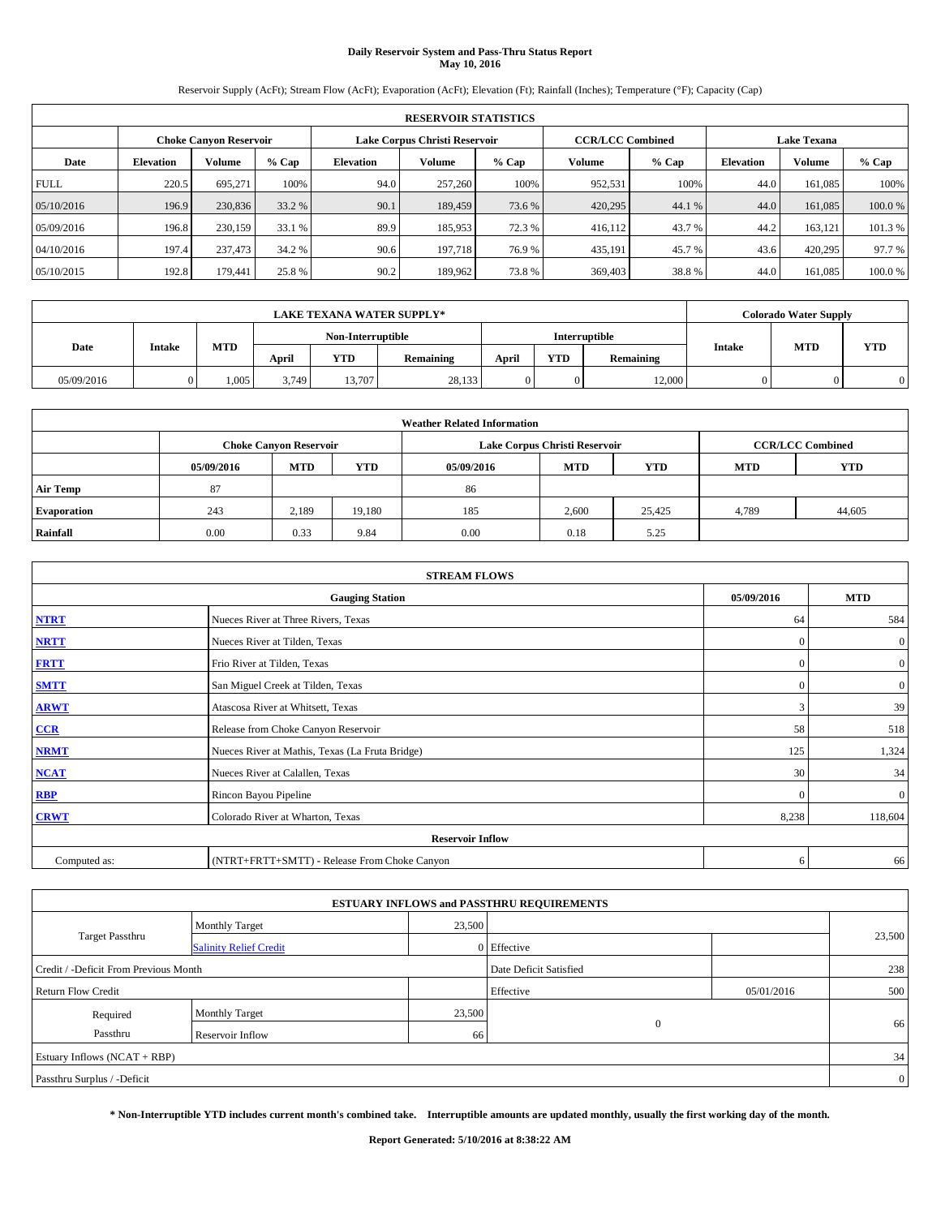# Daily Reservoir System and Pass-Thru Status Report
## May 10, 2016

Reservoir Supply (AcFt); Stream Flow (AcFt); Evaporation (AcFt); Elevation (Ft); Rainfall (Inches); Temperature (°F); Capacity (Cap)

| RESERVOIR STATISTICS | | | | | | | | | | | |
|---|---|---|---|---|---|---|---|---|---|---|---|
| | Choke Canyon Reservoir | | | Lake Corpus Christi Reservoir | | | CCR/LCC Combined | | Lake Texana | | |
| Date | Elevation | Volume | % Cap | Elevation | Volume | % Cap | Volume | % Cap | Elevation | Volume | % Cap |
| FULL | 220.5 | 695,271 | 100% | 94.0 | 257,260 | 100% | 952,531 | 100% | 44.0 | 161,085 | 100% |
| 05/10/2016 | 196.9 | 230,836 | 33.2 % | 90.1 | 189,459 | 73.6 % | 420,295 | 44.1 % | 44.0 | 161,085 | 100.0 % |
| 05/09/2016 | 196.8 | 230,159 | 33.1 % | 89.9 | 185,953 | 72.3 % | 416,112 | 43.7 % | 44.2 | 163,121 | 101.3 % |
| 04/10/2016 | 197.4 | 237,473 | 34.2 % | 90.6 | 197,718 | 76.9 % | 435,191 | 45.7 % | 43.6 | 420,295 | 97.7 % |
| 05/10/2015 | 192.8 | 179,441 | 25.8 % | 90.2 | 189,962 | 73.8 % | 369,403 | 38.8 % | 44.0 | 161,085 | 100.0 % |

| LAKE TEXANA WATER SUPPLY* | | | | | | | | | Colorado Water Supply | | |
|---|---|---|---|---|---|---|---|---|---|---|---|
| Date | Intake | MTD | Non-Interruptible | | | Interruptible | | | Intake | MTD | YTD |
| | | | April | YTD | Remaining | April | YTD | Remaining | | | |
| 05/09/2016 | 0 | 1,005 | 3,749 | 13,707 | 28,133 | 0 | 0 | 12,000 | 0 | 0 | 0 |

| Weather Related Information | | | | | | | | |
|---|---|---|---|---|---|---|---|---|
| | Choke Canyon Reservoir | | | Lake Corpus Christi Reservoir | | | CCR/LCC Combined | |
| | 05/09/2016 | MTD | YTD | 05/09/2016 | MTD | YTD | MTD | YTD |
| Air Temp | 87 | | | 86 | | | | |
| Evaporation | 243 | 2,189 | 19,180 | 185 | 2,600 | 25,425 | 4,789 | 44,605 |
| Rainfall | 0.00 | 0.33 | 9.84 | 0.00 | 0.18 | 5.25 | | |

| STREAM FLOWS | | | |
|---|---|---|---|
| Gauging Station | | 05/09/2016 | MTD |
| NTRT | Nueces River at Three Rivers, Texas | 64 | 584 |
| NRTT | Nueces River at Tilden, Texas | 0 | 0 |
| FRTT | Frio River at Tilden, Texas | 0 | 0 |
| SMTT | San Miguel Creek at Tilden, Texas | 0 | 0 |
| ARWT | Atascosa River at Whitsett, Texas | 3 | 39 |
| CCR | Release from Choke Canyon Reservoir | 58 | 518 |
| NRMT | Nueces River at Mathis, Texas (La Fruta Bridge) | 125 | 1,324 |
| NCAT | Nueces River at Calallen, Texas | 30 | 34 |
| RBP | Rincon Bayou Pipeline | 0 | 0 |
| CRWT | Colorado River at Wharton, Texas | 8,238 | 118,604 |
| Reservoir Inflow | | | |
| Computed as: | (NTRT+FRTT+SMTT) - Release From Choke Canyon | 6 | 66 |

| ESTUARY INFLOWS and PASSTHRU REQUIREMENTS | | | | | |
|---|---|---|---|---|---|
| Target Passthru | Monthly Target | 23,500 | | | 23,500 |
| | Salinity Relief Credit | 0 | Effective | | |
| Credit / -Deficit From Previous Month | | | Date Deficit Satisfied | | 238 |
| Return Flow Credit | | | Effective | 05/01/2016 | 500 |
| Required Passthru | Monthly Target | 23,500 | 0 | | 66 |
| | Reservoir Inflow | 66 | | | |
| Estuary Inflows (NCAT + RBP) | | | | | 34 |
| Passthru Surplus / -Deficit | | | | | 0 |

**\* Non-Interruptible YTD includes current month's combined take. Interruptible amounts are updated monthly, usually the first working day of the month.**

**Report Generated: 5/10/2016 at 8:38:22 AM**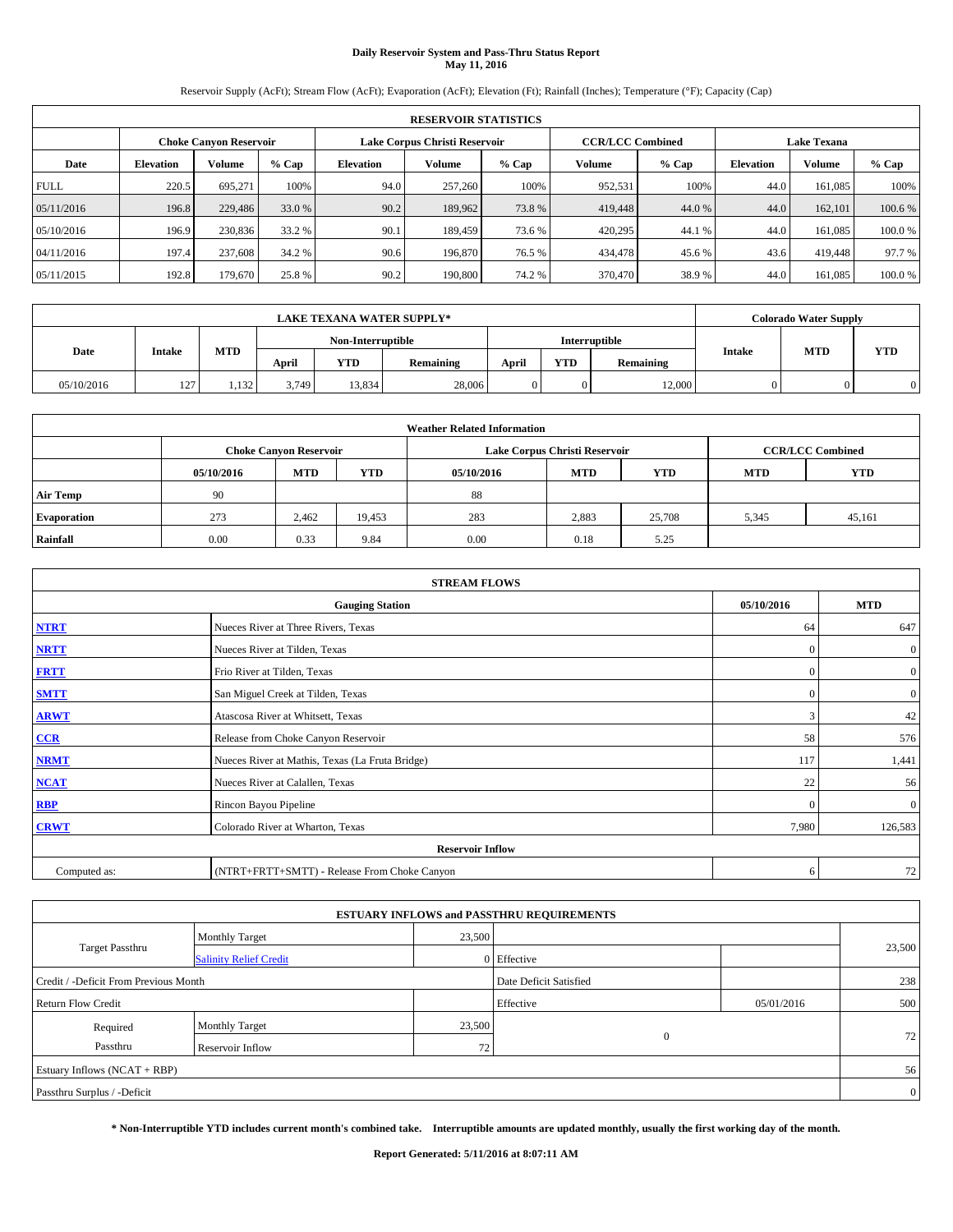# Daily Reservoir System and Pass-Thru Status Report
## May 11, 2016

Reservoir Supply (AcFt); Stream Flow (AcFt); Evaporation (AcFt); Elevation (Ft); Rainfall (Inches); Temperature (°F); Capacity (Cap)

| RESERVOIR STATISTICS | | | | | | | | | | | |
|---|---|---|---|---|---|---|---|---|---|---|---|
| | Choke Canyon Reservoir | | | Lake Corpus Christi Reservoir | | | CCR/LCC Combined | | Lake Texana | | |
| Date | Elevation | Volume | % Cap | Elevation | Volume | % Cap | Volume | % Cap | Elevation | Volume | % Cap |
| FULL | 220.5 | 695,271 | 100% | 94.0 | 257,260 | 100% | 952,531 | 100% | 44.0 | 161,085 | 100% |
| 05/11/2016 | 196.8 | 229,486 | 33.0 % | 90.2 | 189,962 | 73.8 % | 419,448 | 44.0 % | 44.0 | 162,101 | 100.6 % |
| 05/10/2016 | 196.9 | 230,836 | 33.2 % | 90.1 | 189,459 | 73.6 % | 420,295 | 44.1 % | 44.0 | 161,085 | 100.0 % |
| 04/11/2016 | 197.4 | 237,608 | 34.2 % | 90.6 | 196,870 | 76.5 % | 434,478 | 45.6 % | 43.6 | 419,448 | 97.7 % |
| 05/11/2015 | 192.8 | 179,670 | 25.8 % | 90.2 | 190,800 | 74.2 % | 370,470 | 38.9 % | 44.0 | 161,085 | 100.0 % |

| LAKE TEXANA WATER SUPPLY* | | | | | | | | | Colorado Water Supply | | |
|---|---|---|---|---|---|---|---|---|---|---|---|
| Date | Intake | MTD | Non-Interruptible | | | Interruptible | | | Intake | MTD | YTD |
| | | | April | YTD | Remaining | April | YTD | Remaining | | | |
| 05/10/2016 | 127 | 1,132 | 3,749 | 13,834 | 28,006 | 0 | 0 | 12,000 | 0 | 0 | 0 |

| Weather Related Information | | | | | | | | |
|---|---|---|---|---|---|---|---|---|
| | Choke Canyon Reservoir | | | Lake Corpus Christi Reservoir | | | CCR/LCC Combined | |
| | 05/10/2016 | MTD | YTD | 05/10/2016 | MTD | YTD | MTD | YTD |
| Air Temp | 90 | | | 88 | | | | |
| Evaporation | 273 | 2,462 | 19,453 | 283 | 2,883 | 25,708 | 5,345 | 45,161 |
| Rainfall | 0.00 | 0.33 | 9.84 | 0.00 | 0.18 | 5.25 | | |

| STREAM FLOWS | | | |
|---|---|---|---|
| | Gauging Station | 05/10/2016 | MTD |
| NTRT | Nueces River at Three Rivers, Texas | 64 | 647 |
| NRTT | Nueces River at Tilden, Texas | 0 | 0 |
| FRTT | Frio River at Tilden, Texas | 0 | 0 |
| SMTT | San Miguel Creek at Tilden, Texas | 0 | 0 |
| ARWT | Atascosa River at Whitsett, Texas | 3 | 42 |
| CCR | Release from Choke Canyon Reservoir | 58 | 576 |
| NRMT | Nueces River at Mathis, Texas (La Fruta Bridge) | 117 | 1,441 |
| NCAT | Nueces River at Calallen, Texas | 22 | 56 |
| RBP | Rincon Bayou Pipeline | 0 | 0 |
| CRWT | Colorado River at Wharton, Texas | 7,980 | 126,583 |
| | Reservoir Inflow | | |
| Computed as: | (NTRT+FRTT+SMTT) - Release From Choke Canyon | 6 | 72 |

| ESTUARY INFLOWS and PASSTHRU REQUIREMENTS | | | | | |
|---|---|---|---|---|---|
| Target Passthru | Monthly Target | 23,500 | | | 23,500 |
| | Salinity Relief Credit | 0 | Effective | | |
| Credit / -Deficit From Previous Month | | | Date Deficit Satisfied | | 238 |
| Return Flow Credit | | | Effective | 05/01/2016 | 500 |
| Required Passthru | Monthly Target | 23,500 | 0 | | 72 |
| | Reservoir Inflow | 72 | | | |
| Estuary Inflows (NCAT + RBP) | | | | | 56 |
| Passthru Surplus / -Deficit | | | | | 0 |

**\* Non-Interruptible YTD includes current month's combined take. Interruptible amounts are updated monthly, usually the first working day of the month.**

**Report Generated: 5/11/2016 at 8:07:11 AM**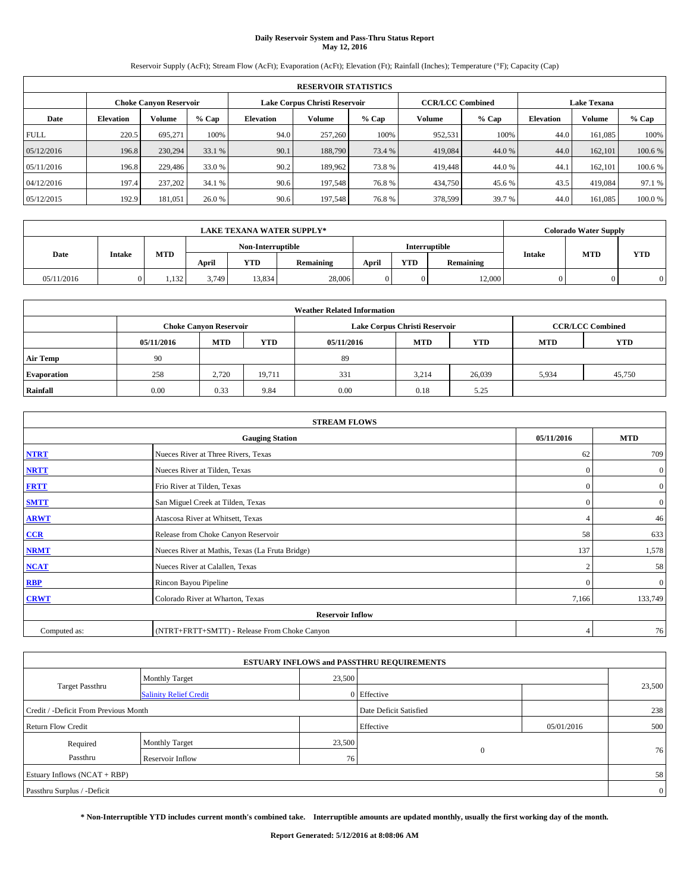# Daily Reservoir System and Pass-Thru Status Report
## May 12, 2016

Reservoir Supply (AcFt); Stream Flow (AcFt); Evaporation (AcFt); Elevation (Ft); Rainfall (Inches); Temperature (°F); Capacity (Cap)

| RESERVOIR STATISTICS | | | | | | | | | | | |
|---|---|---|---|---|---|---|---|---|---|---|---|
| | Choke Canyon Reservoir | | | Lake Corpus Christi Reservoir | | | CCR/LCC Combined | | Lake Texana | | |
| Date | Elevation | Volume | % Cap | Elevation | Volume | % Cap | Volume | % Cap | Elevation | Volume | % Cap |
| FULL | 220.5 | 695,271 | 100% | 94.0 | 257,260 | 100% | 952,531 | 100% | 44.0 | 161,085 | 100% |
| 05/12/2016 | 196.8 | 230,294 | 33.1 % | 90.1 | 188,790 | 73.4 % | 419,084 | 44.0 % | 44.0 | 162,101 | 100.6 % |
| 05/11/2016 | 196.8 | 229,486 | 33.0 % | 90.2 | 189,962 | 73.8 % | 419,448 | 44.0 % | 44.1 | 162,101 | 100.6 % |
| 04/12/2016 | 197.4 | 237,202 | 34.1 % | 90.6 | 197,548 | 76.8 % | 434,750 | 45.6 % | 43.5 | 419,084 | 97.1 % |
| 05/12/2015 | 192.9 | 181,051 | 26.0 % | 90.6 | 197,548 | 76.8 % | 378,599 | 39.7 % | 44.0 | 161,085 | 100.0 % |

| LAKE TEXANA WATER SUPPLY* | | | | | | | | | Colorado Water Supply | | |
|---|---|---|---|---|---|---|---|---|---|---|---|
| Date | Intake | MTD | Non-Interruptible | | | Interruptible | | | Intake | MTD | YTD |
| | | | April | YTD | Remaining | April | YTD | Remaining | | | |
| 05/11/2016 | 0 | 1,132 | 3,749 | 13,834 | 28,006 | 0 | 0 | 12,000 | 0 | 0 | 0 |

| Weather Related Information | | | | | | | | |
|---|---|---|---|---|---|---|---|---|
| | Choke Canyon Reservoir | | | Lake Corpus Christi Reservoir | | | CCR/LCC Combined | |
| | 05/11/2016 | MTD | YTD | 05/11/2016 | MTD | YTD | MTD | YTD |
| Air Temp | 90 | | | 89 | | | | |
| Evaporation | 258 | 2,720 | 19,711 | 331 | 3,214 | 26,039 | 5,934 | 45,750 |
| Rainfall | 0.00 | 0.33 | 9.84 | 0.00 | 0.18 | 5.25 | | |

| STREAM FLOWS | | | |
|---|---|---|---|
| Gauging Station | | 05/11/2016 | MTD |
| NTRT | Nueces River at Three Rivers, Texas | 62 | 709 |
| NRTT | Nueces River at Tilden, Texas | 0 | 0 |
| FRTT | Frio River at Tilden, Texas | 0 | 0 |
| SMTT | San Miguel Creek at Tilden, Texas | 0 | 0 |
| ARWT | Atascosa River at Whitsett, Texas | 4 | 46 |
| CCR | Release from Choke Canyon Reservoir | 58 | 633 |
| NRMT | Nueces River at Mathis, Texas (La Fruta Bridge) | 137 | 1,578 |
| NCAT | Nueces River at Calallen, Texas | 2 | 58 |
| RBP | Rincon Bayou Pipeline | 0 | 0 |
| CRWT | Colorado River at Wharton, Texas | 7,166 | 133,749 |
| Reservoir Inflow | | | |
| Computed as: | (NTRT+FRTT+SMTT) - Release From Choke Canyon | 4 | 76 |

| ESTUARY INFLOWS and PASSTHRU REQUIREMENTS | | | | | |
|---|---|---|---|---|---|
| Target Passthru | Monthly Target | 23,500 | | | 23,500 |
| | Salinity Relief Credit | 0 | Effective | | |
| Credit / -Deficit From Previous Month | | | Date Deficit Satisfied | | 238 |
| Return Flow Credit | | | Effective | 05/01/2016 | 500 |
| Required Passthru | Monthly Target | 23,500 | 0 | | 76 |
| | Reservoir Inflow | 76 | | | |
| Estuary Inflows (NCAT + RBP) | | | | | 58 |
| Passthru Surplus / -Deficit | | | | | 0 |

**\* Non-Interruptible YTD includes current month's combined take. Interruptible amounts are updated monthly, usually the first working day of the month.**

**Report Generated: 5/12/2016 at 8:08:06 AM**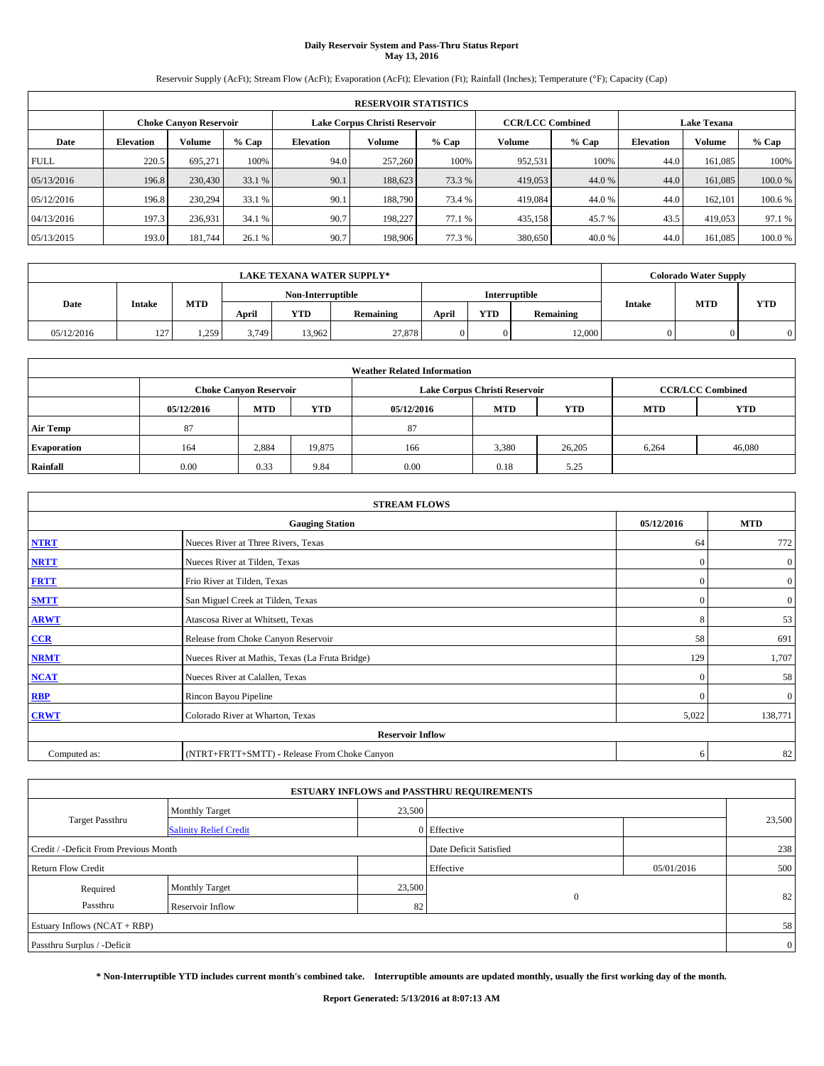# Daily Reservoir System and Pass-Thru Status Report
## May 13, 2016

Reservoir Supply (AcFt); Stream Flow (AcFt); Evaporation (AcFt); Elevation (Ft); Rainfall (Inches); Temperature (°F); Capacity (Cap)

| RESERVOIR STATISTICS | | | | | | | | | | | |
|---|---|---|---|---|---|---|---|---|---|---|---|
| | Choke Canyon Reservoir | | | Lake Corpus Christi Reservoir | | | CCR/LCC Combined | | Lake Texana | | |
| Date | Elevation | Volume | % Cap | Elevation | Volume | % Cap | Volume | % Cap | Elevation | Volume | % Cap |
| FULL | 220.5 | 695,271 | 100% | 94.0 | 257,260 | 100% | 952,531 | 100% | 44.0 | 161,085 | 100% |
| 05/13/2016 | 196.8 | 230,430 | 33.1 % | 90.1 | 188,623 | 73.3 % | 419,053 | 44.0 % | 44.0 | 161,085 | 100.0 % |
| 05/12/2016 | 196.8 | 230,294 | 33.1 % | 90.1 | 188,790 | 73.4 % | 419,084 | 44.0 % | 44.0 | 162,101 | 100.6 % |
| 04/13/2016 | 197.3 | 236,931 | 34.1 % | 90.7 | 198,227 | 77.1 % | 435,158 | 45.7 % | 43.5 | 419,053 | 97.1 % |
| 05/13/2015 | 193.0 | 181,744 | 26.1 % | 90.7 | 198,906 | 77.3 % | 380,650 | 40.0 % | 44.0 | 161,085 | 100.0 % |

| LAKE TEXANA WATER SUPPLY* | | | | | | | | | Colorado Water Supply | | |
|---|---|---|---|---|---|---|---|---|---|---|---|
| | | | Non-Interruptible | | | Interruptible | | | | | |
| Date | Intake | MTD | April | YTD | Remaining | April | YTD | Remaining | Intake | MTD | YTD |
| 05/12/2016 | 127 | 1,259 | 3,749 | 13,962 | 27,878 | 0 | 0 | 12,000 | 0 | 0 | 0 |

| Weather Related Information | | | | | | | | |
|---|---|---|---|---|---|---|---|---|
| | Choke Canyon Reservoir | | | Lake Corpus Christi Reservoir | | | CCR/LCC Combined | |
| | 05/12/2016 | MTD | YTD | 05/12/2016 | MTD | YTD | MTD | YTD |
| Air Temp | 87 | | | 87 | | | | |
| Evaporation | 164 | 2,884 | 19,875 | 166 | 3,380 | 26,205 | 6,264 | 46,080 |
| Rainfall | 0.00 | 0.33 | 9.84 | 0.00 | 0.18 | 5.25 | | |

| STREAM FLOWS | | | |
|---|---|---|---|
| | Gauging Station | 05/12/2016 | MTD |
| NTRT | Nueces River at Three Rivers, Texas | 64 | 772 |
| NRTT | Nueces River at Tilden, Texas | 0 | 0 |
| FRTT | Frio River at Tilden, Texas | 0 | 0 |
| SMTT | San Miguel Creek at Tilden, Texas | 0 | 0 |
| ARWT | Atascosa River at Whitsett, Texas | 8 | 53 |
| CCR | Release from Choke Canyon Reservoir | 58 | 691 |
| NRMT | Nueces River at Mathis, Texas (La Fruta Bridge) | 129 | 1,707 |
| NCAT | Nueces River at Calallen, Texas | 0 | 58 |
| RBP | Rincon Bayou Pipeline | 0 | 0 |
| CRWT | Colorado River at Wharton, Texas | 5,022 | 138,771 |
| Reservoir Inflow | | | |
| Computed as: | (NTRT+FRTT+SMTT) - Release From Choke Canyon | 6 | 82 |

| ESTUARY INFLOWS and PASSTHRU REQUIREMENTS | | | | | |
|---|---|---|---|---|---|
| Target Passthru | Monthly Target | 23,500 | | | 23,500 |
| | Salinity Relief Credit | 0 | Effective | | |
| Credit / -Deficit From Previous Month | | | Date Deficit Satisfied | | 238 |
| Return Flow Credit | | | Effective | 05/01/2016 | 500 |
| Required Passthru | Monthly Target | 23,500 | 0 | | 82 |
| | Reservoir Inflow | 82 | | | |
| Estuary Inflows (NCAT + RBP) | | | | | 58 |
| Passthru Surplus / -Deficit | | | | | 0 |

**\* Non-Interruptible YTD includes current month's combined take. Interruptible amounts are updated monthly, usually the first working day of the month.**

**Report Generated: 5/13/2016 at 8:07:13 AM**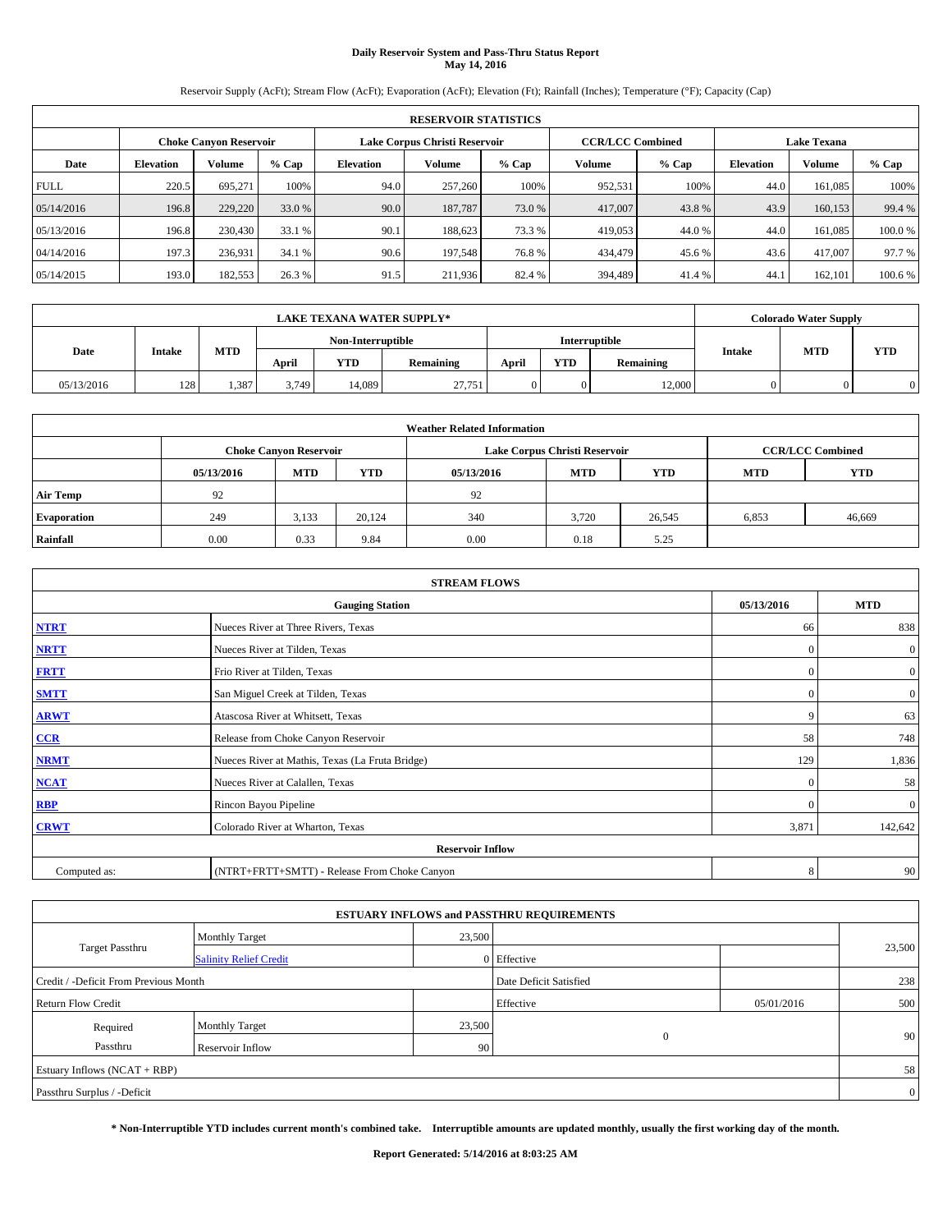# Daily Reservoir System and Pass-Thru Status Report
## May 14, 2016

Reservoir Supply (AcFt); Stream Flow (AcFt); Evaporation (AcFt); Elevation (Ft); Rainfall (Inches); Temperature (°F); Capacity (Cap)

| RESERVOIR STATISTICS | | | | | | | | | | | |
|---|---|---|---|---|---|---|---|---|---|---|---|
| | Choke Canyon Reservoir | | | Lake Corpus Christi Reservoir | | | CCR/LCC Combined | | Lake Texana | | |
| Date | Elevation | Volume | % Cap | Elevation | Volume | % Cap | Volume | % Cap | Elevation | Volume | % Cap |
| FULL | 220.5 | 695,271 | 100% | 94.0 | 257,260 | 100% | 952,531 | 100% | 44.0 | 161,085 | 100% |
| 05/14/2016 | 196.8 | 229,220 | 33.0 % | 90.0 | 187,787 | 73.0 % | 417,007 | 43.8 % | 43.9 | 160,153 | 99.4 % |
| 05/13/2016 | 196.8 | 230,430 | 33.1 % | 90.1 | 188,623 | 73.3 % | 419,053 | 44.0 % | 44.0 | 161,085 | 100.0 % |
| 04/14/2016 | 197.3 | 236,931 | 34.1 % | 90.6 | 197,548 | 76.8 % | 434,479 | 45.6 % | 43.6 | 417,007 | 97.7 % |
| 05/14/2015 | 193.0 | 182,553 | 26.3 % | 91.5 | 211,936 | 82.4 % | 394,489 | 41.4 % | 44.1 | 162,101 | 100.6 % |

| LAKE TEXANA WATER SUPPLY* | | | | | | | | | Colorado Water Supply | | |
|---|---|---|---|---|---|---|---|---|---|---|---|
| Date | Intake | MTD | Non-Interruptible | | | Interruptible | | | Intake | MTD | YTD |
| | | | April | YTD | Remaining | April | YTD | Remaining | | | |
| 05/13/2016 | 128 | 1,387 | 3,749 | 14,089 | 27,751 | 0 | 0 | 12,000 | 0 | 0 | 0 |

| Weather Related Information | | | | | | | | |
|---|---|---|---|---|---|---|---|---|
| | Choke Canyon Reservoir | | | Lake Corpus Christi Reservoir | | | CCR/LCC Combined | |
| | 05/13/2016 | MTD | YTD | 05/13/2016 | MTD | YTD | MTD | YTD |
| Air Temp | 92 | | | 92 | | | | |
| Evaporation | 249 | 3,133 | 20,124 | 340 | 3,720 | 26,545 | 6,853 | 46,669 |
| Rainfall | 0.00 | 0.33 | 9.84 | 0.00 | 0.18 | 5.25 | | |

| STREAM FLOWS | | | |
|---|---|---|---|
| | Gauging Station | 05/13/2016 | MTD |
| NTRT | Nueces River at Three Rivers, Texas | 66 | 838 |
| NRTT | Nueces River at Tilden, Texas | 0 | 0 |
| FRTT | Frio River at Tilden, Texas | 0 | 0 |
| SMTT | San Miguel Creek at Tilden, Texas | 0 | 0 |
| ARWT | Atascosa River at Whitsett, Texas | 9 | 63 |
| CCR | Release from Choke Canyon Reservoir | 58 | 748 |
| NRMT | Nueces River at Mathis, Texas (La Fruta Bridge) | 129 | 1,836 |
| NCAT | Nueces River at Calallen, Texas | 0 | 58 |
| RBP | Rincon Bayou Pipeline | 0 | 0 |
| CRWT | Colorado River at Wharton, Texas | 3,871 | 142,642 |
| Reservoir Inflow | | | |
| Computed as: | (NTRT+FRTT+SMTT) - Release From Choke Canyon | 8 | 90 |

| ESTUARY INFLOWS and PASSTHRU REQUIREMENTS | | | | | |
|---|---|---|---|---|---|
| Target Passthru | Monthly Target | 23,500 | | | 23,500 |
| | Salinity Relief Credit | 0 | Effective | | |
| Credit / -Deficit From Previous Month | | | Date Deficit Satisfied | | 238 |
| Return Flow Credit | | | Effective | 05/01/2016 | 500 |
| Required Passthru | Monthly Target | 23,500 | 0 | | 90 |
| | Reservoir Inflow | 90 | | | |
| Estuary Inflows (NCAT + RBP) | | | | | 58 |
| Passthru Surplus / -Deficit | | | | | 0 |

**\* Non-Interruptible YTD includes current month's combined take. Interruptible amounts are updated monthly, usually the first working day of the month.**

**Report Generated: 5/14/2016 at 8:03:25 AM**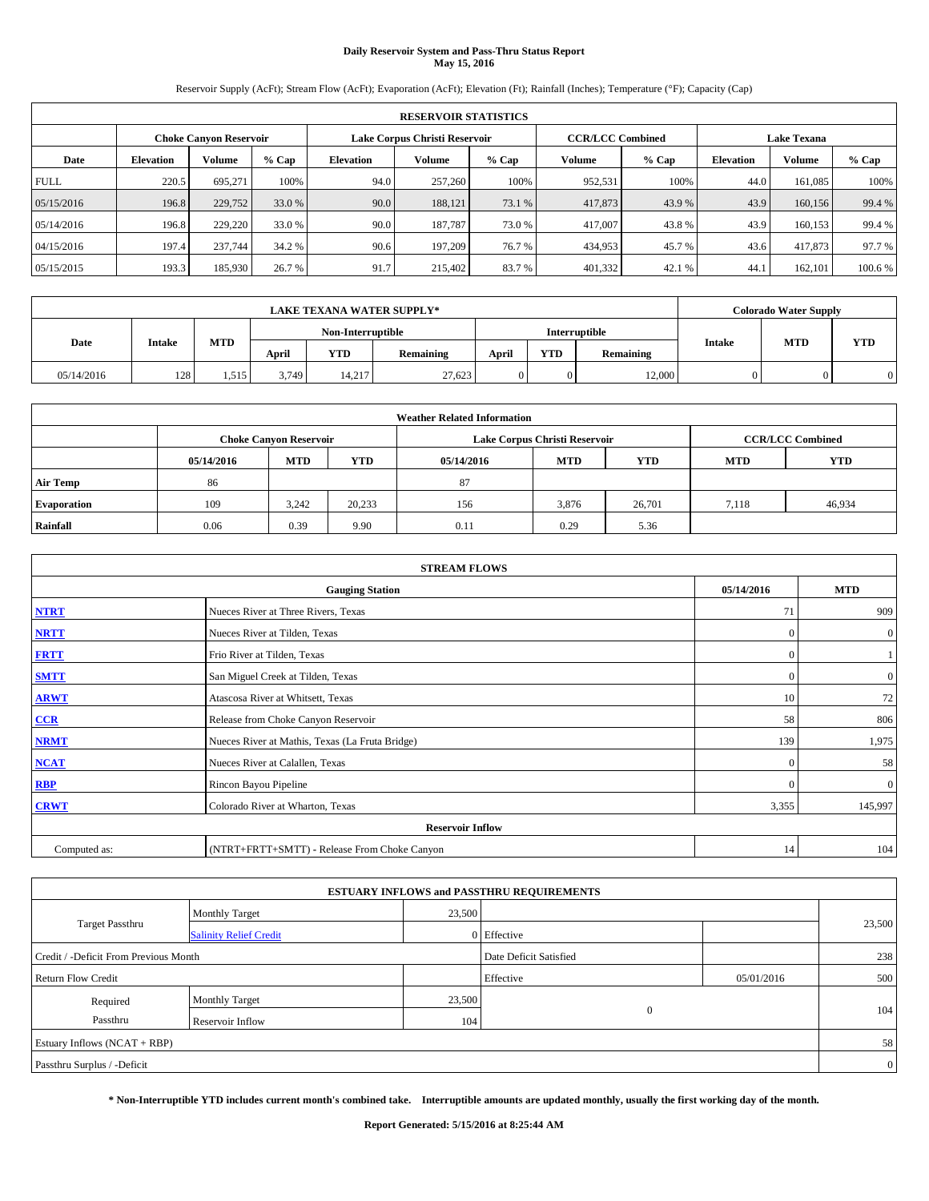# Daily Reservoir System and Pass-Thru Status Report
## May 15, 2016

Reservoir Supply (AcFt); Stream Flow (AcFt); Evaporation (AcFt); Elevation (Ft); Rainfall (Inches); Temperature (°F); Capacity (Cap)

| RESERVOIR STATISTICS | | | | | | | | | | | |
|---|---|---|---|---|---|---|---|---|---|---|---|
| | Choke Canyon Reservoir | | | Lake Corpus Christi Reservoir | | | CCR/LCC Combined | | Lake Texana | | |
| Date | Elevation | Volume | % Cap | Elevation | Volume | % Cap | Volume | % Cap | Elevation | Volume | % Cap |
| FULL | 220.5 | 695,271 | 100% | 94.0 | 257,260 | 100% | 952,531 | 100% | 44.0 | 161,085 | 100% |
| 05/15/2016 | 196.8 | 229,752 | 33.0 % | 90.0 | 188,121 | 73.1 % | 417,873 | 43.9 % | 43.9 | 160,156 | 99.4 % |
| 05/14/2016 | 196.8 | 229,220 | 33.0 % | 90.0 | 187,787 | 73.0 % | 417,007 | 43.8 % | 43.9 | 160,153 | 99.4 % |
| 04/15/2016 | 197.4 | 237,744 | 34.2 % | 90.6 | 197,209 | 76.7 % | 434,953 | 45.7 % | 43.6 | 417,873 | 97.7 % |
| 05/15/2015 | 193.3 | 185,930 | 26.7 % | 91.7 | 215,402 | 83.7 % | 401,332 | 42.1 % | 44.1 | 162,101 | 100.6 % |

| LAKE TEXANA WATER SUPPLY* | | | | | | | | | Colorado Water Supply | | |
|---|---|---|---|---|---|---|---|---|---|---|---|
| | | | Non-Interruptible | | | Interruptible | | | | | |
| Date | Intake | MTD | April | YTD | Remaining | April | YTD | Remaining | Intake | MTD | YTD |
| 05/14/2016 | 128 | 1,515 | 3,749 | 14,217 | 27,623 | 0 | 0 | 12,000 | 0 | 0 | 0 |

| Weather Related Information | | | | | | | | |
|---|---|---|---|---|---|---|---|---|
| | Choke Canyon Reservoir | | | Lake Corpus Christi Reservoir | | | CCR/LCC Combined | |
| | 05/14/2016 | MTD | YTD | 05/14/2016 | MTD | YTD | MTD | YTD |
| Air Temp | 86 | | | 87 | | | | |
| Evaporation | 109 | 3,242 | 20,233 | 156 | 3,876 | 26,701 | 7,118 | 46,934 |
| Rainfall | 0.06 | 0.39 | 9.90 | 0.11 | 0.29 | 5.36 | | |

| STREAM FLOWS | | | |
|---|---|---|---|
| | Gauging Station | 05/14/2016 | MTD |
| NTRT | Nueces River at Three Rivers, Texas | 71 | 909 |
| NRTT | Nueces River at Tilden, Texas | 0 | 0 |
| FRTT | Frio River at Tilden, Texas | 0 | 1 |
| SMTT | San Miguel Creek at Tilden, Texas | 0 | 0 |
| ARWT | Atascosa River at Whitsett, Texas | 10 | 72 |
| CCR | Release from Choke Canyon Reservoir | 58 | 806 |
| NRMT | Nueces River at Mathis, Texas (La Fruta Bridge) | 139 | 1,975 |
| NCAT | Nueces River at Calallen, Texas | 0 | 58 |
| RBP | Rincon Bayou Pipeline | 0 | 0 |
| CRWT | Colorado River at Wharton, Texas | 3,355 | 145,997 |
| | Reservoir Inflow | | |
| Computed as: | (NTRT+FRTT+SMTT) - Release From Choke Canyon | 14 | 104 |

| ESTUARY INFLOWS and PASSTHRU REQUIREMENTS | | | | | |
|---|---|---|---|---|---|
| Target Passthru | Monthly Target | 23,500 | | | 23,500 |
| | Salinity Relief Credit | 0 | Effective | | |
| Credit / -Deficit From Previous Month | | | Date Deficit Satisfied | | 238 |
| Return Flow Credit | | | Effective | 05/01/2016 | 500 |
| Required Passthru | Monthly Target | 23,500 | 0 | | 104 |
| | Reservoir Inflow | 104 | | | |
| Estuary Inflows (NCAT + RBP) | | | | | 58 |
| Passthru Surplus / -Deficit | | | | | 0 |

**\* Non-Interruptible YTD includes current month's combined take. Interruptible amounts are updated monthly, usually the first working day of the month.**

**Report Generated: 5/15/2016 at 8:25:44 AM**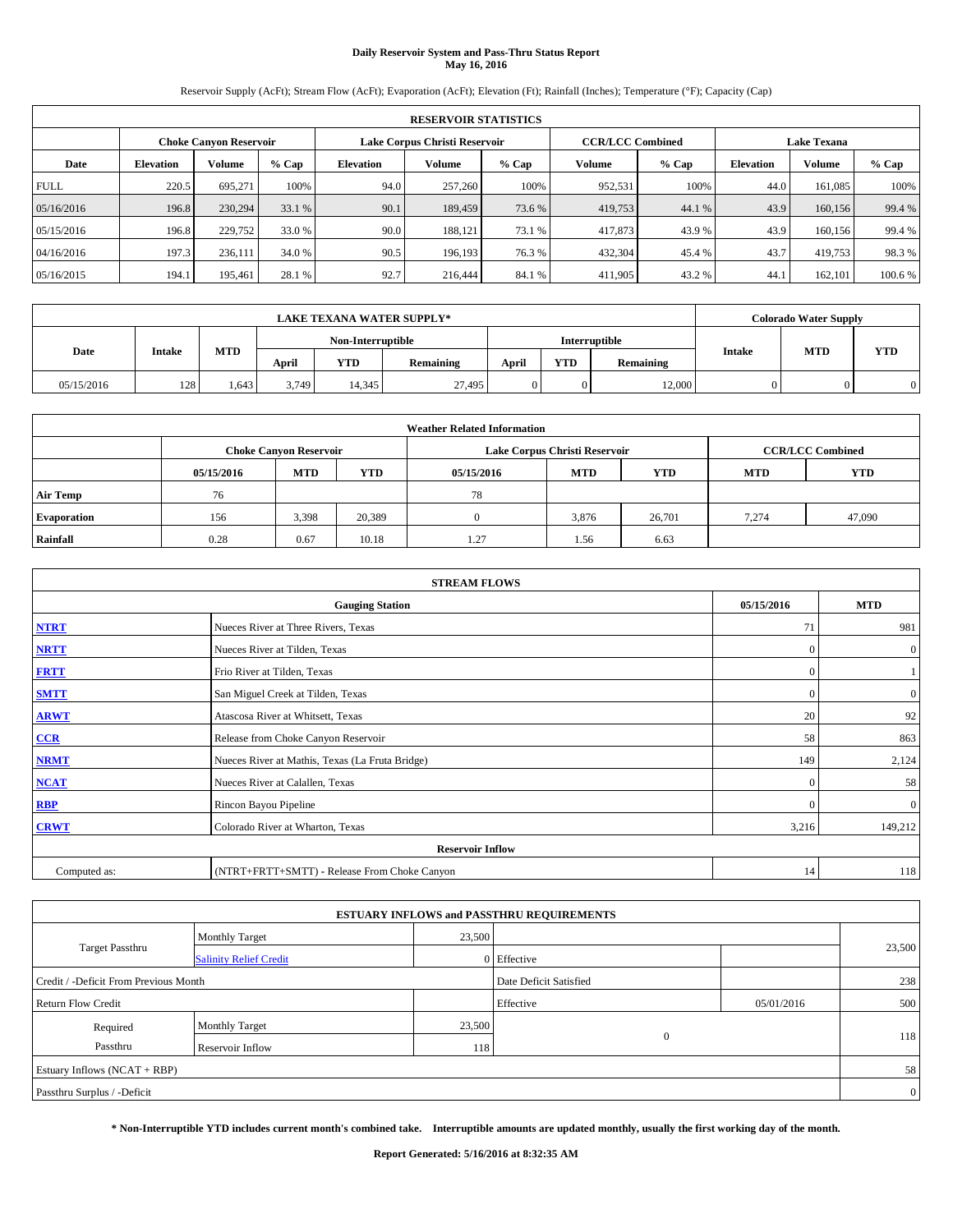# Daily Reservoir System and Pass-Thru Status Report
## May 16, 2016

Reservoir Supply (AcFt); Stream Flow (AcFt); Evaporation (AcFt); Elevation (Ft); Rainfall (Inches); Temperature (°F); Capacity (Cap)

| RESERVOIR STATISTICS | | | | | | | | | | | |
|---|---|---|---|---|---|---|---|---|---|---|---|
| | Choke Canyon Reservoir | | | Lake Corpus Christi Reservoir | | | CCR/LCC Combined | | Lake Texana | | |
| Date | Elevation | Volume | % Cap | Elevation | Volume | % Cap | Volume | % Cap | Elevation | Volume | % Cap |
| FULL | 220.5 | 695,271 | 100% | 94.0 | 257,260 | 100% | 952,531 | 100% | 44.0 | 161,085 | 100% |
| 05/16/2016 | 196.8 | 230,294 | 33.1 % | 90.1 | 189,459 | 73.6 % | 419,753 | 44.1 % | 43.9 | 160,156 | 99.4 % |
| 05/15/2016 | 196.8 | 229,752 | 33.0 % | 90.0 | 188,121 | 73.1 % | 417,873 | 43.9 % | 43.9 | 160,156 | 99.4 % |
| 04/16/2016 | 197.3 | 236,111 | 34.0 % | 90.5 | 196,193 | 76.3 % | 432,304 | 45.4 % | 43.7 | 419,753 | 98.3 % |
| 05/16/2015 | 194.1 | 195,461 | 28.1 % | 92.7 | 216,444 | 84.1 % | 411,905 | 43.2 % | 44.1 | 162,101 | 100.6 % |

| LAKE TEXANA WATER SUPPLY* | | | | | | | | | Colorado Water Supply | | |
|---|---|---|---|---|---|---|---|---|---|---|---|
| | | | Non-Interruptible | | | Interruptible | | | | | |
| Date | Intake | MTD | April | YTD | Remaining | April | YTD | Remaining | Intake | MTD | YTD |
| 05/15/2016 | 128 | 1,643 | 3,749 | 14,345 | 27,495 | 0 | 0 | 12,000 | 0 | 0 | 0 |

| Weather Related Information | | | | | | | | |
|---|---|---|---|---|---|---|---|---|
| | Choke Canyon Reservoir | | | Lake Corpus Christi Reservoir | | | CCR/LCC Combined | |
| | 05/15/2016 | MTD | YTD | 05/15/2016 | MTD | YTD | MTD | YTD |
| Air Temp | 76 | | | 78 | | | | |
| Evaporation | 156 | 3,398 | 20,389 | 0 | 3,876 | 26,701 | 7,274 | 47,090 |
| Rainfall | 0.28 | 0.67 | 10.18 | 1.27 | 1.56 | 6.63 | | |

| STREAM FLOWS | | | |
|---|---|---|---|
| | Gauging Station | 05/15/2016 | MTD |
| NTRT | Nueces River at Three Rivers, Texas | 71 | 981 |
| NRTT | Nueces River at Tilden, Texas | 0 | 0 |
| FRTT | Frio River at Tilden, Texas | 0 | 1 |
| SMTT | San Miguel Creek at Tilden, Texas | 0 | 0 |
| ARWT | Atascosa River at Whitsett, Texas | 20 | 92 |
| CCR | Release from Choke Canyon Reservoir | 58 | 863 |
| NRMT | Nueces River at Mathis, Texas (La Fruta Bridge) | 149 | 2,124 |
| NCAT | Nueces River at Calallen, Texas | 0 | 58 |
| RBP | Rincon Bayou Pipeline | 0 | 0 |
| CRWT | Colorado River at Wharton, Texas | 3,216 | 149,212 |
| Reservoir Inflow | | | |
| Computed as: | (NTRT+FRTT+SMTT) - Release From Choke Canyon | 14 | 118 |

| ESTUARY INFLOWS and PASSTHRU REQUIREMENTS | | | | | |
|---|---|---|---|---|---|
| Target Passthru | Monthly Target | 23,500 | | | 23,500 |
| | Salinity Relief Credit | 0 | Effective | | |
| Credit / -Deficit From Previous Month | | | Date Deficit Satisfied | | 238 |
| Return Flow Credit | | | Effective | 05/01/2016 | 500 |
| Required Passthru | Monthly Target | 23,500 | 0 | | 118 |
| | Reservoir Inflow | 118 | | | |
| Estuary Inflows (NCAT + RBP) | | | | | 58 |
| Passthru Surplus / -Deficit | | | | | 0 |

**\* Non-Interruptible YTD includes current month's combined take. Interruptible amounts are updated monthly, usually the first working day of the month.**

**Report Generated: 5/16/2016 at 8:32:35 AM**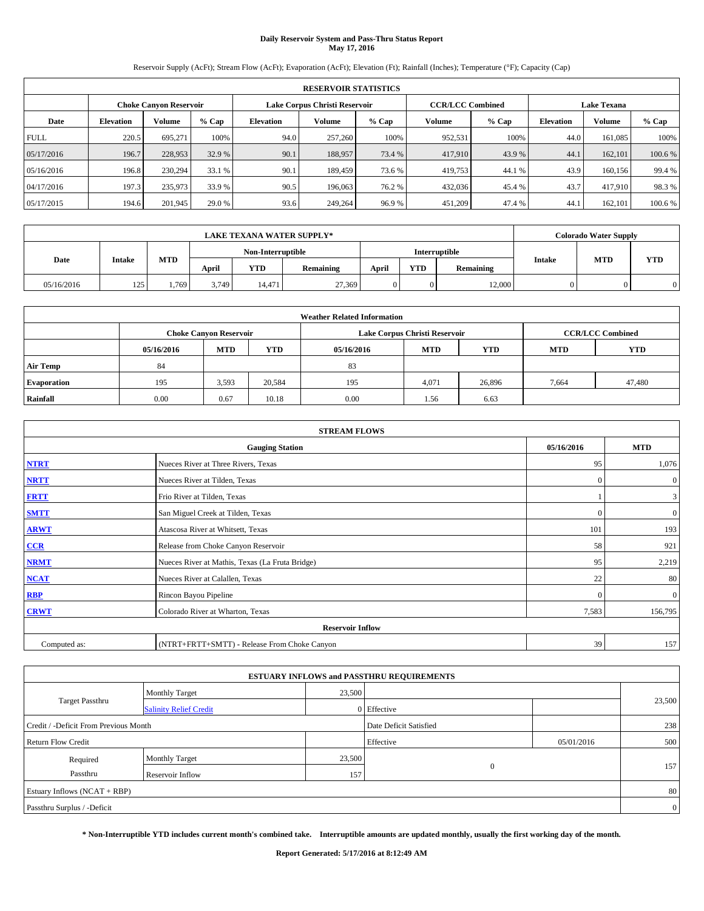# Daily Reservoir System and Pass-Thru Status Report
## May 17, 2016

Reservoir Supply (AcFt); Stream Flow (AcFt); Evaporation (AcFt); Elevation (Ft); Rainfall (Inches); Temperature (°F); Capacity (Cap)

| RESERVOIR STATISTICS | | | | | | | | | | | |
|---|---|---|---|---|---|---|---|---|---|---|---|
| | Choke Canyon Reservoir | | | Lake Corpus Christi Reservoir | | | CCR/LCC Combined | | Lake Texana | | |
| Date | Elevation | Volume | % Cap | Elevation | Volume | % Cap | Volume | % Cap | Elevation | Volume | % Cap |
| FULL | 220.5 | 695,271 | 100% | 94.0 | 257,260 | 100% | 952,531 | 100% | 44.0 | 161,085 | 100% |
| 05/17/2016 | 196.7 | 228,953 | 32.9 % | 90.1 | 188,957 | 73.4 % | 417,910 | 43.9 % | 44.1 | 162,101 | 100.6 % |
| 05/16/2016 | 196.8 | 230,294 | 33.1 % | 90.1 | 189,459 | 73.6 % | 419,753 | 44.1 % | 43.9 | 160,156 | 99.4 % |
| 04/17/2016 | 197.3 | 235,973 | 33.9 % | 90.5 | 196,063 | 76.2 % | 432,036 | 45.4 % | 43.7 | 417,910 | 98.3 % |
| 05/17/2015 | 194.6 | 201,945 | 29.0 % | 93.6 | 249,264 | 96.9 % | 451,209 | 47.4 % | 44.1 | 162,101 | 100.6 % |

| LAKE TEXANA WATER SUPPLY* | | | | | | | | | Colorado Water Supply | | |
|---|---|---|---|---|---|---|---|---|---|---|---|
| Date | Intake | MTD | Non-Interruptible | | | Interruptible | | | Intake | MTD | YTD |
| | | | April | YTD | Remaining | April | YTD | Remaining | | | |
| 05/16/2016 | 125 | 1,769 | 3,749 | 14,471 | 27,369 | 0 | 0 | 12,000 | 0 | 0 | 0 |

| Weather Related Information | | | | | | | | |
|---|---|---|---|---|---|---|---|---|
| | Choke Canyon Reservoir | | | Lake Corpus Christi Reservoir | | | CCR/LCC Combined | |
| | 05/16/2016 | MTD | YTD | 05/16/2016 | MTD | YTD | MTD | YTD |
| Air Temp | 84 | | | 83 | | | | |
| Evaporation | 195 | 3,593 | 20,584 | 195 | 4,071 | 26,896 | 7,664 | 47,480 |
| Rainfall | 0.00 | 0.67 | 10.18 | 0.00 | 1.56 | 6.63 | | |

| STREAM FLOWS | | | |
|---|---|---|---|
| Gauging Station | | 05/16/2016 | MTD |
| NTRT | Nueces River at Three Rivers, Texas | 95 | 1,076 |
| NRTT | Nueces River at Tilden, Texas | 0 | 0 |
| FRTT | Frio River at Tilden, Texas | 1 | 3 |
| SMTT | San Miguel Creek at Tilden, Texas | 0 | 0 |
| ARWT | Atascosa River at Whitsett, Texas | 101 | 193 |
| CCR | Release from Choke Canyon Reservoir | 58 | 921 |
| NRMT | Nueces River at Mathis, Texas (La Fruta Bridge) | 95 | 2,219 |
| NCAT | Nueces River at Calallen, Texas | 22 | 80 |
| RBP | Rincon Bayou Pipeline | 0 | 0 |
| CRWT | Colorado River at Wharton, Texas | 7,583 | 156,795 |
| Reservoir Inflow | | | |
| Computed as: | (NTRT+FRTT+SMTT) - Release From Choke Canyon | 39 | 157 |

| ESTUARY INFLOWS and PASSTHRU REQUIREMENTS | | | | | |
|---|---|---|---|---|---|
| Target Passthru | Monthly Target | 23,500 | | | 23,500 |
| | Salinity Relief Credit | 0 | Effective | | |
| Credit / -Deficit From Previous Month | | | Date Deficit Satisfied | | 238 |
| Return Flow Credit | | | Effective | 05/01/2016 | 500 |
| Required Passthru | Monthly Target | 23,500 | 0 | | 157 |
| | Reservoir Inflow | 157 | | | |
| Estuary Inflows (NCAT + RBP) | | | | | 80 |
| Passthru Surplus / -Deficit | | | | | 0 |

**\* Non-Interruptible YTD includes current month's combined take. Interruptible amounts are updated monthly, usually the first working day of the month.**

**Report Generated: 5/17/2016 at 8:12:49 AM**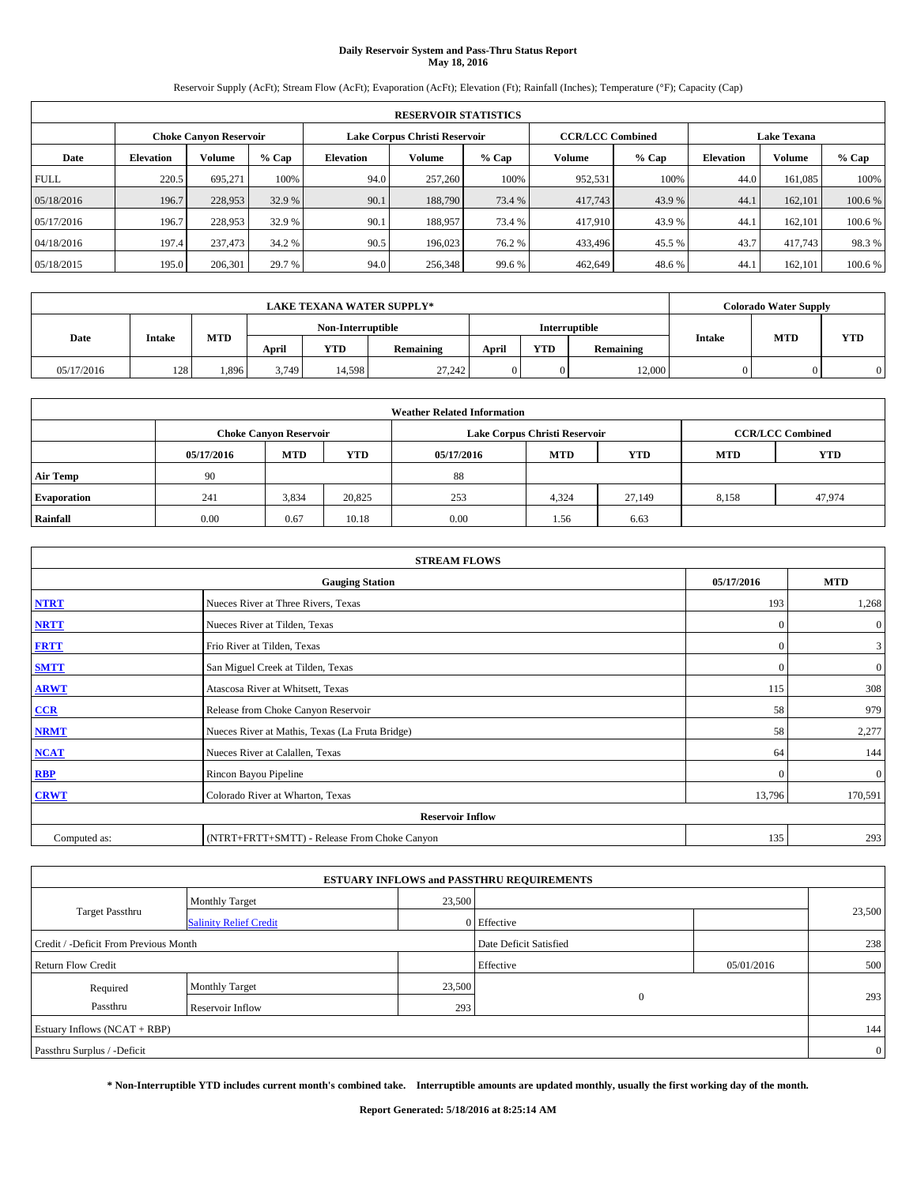# Daily Reservoir System and Pass-Thru Status Report
## May 18, 2016

Reservoir Supply (AcFt); Stream Flow (AcFt); Evaporation (AcFt); Elevation (Ft); Rainfall (Inches); Temperature (°F); Capacity (Cap)

| RESERVOIR STATISTICS | | | | | | | | | | | |
|---|---|---|---|---|---|---|---|---|---|---|---|
| | Choke Canyon Reservoir | | | Lake Corpus Christi Reservoir | | | CCR/LCC Combined | | Lake Texana | | |
| Date | Elevation | Volume | % Cap | Elevation | Volume | % Cap | Volume | % Cap | Elevation | Volume | % Cap |
| FULL | 220.5 | 695,271 | 100% | 94.0 | 257,260 | 100% | 952,531 | 100% | 44.0 | 161,085 | 100% |
| 05/18/2016 | 196.7 | 228,953 | 32.9 % | 90.1 | 188,790 | 73.4 % | 417,743 | 43.9 % | 44.1 | 162,101 | 100.6 % |
| 05/17/2016 | 196.7 | 228,953 | 32.9 % | 90.1 | 188,957 | 73.4 % | 417,910 | 43.9 % | 44.1 | 162,101 | 100.6 % |
| 04/18/2016 | 197.4 | 237,473 | 34.2 % | 90.5 | 196,023 | 76.2 % | 433,496 | 45.5 % | 43.7 | 417,743 | 98.3 % |
| 05/18/2015 | 195.0 | 206,301 | 29.7 % | 94.0 | 256,348 | 99.6 % | 462,649 | 48.6 % | 44.1 | 162,101 | 100.6 % |

| LAKE TEXANA WATER SUPPLY* | | | | | | | | | Colorado Water Supply | | |
|---|---|---|---|---|---|---|---|---|---|---|---|
| Date | Intake | MTD | Non-Interruptible | | | Interruptible | | | Intake | MTD | YTD |
| | | | April | YTD | Remaining | April | YTD | Remaining | | | |
| 05/17/2016 | 128 | 1,896 | 3,749 | 14,598 | 27,242 | 0 | 0 | 12,000 | 0 | 0 | 0 |

| Weather Related Information | | | | | | | | |
|---|---|---|---|---|---|---|---|---|
| | Choke Canyon Reservoir | | | Lake Corpus Christi Reservoir | | | CCR/LCC Combined | |
| | 05/17/2016 | MTD | YTD | 05/17/2016 | MTD | YTD | MTD | YTD |
| Air Temp | 90 | | | 88 | | | | |
| Evaporation | 241 | 3,834 | 20,825 | 253 | 4,324 | 27,149 | 8,158 | 47,974 |
| Rainfall | 0.00 | 0.67 | 10.18 | 0.00 | 1.56 | 6.63 | | |

| STREAM FLOWS | | | |
|---|---|---|---|
| | Gauging Station | 05/17/2016 | MTD |
| NTRT | Nueces River at Three Rivers, Texas | 193 | 1,268 |
| NRTT | Nueces River at Tilden, Texas | 0 | 0 |
| FRTT | Frio River at Tilden, Texas | 0 | 3 |
| SMTT | San Miguel Creek at Tilden, Texas | 0 | 0 |
| ARWT | Atascosa River at Whitsett, Texas | 115 | 308 |
| CCR | Release from Choke Canyon Reservoir | 58 | 979 |
| NRMT | Nueces River at Mathis, Texas (La Fruta Bridge) | 58 | 2,277 |
| NCAT | Nueces River at Calallen, Texas | 64 | 144 |
| RBP | Rincon Bayou Pipeline | 0 | 0 |
| CRWT | Colorado River at Wharton, Texas | 13,796 | 170,591 |
| Reservoir Inflow | | | |
| Computed as: | (NTRT+FRTT+SMTT) - Release From Choke Canyon | 135 | 293 |

| ESTUARY INFLOWS and PASSTHRU REQUIREMENTS | | | | | |
|---|---|---|---|---|---|
| Target Passthru | Monthly Target | 23,500 | | | 23,500 |
| | Salinity Relief Credit | 0 | Effective | | |
| Credit / -Deficit From Previous Month | | | Date Deficit Satisfied | | 238 |
| Return Flow Credit | | | Effective | 05/01/2016 | 500 |
| Required Passthru | Monthly Target | 23,500 | 0 | | 293 |
| | Reservoir Inflow | 293 | | | |
| Estuary Inflows (NCAT + RBP) | | | | | 144 |
| Passthru Surplus / -Deficit | | | | | 0 |

**\* Non-Interruptible YTD includes current month's combined take. Interruptible amounts are updated monthly, usually the first working day of the month.**

**Report Generated: 5/18/2016 at 8:25:14 AM**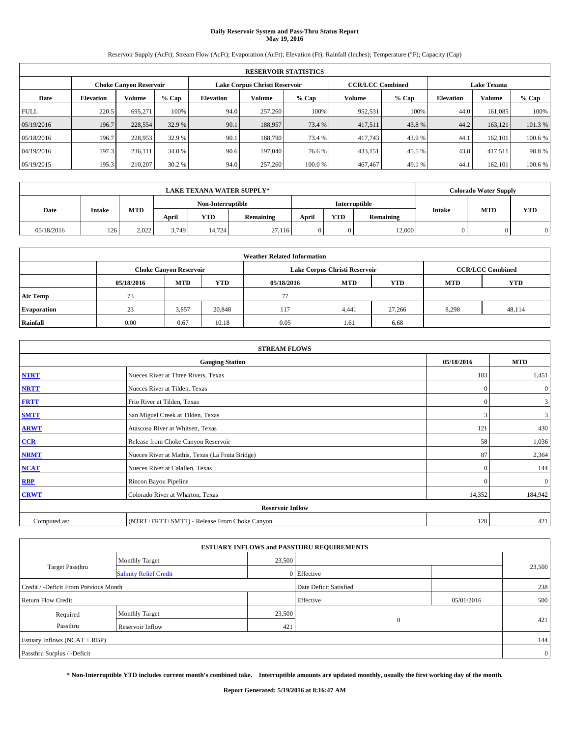# Daily Reservoir System and Pass-Thru Status Report
## May 19, 2016

Reservoir Supply (AcFt); Stream Flow (AcFt); Evaporation (AcFt); Elevation (Ft); Rainfall (Inches); Temperature (°F); Capacity (Cap)

| RESERVOIR STATISTICS | | | | | | | | | | | |
|---|---|---|---|---|---|---|---|---|---|---|---|
| | Choke Canyon Reservoir | | | Lake Corpus Christi Reservoir | | | CCR/LCC Combined | | Lake Texana | | |
| Date | Elevation | Volume | % Cap | Elevation | Volume | % Cap | Volume | % Cap | Elevation | Volume | % Cap |
| FULL | 220.5 | 695,271 | 100% | 94.0 | 257,260 | 100% | 952,531 | 100% | 44.0 | 161,085 | 100% |
| 05/19/2016 | 196.7 | 228,554 | 32.9 % | 90.1 | 188,957 | 73.4 % | 417,511 | 43.8 % | 44.2 | 163,121 | 101.3 % |
| 05/18/2016 | 196.7 | 228,953 | 32.9 % | 90.1 | 188,790 | 73.4 % | 417,743 | 43.9 % | 44.1 | 162,101 | 100.6 % |
| 04/19/2016 | 197.3 | 236,111 | 34.0 % | 90.6 | 197,040 | 76.6 % | 433,151 | 45.5 % | 43.8 | 417,511 | 98.8 % |
| 05/19/2015 | 195.3 | 210,207 | 30.2 % | 94.0 | 257,260 | 100.0 % | 467,467 | 49.1 % | 44.1 | 162,101 | 100.6 % |

| LAKE TEXANA WATER SUPPLY* | | | | | | | | | Colorado Water Supply | | |
|---|---|---|---|---|---|---|---|---|---|---|---|
| Date | Intake | MTD | Non-Interruptible | | | Interruptible | | | Intake | MTD | YTD |
| | | | April | YTD | Remaining | April | YTD | Remaining | | | |
| 05/18/2016 | 126 | 2,022 | 3,749 | 14,724 | 27,116 | 0 | 0 | 12,000 | 0 | 0 | 0 |

| Weather Related Information | | | | | | | | |
|---|---|---|---|---|---|---|---|---|
| | Choke Canyon Reservoir | | | Lake Corpus Christi Reservoir | | | CCR/LCC Combined | |
| | 05/18/2016 | MTD | YTD | 05/18/2016 | MTD | YTD | MTD | YTD |
| Air Temp | 73 | | | 77 | | | | |
| Evaporation | 23 | 3,857 | 20,848 | 117 | 4,441 | 27,266 | 8,298 | 48,114 |
| Rainfall | 0.00 | 0.67 | 10.18 | 0.05 | 1.61 | 6.68 | | |

| STREAM FLOWS | | | |
|---|---|---|---|
| Gauging Station | | 05/18/2016 | MTD |
| NTRT | Nueces River at Three Rivers, Texas | 183 | 1,451 |
| NRTT | Nueces River at Tilden, Texas | 0 | 0 |
| FRTT | Frio River at Tilden, Texas | 0 | 3 |
| SMTT | San Miguel Creek at Tilden, Texas | 3 | 3 |
| ARWT | Atascosa River at Whitsett, Texas | 121 | 430 |
| CCR | Release from Choke Canyon Reservoir | 58 | 1,036 |
| NRMT | Nueces River at Mathis, Texas (La Fruta Bridge) | 87 | 2,364 |
| NCAT | Nueces River at Calallen, Texas | 0 | 144 |
| RBP | Rincon Bayou Pipeline | 0 | 0 |
| CRWT | Colorado River at Wharton, Texas | 14,352 | 184,942 |
| Reservoir Inflow | | | |
| Computed as: | (NTRT+FRTT+SMTT) - Release From Choke Canyon | 128 | 421 |

| ESTUARY INFLOWS and PASSTHRU REQUIREMENTS | | | | | |
|---|---|---|---|---|---|
| Target Passthru | Monthly Target | 23,500 | | | 23,500 |
| | Salinity Relief Credit | 0 | Effective | | |
| Credit / -Deficit From Previous Month | | | Date Deficit Satisfied | | 238 |
| Return Flow Credit | | | Effective | 05/01/2016 | 500 |
| Required Passthru | Monthly Target | 23,500 | 0 | | 421 |
| | Reservoir Inflow | 421 | | | |
| Estuary Inflows (NCAT + RBP) | | | | | 144 |
| Passthru Surplus / -Deficit | | | | | 0 |

**\* Non-Interruptible YTD includes current month's combined take. Interruptible amounts are updated monthly, usually the first working day of the month.**

**Report Generated: 5/19/2016 at 8:16:47 AM**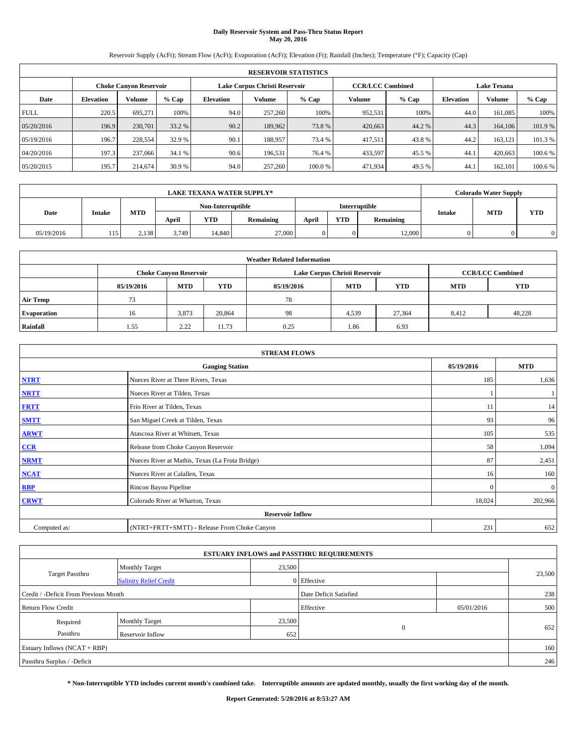# Daily Reservoir System and Pass-Thru Status Report
## May 20, 2016

Reservoir Supply (AcFt); Stream Flow (AcFt); Evaporation (AcFt); Elevation (Ft); Rainfall (Inches); Temperature (°F); Capacity (Cap)

| RESERVOIR STATISTICS | | | | | | | | | | | |
|---|---|---|---|---|---|---|---|---|---|---|---|
| | Choke Canyon Reservoir | | | Lake Corpus Christi Reservoir | | | CCR/LCC Combined | | Lake Texana | | |
| Date | Elevation | Volume | % Cap | Elevation | Volume | % Cap | Volume | % Cap | Elevation | Volume | % Cap |
| FULL | 220.5 | 695,271 | 100% | 94.0 | 257,260 | 100% | 952,531 | 100% | 44.0 | 161,085 | 100% |
| 05/20/2016 | 196.9 | 230,701 | 33.2 % | 90.2 | 189,962 | 73.8 % | 420,663 | 44.2 % | 44.3 | 164,106 | 101.9 % |
| 05/19/2016 | 196.7 | 228,554 | 32.9 % | 90.1 | 188,957 | 73.4 % | 417,511 | 43.8 % | 44.2 | 163,121 | 101.3 % |
| 04/20/2016 | 197.3 | 237,066 | 34.1 % | 90.6 | 196,531 | 76.4 % | 433,597 | 45.5 % | 44.1 | 420,663 | 100.6 % |
| 05/20/2015 | 195.7 | 214,674 | 30.9 % | 94.0 | 257,260 | 100.0 % | 471,934 | 49.5 % | 44.1 | 162,101 | 100.6 % |

| LAKE TEXANA WATER SUPPLY* | | | | | | | | | Colorado Water Supply | | |
|---|---|---|---|---|---|---|---|---|---|---|---|
| Date | Intake | MTD | Non-Interruptible | | | Interruptible | | | Intake | MTD | YTD |
| | | | April | YTD | Remaining | April | YTD | Remaining | | | |
| 05/19/2016 | 115 | 2,138 | 3,749 | 14,840 | 27,000 | 0 | 0 | 12,000 | 0 | 0 | 0 |

| Weather Related Information | | | | | | | | |
|---|---|---|---|---|---|---|---|---|
| | Choke Canyon Reservoir | | | Lake Corpus Christi Reservoir | | | CCR/LCC Combined | |
| | 05/19/2016 | MTD | YTD | 05/19/2016 | MTD | YTD | MTD | YTD |
| Air Temp | 73 | | | 78 | | | | |
| Evaporation | 16 | 3,873 | 20,864 | 98 | 4,539 | 27,364 | 8,412 | 48,228 |
| Rainfall | 1.55 | 2.22 | 11.73 | 0.25 | 1.86 | 6.93 | | |

| STREAM FLOWS | | | |
|---|---|---|---|
| | Gauging Station | 05/19/2016 | MTD |
| NTRT | Nueces River at Three Rivers, Texas | 185 | 1,636 |
| NRTT | Nueces River at Tilden, Texas | 1 | 1 |
| FRTT | Frio River at Tilden, Texas | 11 | 14 |
| SMTT | San Miguel Creek at Tilden, Texas | 93 | 96 |
| ARWT | Atascosa River at Whitsett, Texas | 105 | 535 |
| CCR | Release from Choke Canyon Reservoir | 58 | 1,094 |
| NRMT | Nueces River at Mathis, Texas (La Fruta Bridge) | 87 | 2,451 |
| NCAT | Nueces River at Calallen, Texas | 16 | 160 |
| RBP | Rincon Bayou Pipeline | 0 | 0 |
| CRWT | Colorado River at Wharton, Texas | 18,024 | 202,966 |
| | Reservoir Inflow | | |
| Computed as: | (NTRT+FRTT+SMTT) - Release From Choke Canyon | 231 | 652 |

| ESTUARY INFLOWS and PASSTHRU REQUIREMENTS | | | | | |
|---|---|---|---|---|---|
| Target Passthru | Monthly Target | 23,500 | | | 23,500 |
| | Salinity Relief Credit | 0 | Effective | | |
| Credit / -Deficit From Previous Month | | | Date Deficit Satisfied | | 238 |
| Return Flow Credit | | | Effective | 05/01/2016 | 500 |
| Required Passthru | Monthly Target | 23,500 | 0 | | 652 |
| | Reservoir Inflow | 652 | | | |
| Estuary Inflows (NCAT + RBP) | | | | | 160 |
| Passthru Surplus / -Deficit | | | | | 246 |

**\* Non-Interruptible YTD includes current month's combined take. Interruptible amounts are updated monthly, usually the first working day of the month.**

**Report Generated: 5/20/2016 at 8:53:27 AM**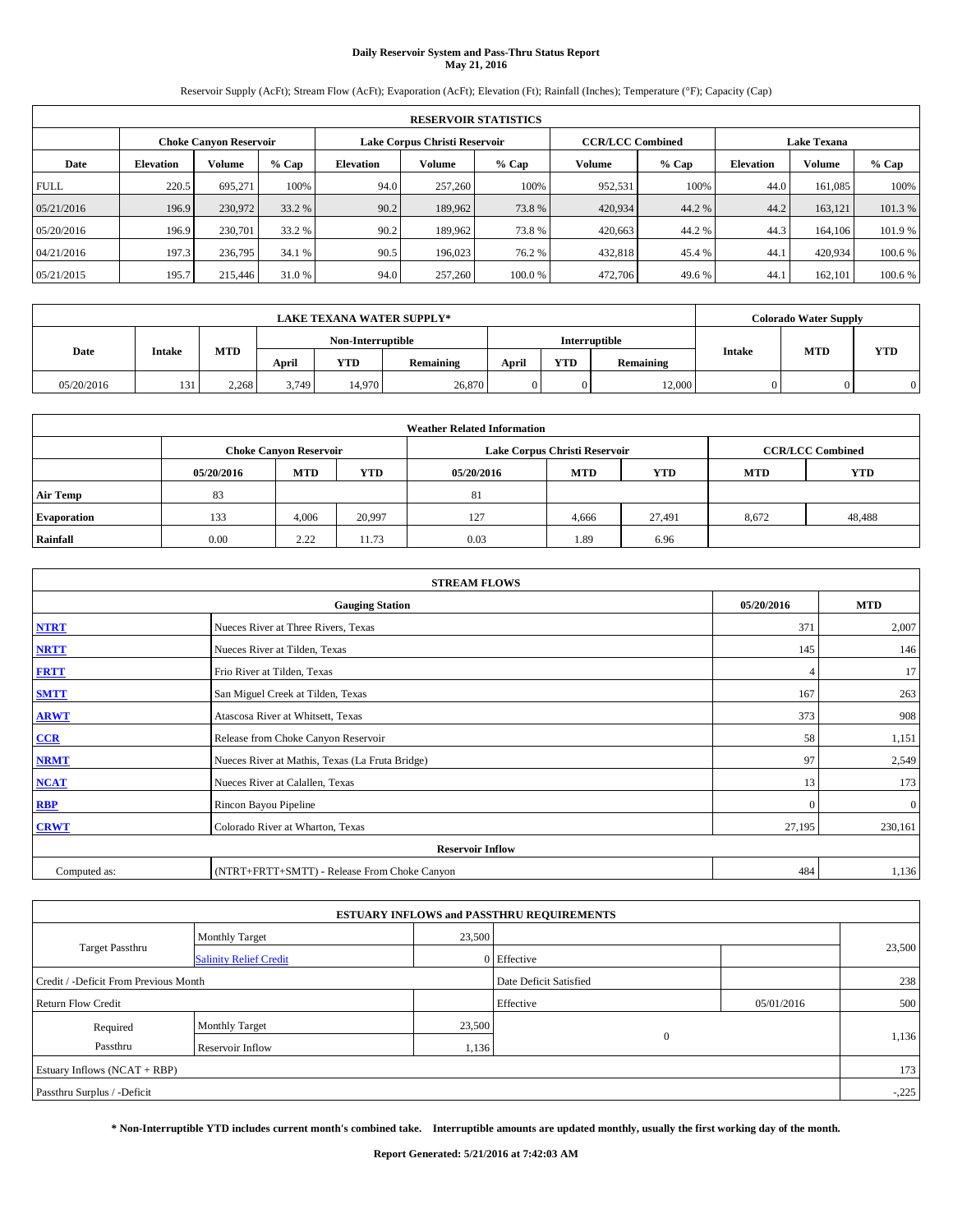# Daily Reservoir System and Pass-Thru Status Report
## May 21, 2016

Reservoir Supply (AcFt); Stream Flow (AcFt); Evaporation (AcFt); Elevation (Ft); Rainfall (Inches); Temperature (°F); Capacity (Cap)

| RESERVOIR STATISTICS | | | | | | | | | | | |
|---|---|---|---|---|---|---|---|---|---|---|---|
| | Choke Canyon Reservoir | | | Lake Corpus Christi Reservoir | | | CCR/LCC Combined | | Lake Texana | | |
| Date | Elevation | Volume | % Cap | Elevation | Volume | % Cap | Volume | % Cap | Elevation | Volume | % Cap |
| FULL | 220.5 | 695,271 | 100% | 94.0 | 257,260 | 100% | 952,531 | 100% | 44.0 | 161,085 | 100% |
| 05/21/2016 | 196.9 | 230,972 | 33.2 % | 90.2 | 189,962 | 73.8 % | 420,934 | 44.2 % | 44.2 | 163,121 | 101.3 % |
| 05/20/2016 | 196.9 | 230,701 | 33.2 % | 90.2 | 189,962 | 73.8 % | 420,663 | 44.2 % | 44.3 | 164,106 | 101.9 % |
| 04/21/2016 | 197.3 | 236,795 | 34.1 % | 90.5 | 196,023 | 76.2 % | 432,818 | 45.4 % | 44.1 | 420,934 | 100.6 % |
| 05/21/2015 | 195.7 | 215,446 | 31.0 % | 94.0 | 257,260 | 100.0 % | 472,706 | 49.6 % | 44.1 | 162,101 | 100.6 % |

| LAKE TEXANA WATER SUPPLY* | | | | | | | | | Colorado Water Supply | | |
|---|---|---|---|---|---|---|---|---|---|---|---|
| Date | Intake | MTD | Non-Interruptible | | | Interruptible | | | Intake | MTD | YTD |
| | | | April | YTD | Remaining | April | YTD | Remaining | | | |
| 05/20/2016 | 131 | 2,268 | 3,749 | 14,970 | 26,870 | 0 | 0 | 12,000 | 0 | 0 | 0 |

| Weather Related Information | | | | | | | | |
|---|---|---|---|---|---|---|---|---|
| | Choke Canyon Reservoir | | | Lake Corpus Christi Reservoir | | | CCR/LCC Combined | |
| | 05/20/2016 | MTD | YTD | 05/20/2016 | MTD | YTD | MTD | YTD |
| Air Temp | 83 | | | 81 | | | | |
| Evaporation | 133 | 4,006 | 20,997 | 127 | 4,666 | 27,491 | 8,672 | 48,488 |
| Rainfall | 0.00 | 2.22 | 11.73 | 0.03 | 1.89 | 6.96 | | |

| STREAM FLOWS | | | |
|---|---|---|---|
| | Gauging Station | 05/20/2016 | MTD |
| NTRT | Nueces River at Three Rivers, Texas | 371 | 2,007 |
| NRTT | Nueces River at Tilden, Texas | 145 | 146 |
| FRTT | Frio River at Tilden, Texas | 4 | 17 |
| SMTT | San Miguel Creek at Tilden, Texas | 167 | 263 |
| ARWT | Atascosa River at Whitsett, Texas | 373 | 908 |
| CCR | Release from Choke Canyon Reservoir | 58 | 1,151 |
| NRMT | Nueces River at Mathis, Texas (La Fruta Bridge) | 97 | 2,549 |
| NCAT | Nueces River at Calallen, Texas | 13 | 173 |
| RBP | Rincon Bayou Pipeline | 0 | 0 |
| CRWT | Colorado River at Wharton, Texas | 27,195 | 230,161 |
| Reservoir Inflow | | | |
| Computed as: | (NTRT+FRTT+SMTT) - Release From Choke Canyon | 484 | 1,136 |

| ESTUARY INFLOWS and PASSTHRU REQUIREMENTS | | | | | |
|---|---|---|---|---|---|
| Target Passthru | Monthly Target | 23,500 | | | 23,500 |
| | Salinity Relief Credit | 0 | Effective | | |
| Credit / -Deficit From Previous Month | | | Date Deficit Satisfied | | 238 |
| Return Flow Credit | | | Effective | 05/01/2016 | 500 |
| Required Passthru | Monthly Target | 23,500 | 0 | | 1,136 |
| | Reservoir Inflow | 1,136 | | | |
| Estuary Inflows (NCAT + RBP) | | | | | 173 |
| Passthru Surplus / -Deficit | | | | | -,225 |

**\* Non-Interruptible YTD includes current month's combined take. Interruptible amounts are updated monthly, usually the first working day of the month.**

**Report Generated: 5/21/2016 at 7:42:03 AM**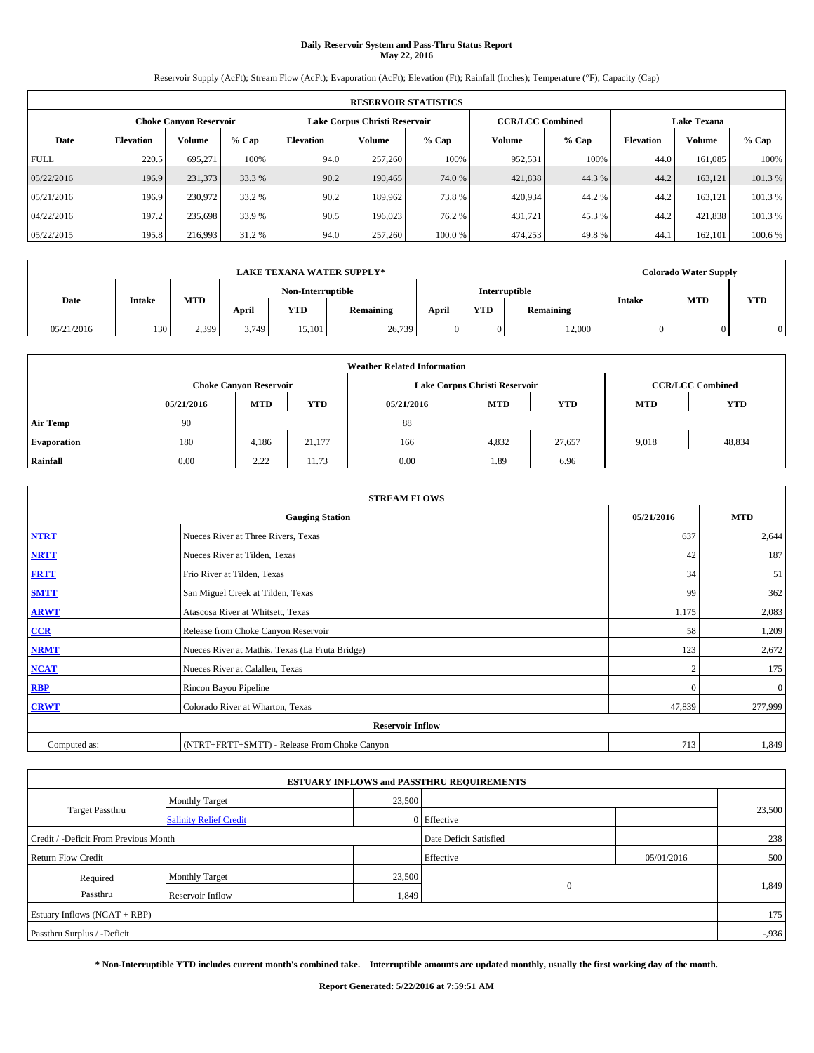# Daily Reservoir System and Pass-Thru Status Report
## May 22, 2016

Reservoir Supply (AcFt); Stream Flow (AcFt); Evaporation (AcFt); Elevation (Ft); Rainfall (Inches); Temperature (°F); Capacity (Cap)

| RESERVOIR STATISTICS | | | | | | | | | | | |
|---|---|---|---|---|---|---|---|---|---|---|---|
| | Choke Canyon Reservoir | | | Lake Corpus Christi Reservoir | | | CCR/LCC Combined | | Lake Texana | | |
| Date | Elevation | Volume | % Cap | Elevation | Volume | % Cap | Volume | % Cap | Elevation | Volume | % Cap |
| FULL | 220.5 | 695,271 | 100% | 94.0 | 257,260 | 100% | 952,531 | 100% | 44.0 | 161,085 | 100% |
| 05/22/2016 | 196.9 | 231,373 | 33.3 % | 90.2 | 190,465 | 74.0 % | 421,838 | 44.3 % | 44.2 | 163,121 | 101.3 % |
| 05/21/2016 | 196.9 | 230,972 | 33.2 % | 90.2 | 189,962 | 73.8 % | 420,934 | 44.2 % | 44.2 | 163,121 | 101.3 % |
| 04/22/2016 | 197.2 | 235,698 | 33.9 % | 90.5 | 196,023 | 76.2 % | 431,721 | 45.3 % | 44.2 | 421,838 | 101.3 % |
| 05/22/2015 | 195.8 | 216,993 | 31.2 % | 94.0 | 257,260 | 100.0 % | 474,253 | 49.8 % | 44.1 | 162,101 | 100.6 % |

| LAKE TEXANA WATER SUPPLY* | | | | | | | | | Colorado Water Supply | | |
|---|---|---|---|---|---|---|---|---|---|---|---|
| Date | Intake | MTD | Non-Interruptible | | | Interruptible | | | Intake | MTD | YTD |
| | | | April | YTD | Remaining | April | YTD | Remaining | | | |
| 05/21/2016 | 130 | 2,399 | 3,749 | 15,101 | 26,739 | 0 | 0 | 12,000 | 0 | 0 | 0 |

| Weather Related Information | | | | | | | | |
|---|---|---|---|---|---|---|---|---|
| | Choke Canyon Reservoir | | | Lake Corpus Christi Reservoir | | | CCR/LCC Combined | |
| | 05/21/2016 | MTD | YTD | 05/21/2016 | MTD | YTD | MTD | YTD |
| Air Temp | 90 | | | 88 | | | | |
| Evaporation | 180 | 4,186 | 21,177 | 166 | 4,832 | 27,657 | 9,018 | 48,834 |
| Rainfall | 0.00 | 2.22 | 11.73 | 0.00 | 1.89 | 6.96 | | |

| STREAM FLOWS | | | |
|---|---|---|---|
| Gauging Station | | 05/21/2016 | MTD |
| NTRT | Nueces River at Three Rivers, Texas | 637 | 2,644 |
| NRTT | Nueces River at Tilden, Texas | 42 | 187 |
| FRTT | Frio River at Tilden, Texas | 34 | 51 |
| SMTT | San Miguel Creek at Tilden, Texas | 99 | 362 |
| ARWT | Atascosa River at Whitsett, Texas | 1,175 | 2,083 |
| CCR | Release from Choke Canyon Reservoir | 58 | 1,209 |
| NRMT | Nueces River at Mathis, Texas (La Fruta Bridge) | 123 | 2,672 |
| NCAT | Nueces River at Calallen, Texas | 2 | 175 |
| RBP | Rincon Bayou Pipeline | 0 | 0 |
| CRWT | Colorado River at Wharton, Texas | 47,839 | 277,999 |
| Reservoir Inflow | | | |
| Computed as: | (NTRT+FRTT+SMTT) - Release From Choke Canyon | 713 | 1,849 |

| ESTUARY INFLOWS and PASSTHRU REQUIREMENTS | | | | | |
|---|---|---|---|---|---|
| Target Passthru | Monthly Target | 23,500 | | | 23,500 |
| | Salinity Relief Credit | 0 | Effective | | |
| Credit / -Deficit From Previous Month | | | Date Deficit Satisfied | | 238 |
| Return Flow Credit | | | Effective | 05/01/2016 | 500 |
| Required Passthru | Monthly Target | 23,500 | 0 | | 1,849 |
| | Reservoir Inflow | 1,849 | | | |
| Estuary Inflows (NCAT + RBP) | | | | | 175 |
| Passthru Surplus / -Deficit | | | | | -,936 |

**\* Non-Interruptible YTD includes current month's combined take. Interruptible amounts are updated monthly, usually the first working day of the month.**

**Report Generated: 5/22/2016 at 7:59:51 AM**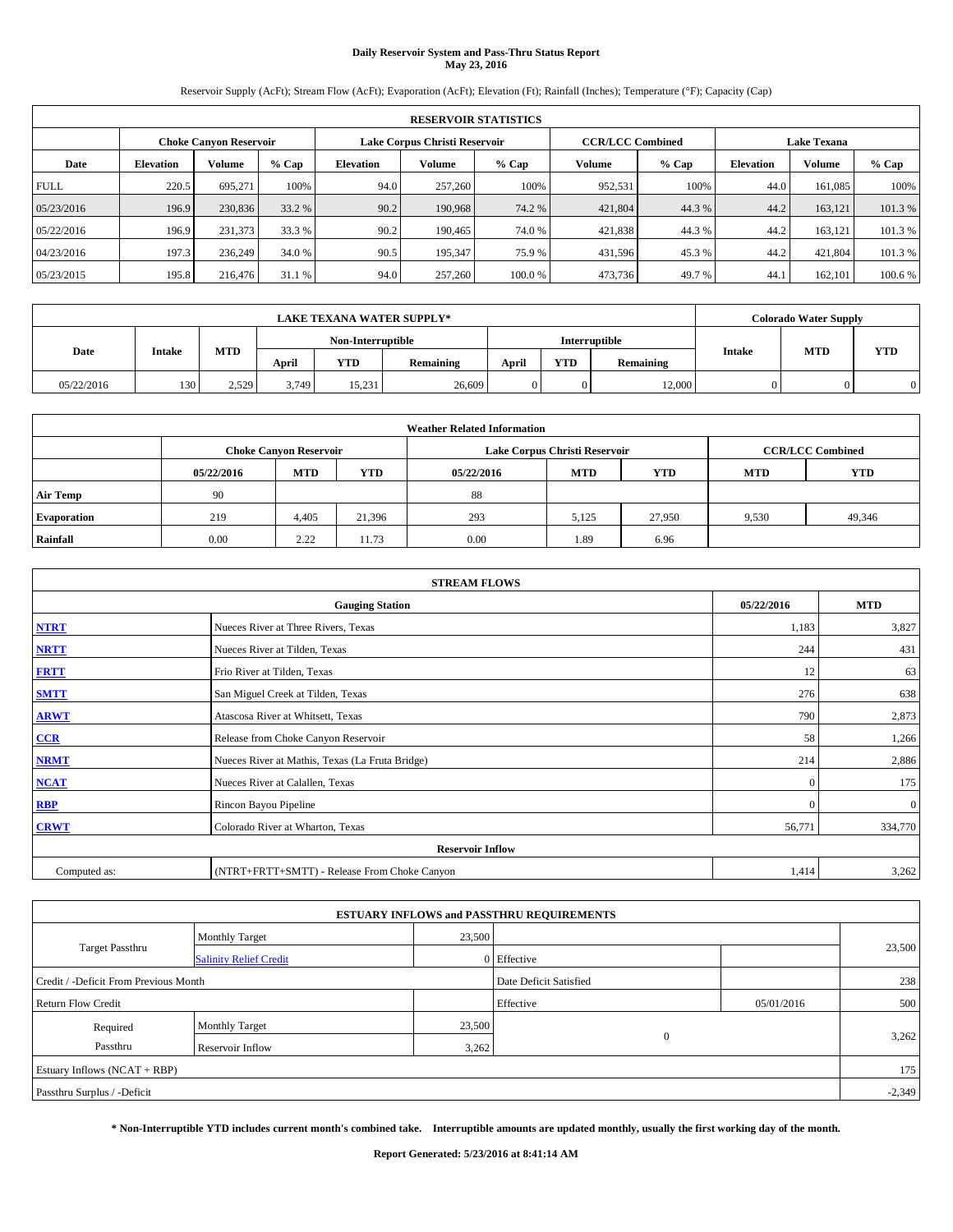**Daily Reservoir System and Pass-Thru Status Report**
**May 23, 2016**

Reservoir Supply (AcFt); Stream Flow (AcFt); Evaporation (AcFt); Elevation (Ft); Rainfall (Inches); Temperature (°F); Capacity (Cap)

| RESERVOIR STATISTICS | | | | | | | | | | | |
|---|---|---|---|---|---|---|---|---|---|---|---|
| | Choke Canyon Reservoir | | | Lake Corpus Christi Reservoir | | | CCR/LCC Combined | | Lake Texana | | |
| Date | Elevation | Volume | % Cap | Elevation | Volume | % Cap | Volume | % Cap | Elevation | Volume | % Cap |
| FULL | 220.5 | 695,271 | 100% | 94.0 | 257,260 | 100% | 952,531 | 100% | 44.0 | 161,085 | 100% |
| 05/23/2016 | 196.9 | 230,836 | 33.2 % | 90.2 | 190,968 | 74.2 % | 421,804 | 44.3 % | 44.2 | 163,121 | 101.3 % |
| 05/22/2016 | 196.9 | 231,373 | 33.3 % | 90.2 | 190,465 | 74.0 % | 421,838 | 44.3 % | 44.2 | 163,121 | 101.3 % |
| 04/23/2016 | 197.3 | 236,249 | 34.0 % | 90.5 | 195,347 | 75.9 % | 431,596 | 45.3 % | 44.2 | 421,804 | 101.3 % |
| 05/23/2015 | 195.8 | 216,476 | 31.1 % | 94.0 | 257,260 | 100.0 % | 473,736 | 49.7 % | 44.1 | 162,101 | 100.6 % |

| LAKE TEXANA WATER SUPPLY* | | | | | | | | | Colorado Water Supply | | |
|---|---|---|---|---|---|---|---|---|---|---|---|
| Date | Intake | MTD | Non-Interruptible | | | Interruptible | | | Intake | MTD | YTD |
| | | | April | YTD | Remaining | April | YTD | Remaining | | | |
| 05/22/2016 | 130 | 2,529 | 3,749 | 15,231 | 26,609 | 0 | 0 | 12,000 | 0 | 0 | 0 |

| Weather Related Information | | | | | | | | |
|---|---|---|---|---|---|---|---|---|
| | Choke Canyon Reservoir | | | Lake Corpus Christi Reservoir | | | CCR/LCC Combined | |
| | 05/22/2016 | MTD | YTD | 05/22/2016 | MTD | YTD | MTD | YTD |
| Air Temp | 90 | | | 88 | | | | |
| Evaporation | 219 | 4,405 | 21,396 | 293 | 5,125 | 27,950 | 9,530 | 49,346 |
| Rainfall | 0.00 | 2.22 | 11.73 | 0.00 | 1.89 | 6.96 | | |

| STREAM FLOWS | | | |
|---|---|---|---|
| Gauging Station | | 05/22/2016 | MTD |
| NTRT | Nueces River at Three Rivers, Texas | 1,183 | 3,827 |
| NRTT | Nueces River at Tilden, Texas | 244 | 431 |
| FRTT | Frio River at Tilden, Texas | 12 | 63 |
| SMTT | San Miguel Creek at Tilden, Texas | 276 | 638 |
| ARWT | Atascosa River at Whitsett, Texas | 790 | 2,873 |
| CCR | Release from Choke Canyon Reservoir | 58 | 1,266 |
| NRMT | Nueces River at Mathis, Texas (La Fruta Bridge) | 214 | 2,886 |
| NCAT | Nueces River at Calallen, Texas | 0 | 175 |
| RBP | Rincon Bayou Pipeline | 0 | 0 |
| CRWT | Colorado River at Wharton, Texas | 56,771 | 334,770 |
| Reservoir Inflow | | | |
| Computed as: | (NTRT+FRTT+SMTT) - Release From Choke Canyon | 1,414 | 3,262 |

| ESTUARY INFLOWS and PASSTHRU REQUIREMENTS | | | | | |
|---|---|---|---|---|---|
| Target Passthru | Monthly Target | 23,500 | | | 23,500 |
| | Salinity Relief Credit | 0 | Effective | | |
| Credit / -Deficit From Previous Month | | | Date Deficit Satisfied | | 238 |
| Return Flow Credit | | | Effective | 05/01/2016 | 500 |
| Required Passthru | Monthly Target | 23,500 | 0 | | 3,262 |
| | Reservoir Inflow | 3,262 | | | |
| Estuary Inflows (NCAT + RBP) | | | | | 175 |
| Passthru Surplus / -Deficit | | | | | -2,349 |

**\* Non-Interruptible YTD includes current month's combined take. Interruptible amounts are updated monthly, usually the first working day of the month.**

**Report Generated: 5/23/2016 at 8:41:14 AM**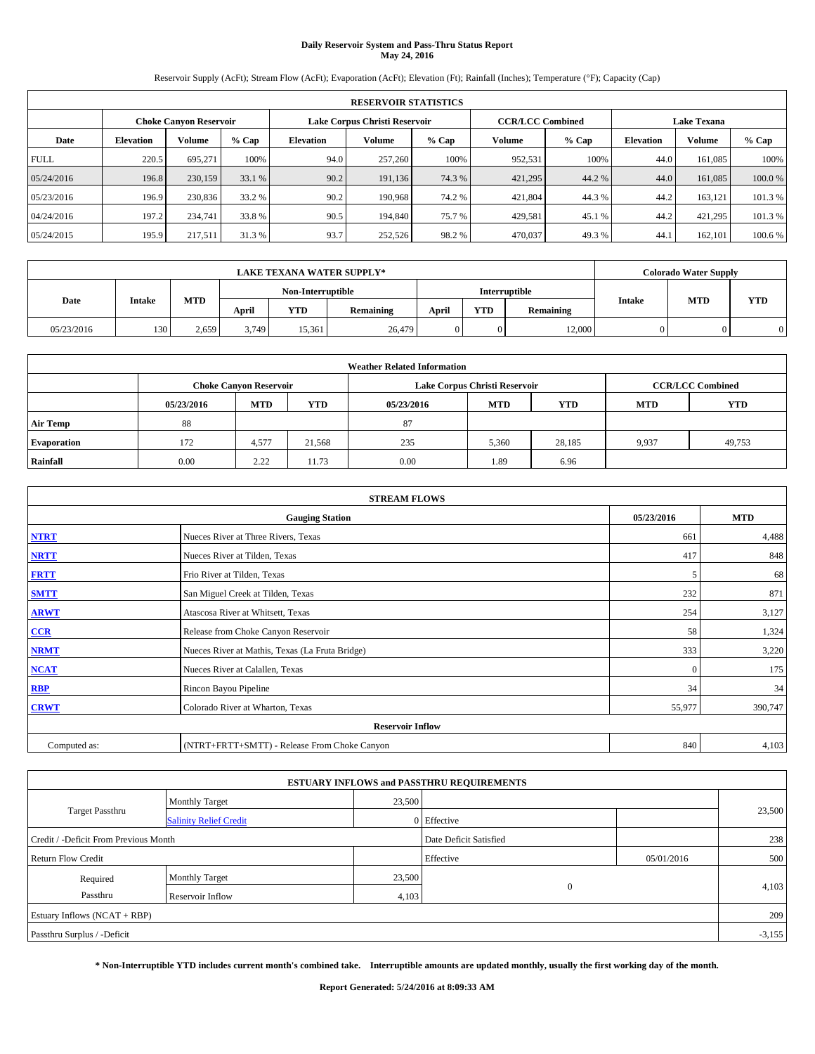# Daily Reservoir System and Pass-Thru Status Report
**May 24, 2016**

Reservoir Supply (AcFt); Stream Flow (AcFt); Evaporation (AcFt); Elevation (Ft); Rainfall (Inches); Temperature (°F); Capacity (Cap)

| RESERVOIR STATISTICS | | | | | | | | | | | |
|---|---|---|---|---|---|---|---|---|---|---|---|
| | Choke Canyon Reservoir | | | Lake Corpus Christi Reservoir | | | CCR/LCC Combined | | Lake Texana | | |
| Date | Elevation | Volume | % Cap | Elevation | Volume | % Cap | Volume | % Cap | Elevation | Volume | % Cap |
| FULL | 220.5 | 695,271 | 100% | 94.0 | 257,260 | 100% | 952,531 | 100% | 44.0 | 161,085 | 100% |
| 05/24/2016 | 196.8 | 230,159 | 33.1 % | 90.2 | 191,136 | 74.3 % | 421,295 | 44.2 % | 44.0 | 161,085 | 100.0 % |
| 05/23/2016 | 196.9 | 230,836 | 33.2 % | 90.2 | 190,968 | 74.2 % | 421,804 | 44.3 % | 44.2 | 163,121 | 101.3 % |
| 04/24/2016 | 197.2 | 234,741 | 33.8 % | 90.5 | 194,840 | 75.7 % | 429,581 | 45.1 % | 44.2 | 421,295 | 101.3 % |
| 05/24/2015 | 195.9 | 217,511 | 31.3 % | 93.7 | 252,526 | 98.2 % | 470,037 | 49.3 % | 44.1 | 162,101 | 100.6 % |

| LAKE TEXANA WATER SUPPLY* | | | | | | | | | Colorado Water Supply | | |
|---|---|---|---|---|---|---|---|---|---|---|---|
| Date | Intake | MTD | Non-Interruptible | | | Interruptible | | | Intake | MTD | YTD |
| | | | April | YTD | Remaining | April | YTD | Remaining | | | |
| 05/23/2016 | 130 | 2,659 | 3,749 | 15,361 | 26,479 | 0 | 0 | 12,000 | 0 | 0 | 0 |

| Weather Related Information | | | | | | | | |
|---|---|---|---|---|---|---|---|---|
| | Choke Canyon Reservoir | | | Lake Corpus Christi Reservoir | | | CCR/LCC Combined | |
| | 05/23/2016 | MTD | YTD | 05/23/2016 | MTD | YTD | MTD | YTD |
| Air Temp | 88 | | | 87 | | | | |
| Evaporation | 172 | 4,577 | 21,568 | 235 | 5,360 | 28,185 | 9,937 | 49,753 |
| Rainfall | 0.00 | 2.22 | 11.73 | 0.00 | 1.89 | 6.96 | | |

| STREAM FLOWS | | | |
|---|---|---|---|
| | Gauging Station | 05/23/2016 | MTD |
| NTRT | Nueces River at Three Rivers, Texas | 661 | 4,488 |
| NRTT | Nueces River at Tilden, Texas | 417 | 848 |
| FRTT | Frio River at Tilden, Texas | 5 | 68 |
| SMTT | San Miguel Creek at Tilden, Texas | 232 | 871 |
| ARWT | Atascosa River at Whitsett, Texas | 254 | 3,127 |
| CCR | Release from Choke Canyon Reservoir | 58 | 1,324 |
| NRMT | Nueces River at Mathis, Texas (La Fruta Bridge) | 333 | 3,220 |
| NCAT | Nueces River at Calallen, Texas | 0 | 175 |
| RBP | Rincon Bayou Pipeline | 34 | 34 |
| CRWT | Colorado River at Wharton, Texas | 55,977 | 390,747 |
| Reservoir Inflow | | | |
| Computed as: | (NTRT+FRTT+SMTT) - Release From Choke Canyon | 840 | 4,103 |

| ESTUARY INFLOWS and PASSTHRU REQUIREMENTS | | | | | |
|---|---|---|---|---|---|
| Target Passthru | Monthly Target | 23,500 | | | 23,500 |
| | Salinity Relief Credit | 0 | Effective | | |
| Credit / -Deficit From Previous Month | | | Date Deficit Satisfied | | 238 |
| Return Flow Credit | | | Effective | 05/01/2016 | 500 |
| Required Passthru | Monthly Target | 23,500 | 0 | | 4,103 |
| | Reservoir Inflow | 4,103 | | | |
| Estuary Inflows (NCAT + RBP) | | | | | 209 |
| Passthru Surplus / -Deficit | | | | | -3,155 |

**\* Non-Interruptible YTD includes current month's combined take. Interruptible amounts are updated monthly, usually the first working day of the month.**

**Report Generated: 5/24/2016 at 8:09:33 AM**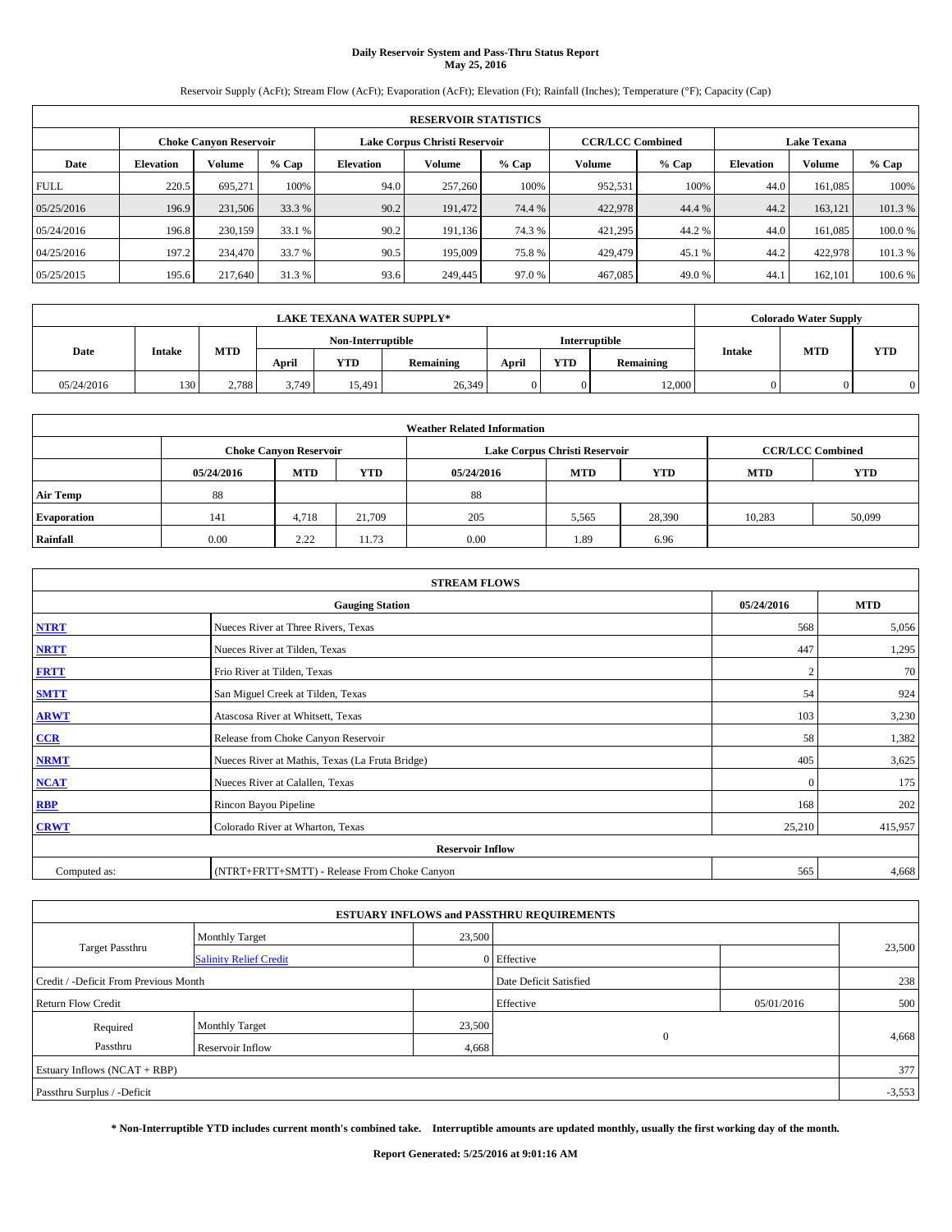# Daily Reservoir System and Pass-Thru Status Report
## May 25, 2016

Reservoir Supply (AcFt); Stream Flow (AcFt); Evaporation (AcFt); Elevation (Ft); Rainfall (Inches); Temperature (°F); Capacity (Cap)

| RESERVOIR STATISTICS | | | | | | | | | | | |
|---|---|---|---|---|---|---|---|---|---|---|---|
| | Choke Canyon Reservoir | | | Lake Corpus Christi Reservoir | | | CCR/LCC Combined | | Lake Texana | | |
| Date | Elevation | Volume | % Cap | Elevation | Volume | % Cap | Volume | % Cap | Elevation | Volume | % Cap |
| FULL | 220.5 | 695,271 | 100% | 94.0 | 257,260 | 100% | 952,531 | 100% | 44.0 | 161,085 | 100% |
| 05/25/2016 | 196.9 | 231,506 | 33.3 % | 90.2 | 191,472 | 74.4 % | 422,978 | 44.4 % | 44.2 | 163,121 | 101.3 % |
| 05/24/2016 | 196.8 | 230,159 | 33.1 % | 90.2 | 191,136 | 74.3 % | 421,295 | 44.2 % | 44.0 | 161,085 | 100.0 % |
| 04/25/2016 | 197.2 | 234,470 | 33.7 % | 90.5 | 195,009 | 75.8 % | 429,479 | 45.1 % | 44.2 | 422,978 | 101.3 % |
| 05/25/2015 | 195.6 | 217,640 | 31.3 % | 93.6 | 249,445 | 97.0 % | 467,085 | 49.0 % | 44.1 | 162,101 | 100.6 % |

| LAKE TEXANA WATER SUPPLY* | | | | | | | | | Colorado Water Supply | | |
|---|---|---|---|---|---|---|---|---|---|---|---|
| | | | Non-Interruptible | | | Interruptible | | | | | |
| Date | Intake | MTD | April | YTD | Remaining | April | YTD | Remaining | Intake | MTD | YTD |
| 05/24/2016 | 130 | 2,788 | 3,749 | 15,491 | 26,349 | 0 | 0 | 12,000 | 0 | 0 | 0 |

| Weather Related Information | | | | | | | | |
|---|---|---|---|---|---|---|---|---|
| | Choke Canyon Reservoir | | | Lake Corpus Christi Reservoir | | | CCR/LCC Combined | |
| | 05/24/2016 | MTD | YTD | 05/24/2016 | MTD | YTD | MTD | YTD |
| Air Temp | 88 | | | 88 | | | | |
| Evaporation | 141 | 4,718 | 21,709 | 205 | 5,565 | 28,390 | 10,283 | 50,099 |
| Rainfall | 0.00 | 2.22 | 11.73 | 0.00 | 1.89 | 6.96 | | |

| STREAM FLOWS | | | |
|---|---|---|---|
| Gauging Station | | 05/24/2016 | MTD |
| NTRT | Nueces River at Three Rivers, Texas | 568 | 5,056 |
| NRTT | Nueces River at Tilden, Texas | 447 | 1,295 |
| FRTT | Frio River at Tilden, Texas | 2 | 70 |
| SMTT | San Miguel Creek at Tilden, Texas | 54 | 924 |
| ARWT | Atascosa River at Whitsett, Texas | 103 | 3,230 |
| CCR | Release from Choke Canyon Reservoir | 58 | 1,382 |
| NRMT | Nueces River at Mathis, Texas (La Fruta Bridge) | 405 | 3,625 |
| NCAT | Nueces River at Calallen, Texas | 0 | 175 |
| RBP | Rincon Bayou Pipeline | 168 | 202 |
| CRWT | Colorado River at Wharton, Texas | 25,210 | 415,957 |
| Reservoir Inflow | | | |
| Computed as: | (NTRT+FRTT+SMTT) - Release From Choke Canyon | 565 | 4,668 |

| ESTUARY INFLOWS and PASSTHRU REQUIREMENTS | | | | | |
|---|---|---|---|---|---|
| Target Passthru | Monthly Target | 23,500 | | | 23,500 |
| | Salinity Relief Credit | 0 | Effective | | |
| Credit / -Deficit From Previous Month | | | Date Deficit Satisfied | | 238 |
| Return Flow Credit | | | Effective | 05/01/2016 | 500 |
| Required Passthru | Monthly Target | 23,500 | 0 | | 4,668 |
| | Reservoir Inflow | 4,668 | | | |
| Estuary Inflows (NCAT + RBP) | | | | | 377 |
| Passthru Surplus / -Deficit | | | | | -3,553 |

**\* Non-Interruptible YTD includes current month's combined take. Interruptible amounts are updated monthly, usually the first working day of the month.**

**Report Generated: 5/25/2016 at 9:01:16 AM**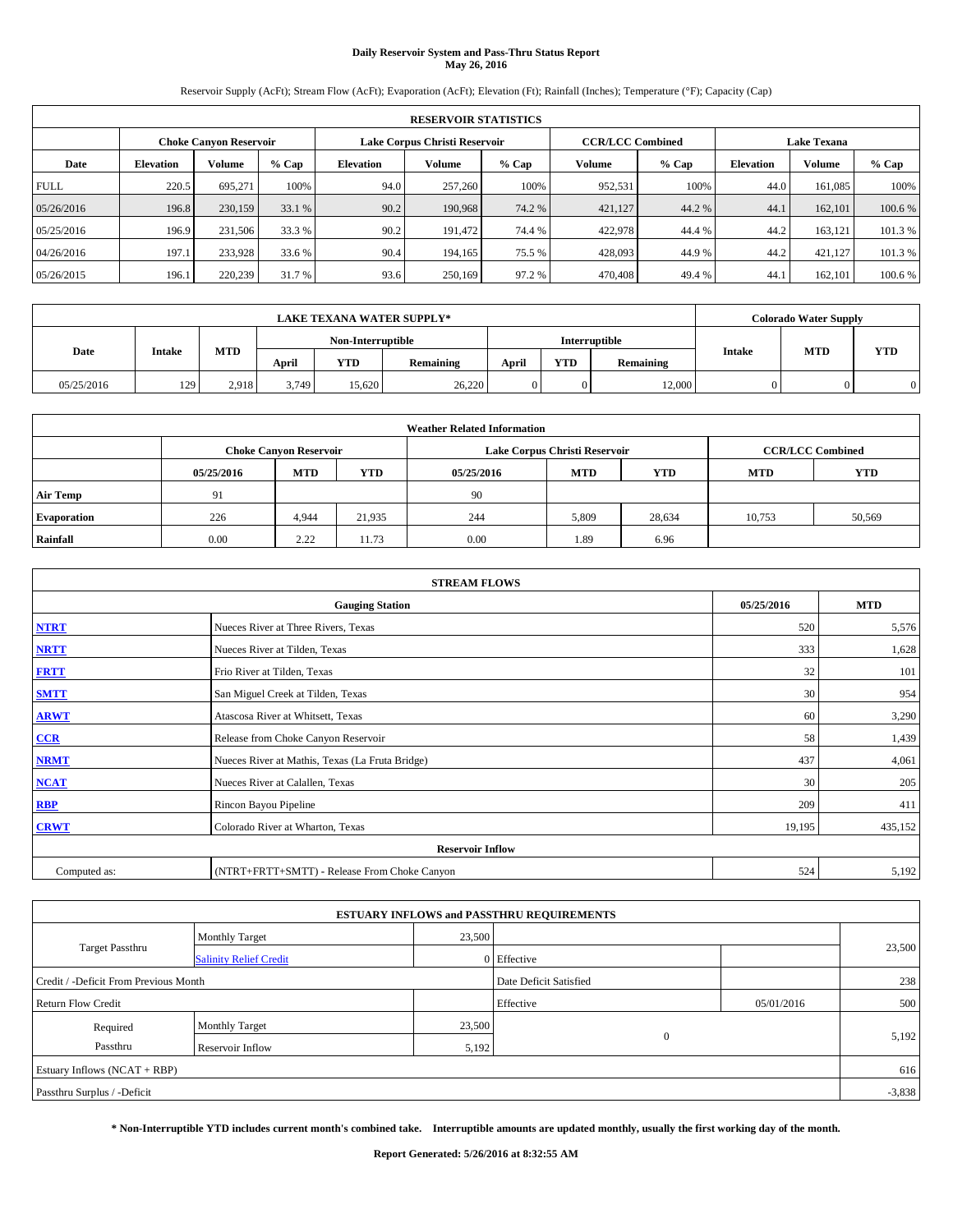# Daily Reservoir System and Pass-Thru Status Report
## May 26, 2016

Reservoir Supply (AcFt); Stream Flow (AcFt); Evaporation (AcFt); Elevation (Ft); Rainfall (Inches); Temperature (°F); Capacity (Cap)

| RESERVOIR STATISTICS | | | | | | | | | | | |
|---|---|---|---|---|---|---|---|---|---|---|---|
| | Choke Canyon Reservoir | | | Lake Corpus Christi Reservoir | | | CCR/LCC Combined | | Lake Texana | | |
| Date | Elevation | Volume | % Cap | Elevation | Volume | % Cap | Volume | % Cap | Elevation | Volume | % Cap |
| FULL | 220.5 | 695,271 | 100% | 94.0 | 257,260 | 100% | 952,531 | 100% | 44.0 | 161,085 | 100% |
| 05/26/2016 | 196.8 | 230,159 | 33.1 % | 90.2 | 190,968 | 74.2 % | 421,127 | 44.2 % | 44.1 | 162,101 | 100.6 % |
| 05/25/2016 | 196.9 | 231,506 | 33.3 % | 90.2 | 191,472 | 74.4 % | 422,978 | 44.4 % | 44.2 | 163,121 | 101.3 % |
| 04/26/2016 | 197.1 | 233,928 | 33.6 % | 90.4 | 194,165 | 75.5 % | 428,093 | 44.9 % | 44.2 | 421,127 | 101.3 % |
| 05/26/2015 | 196.1 | 220,239 | 31.7 % | 93.6 | 250,169 | 97.2 % | 470,408 | 49.4 % | 44.1 | 162,101 | 100.6 % |

| LAKE TEXANA WATER SUPPLY* | | | | | | | | | Colorado Water Supply | | |
|---|---|---|---|---|---|---|---|---|---|---|---|
| Date | Intake | MTD | Non-Interruptible | | | Interruptible | | | Intake | MTD | YTD |
| | | | April | YTD | Remaining | April | YTD | Remaining | | | |
| 05/25/2016 | 129 | 2,918 | 3,749 | 15,620 | 26,220 | 0 | 0 | 12,000 | 0 | 0 | 0 |

| Weather Related Information | | | | | | | | |
|---|---|---|---|---|---|---|---|---|
| | Choke Canyon Reservoir | | | Lake Corpus Christi Reservoir | | | CCR/LCC Combined | |
| | 05/25/2016 | MTD | YTD | 05/25/2016 | MTD | YTD | MTD | YTD |
| Air Temp | 91 | | | 90 | | | | |
| Evaporation | 226 | 4,944 | 21,935 | 244 | 5,809 | 28,634 | 10,753 | 50,569 |
| Rainfall | 0.00 | 2.22 | 11.73 | 0.00 | 1.89 | 6.96 | | |

| STREAM FLOWS | | | |
|---|---|---|---|
| | Gauging Station | 05/25/2016 | MTD |
| NTRT | Nueces River at Three Rivers, Texas | 520 | 5,576 |
| NRTT | Nueces River at Tilden, Texas | 333 | 1,628 |
| FRTT | Frio River at Tilden, Texas | 32 | 101 |
| SMTT | San Miguel Creek at Tilden, Texas | 30 | 954 |
| ARWT | Atascosa River at Whitsett, Texas | 60 | 3,290 |
| CCR | Release from Choke Canyon Reservoir | 58 | 1,439 |
| NRMT | Nueces River at Mathis, Texas (La Fruta Bridge) | 437 | 4,061 |
| NCAT | Nueces River at Calallen, Texas | 30 | 205 |
| RBP | Rincon Bayou Pipeline | 209 | 411 |
| CRWT | Colorado River at Wharton, Texas | 19,195 | 435,152 |
| | Reservoir Inflow | | |
| Computed as: | (NTRT+FRTT+SMTT) - Release From Choke Canyon | 524 | 5,192 |

| ESTUARY INFLOWS and PASSTHRU REQUIREMENTS | | | | | |
|---|---|---|---|---|---|
| Target Passthru | Monthly Target | 23,500 | | | 23,500 |
| | Salinity Relief Credit | 0 | Effective | | |
| Credit / -Deficit From Previous Month | | | Date Deficit Satisfied | | 238 |
| Return Flow Credit | | | Effective | 05/01/2016 | 500 |
| Required Passthru | Monthly Target | 23,500 | 0 | | 5,192 |
| | Reservoir Inflow | 5,192 | | | |
| Estuary Inflows (NCAT + RBP) | | | | | 616 |
| Passthru Surplus / -Deficit | | | | | -3,838 |

**\* Non-Interruptible YTD includes current month's combined take. Interruptible amounts are updated monthly, usually the first working day of the month.**

**Report Generated: 5/26/2016 at 8:32:55 AM**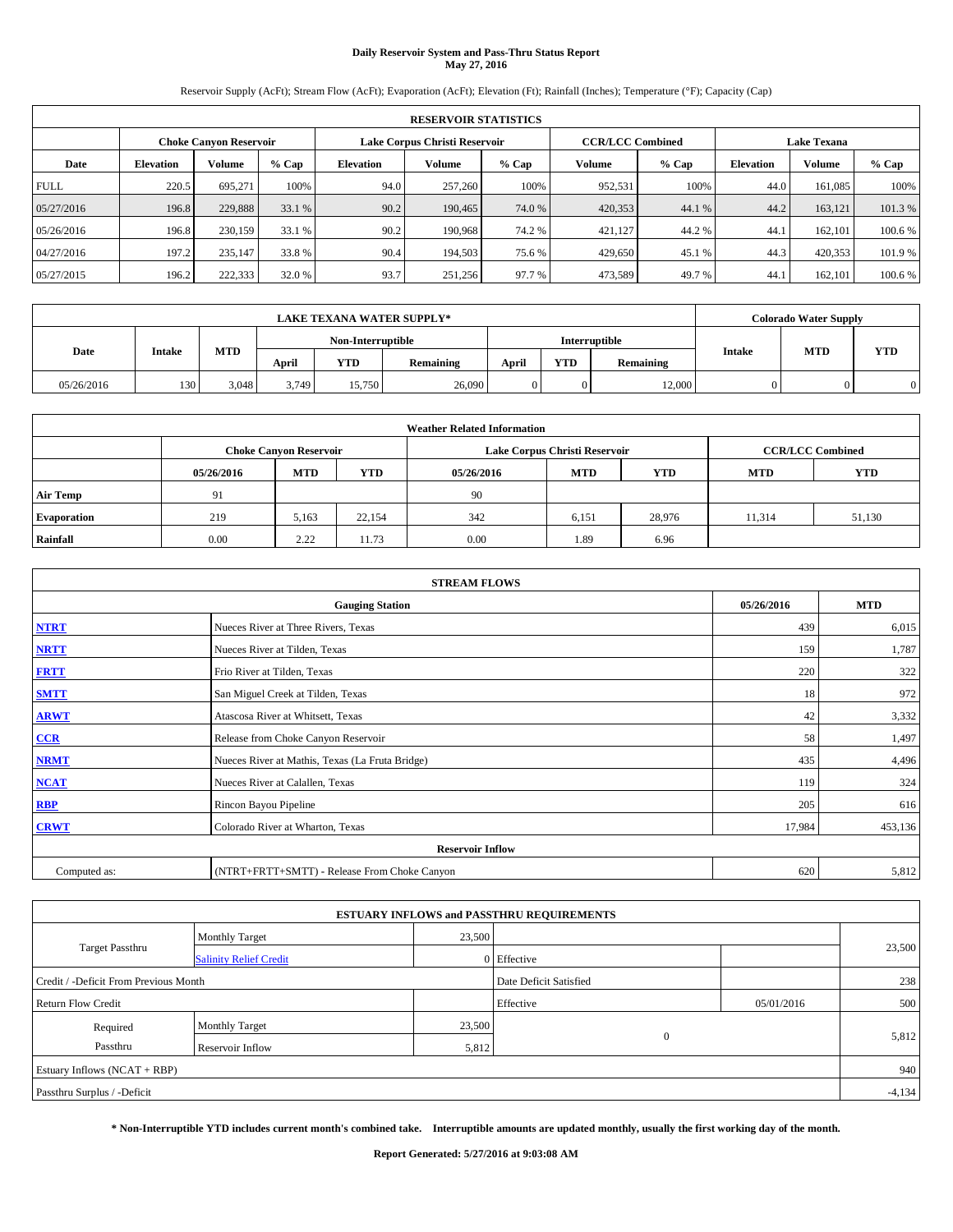# Daily Reservoir System and Pass-Thru Status Report
## May 27, 2016

Reservoir Supply (AcFt); Stream Flow (AcFt); Evaporation (AcFt); Elevation (Ft); Rainfall (Inches); Temperature (°F); Capacity (Cap)

| RESERVOIR STATISTICS | | | | | | | | | | | |
|---|---|---|---|---|---|---|---|---|---|---|---|
| | Choke Canyon Reservoir | | | Lake Corpus Christi Reservoir | | | CCR/LCC Combined | | Lake Texana | | |
| Date | Elevation | Volume | % Cap | Elevation | Volume | % Cap | Volume | % Cap | Elevation | Volume | % Cap |
| FULL | 220.5 | 695,271 | 100% | 94.0 | 257,260 | 100% | 952,531 | 100% | 44.0 | 161,085 | 100% |
| 05/27/2016 | 196.8 | 229,888 | 33.1 % | 90.2 | 190,465 | 74.0 % | 420,353 | 44.1 % | 44.2 | 163,121 | 101.3 % |
| 05/26/2016 | 196.8 | 230,159 | 33.1 % | 90.2 | 190,968 | 74.2 % | 421,127 | 44.2 % | 44.1 | 162,101 | 100.6 % |
| 04/27/2016 | 197.2 | 235,147 | 33.8 % | 90.4 | 194,503 | 75.6 % | 429,650 | 45.1 % | 44.3 | 420,353 | 101.9 % |
| 05/27/2015 | 196.2 | 222,333 | 32.0 % | 93.7 | 251,256 | 97.7 % | 473,589 | 49.7 % | 44.1 | 162,101 | 100.6 % |

| LAKE TEXANA WATER SUPPLY* | | | | | | | | | Colorado Water Supply | | |
|---|---|---|---|---|---|---|---|---|---|---|---|
| Date | Intake | MTD | Non-Interruptible | | | Interruptible | | | Intake | MTD | YTD |
| | | | April | YTD | Remaining | April | YTD | Remaining | | | |
| 05/26/2016 | 130 | 3,048 | 3,749 | 15,750 | 26,090 | 0 | 0 | 12,000 | 0 | 0 | 0 |

| Weather Related Information | | | | | | | | |
|---|---|---|---|---|---|---|---|---|
| | Choke Canyon Reservoir | | | Lake Corpus Christi Reservoir | | | CCR/LCC Combined | |
| | 05/26/2016 | MTD | YTD | 05/26/2016 | MTD | YTD | MTD | YTD |
| Air Temp | 91 | | | 90 | | | | |
| Evaporation | 219 | 5,163 | 22,154 | 342 | 6,151 | 28,976 | 11,314 | 51,130 |
| Rainfall | 0.00 | 2.22 | 11.73 | 0.00 | 1.89 | 6.96 | | |

| STREAM FLOWS | | | |
|---|---|---|---|
| Gauging Station | | 05/26/2016 | MTD |
| NTRT | Nueces River at Three Rivers, Texas | 439 | 6,015 |
| NRTT | Nueces River at Tilden, Texas | 159 | 1,787 |
| FRTT | Frio River at Tilden, Texas | 220 | 322 |
| SMTT | San Miguel Creek at Tilden, Texas | 18 | 972 |
| ARWT | Atascosa River at Whitsett, Texas | 42 | 3,332 |
| CCR | Release from Choke Canyon Reservoir | 58 | 1,497 |
| NRMT | Nueces River at Mathis, Texas (La Fruta Bridge) | 435 | 4,496 |
| NCAT | Nueces River at Calallen, Texas | 119 | 324 |
| RBP | Rincon Bayou Pipeline | 205 | 616 |
| CRWT | Colorado River at Wharton, Texas | 17,984 | 453,136 |
| Reservoir Inflow | | | |
| Computed as: | (NTRT+FRTT+SMTT) - Release From Choke Canyon | 620 | 5,812 |

| ESTUARY INFLOWS and PASSTHRU REQUIREMENTS | | | | | |
|---|---|---|---|---|---|
| Target Passthru | Monthly Target | 23,500 | | | 23,500 |
| | Salinity Relief Credit | 0 | Effective | | |
| Credit / -Deficit From Previous Month | | | Date Deficit Satisfied | | 238 |
| Return Flow Credit | | | Effective | 05/01/2016 | 500 |
| Required Passthru | Monthly Target | 23,500 | 0 | | 5,812 |
| | Reservoir Inflow | 5,812 | | | |
| Estuary Inflows (NCAT + RBP) | | | | | 940 |
| Passthru Surplus / -Deficit | | | | | -4,134 |

**\* Non-Interruptible YTD includes current month's combined take. Interruptible amounts are updated monthly, usually the first working day of the month.**

**Report Generated: 5/27/2016 at 9:03:08 AM**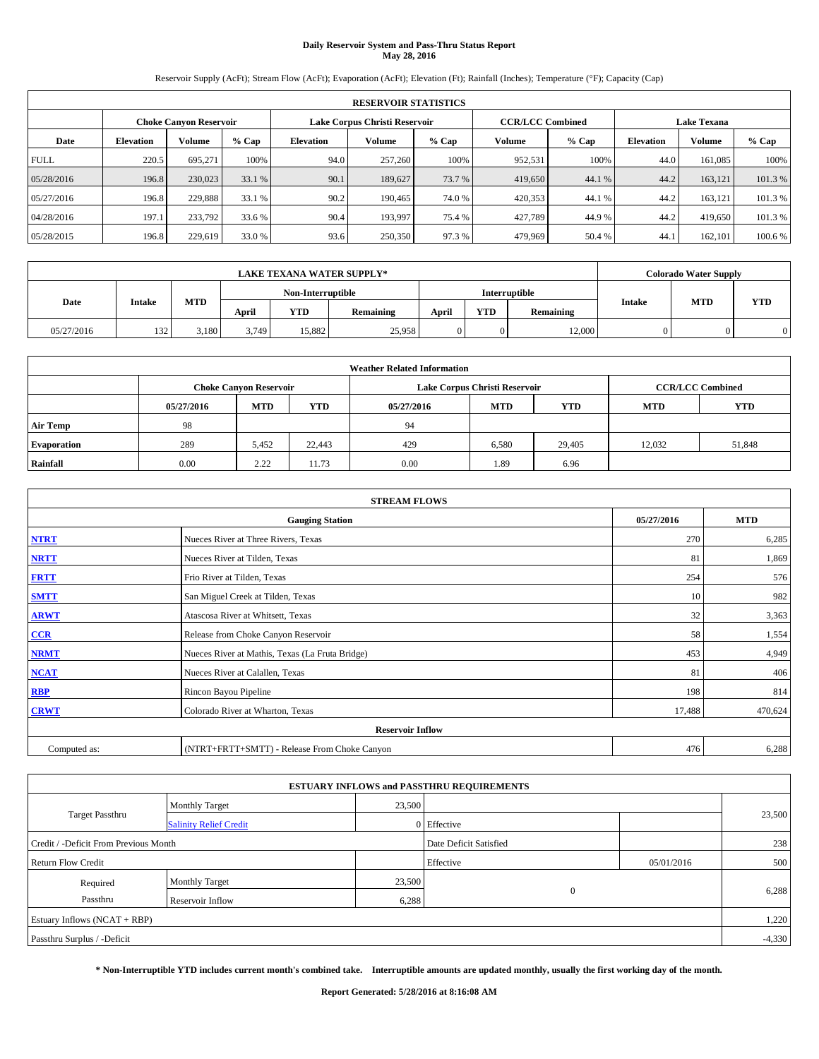# Daily Reservoir System and Pass-Thru Status Report
## May 28, 2016

Reservoir Supply (AcFt); Stream Flow (AcFt); Evaporation (AcFt); Elevation (Ft); Rainfall (Inches); Temperature (°F); Capacity (Cap)

| RESERVOIR STATISTICS | | | | | | | | | | | |
|---|---|---|---|---|---|---|---|---|---|---|---|
| | Choke Canyon Reservoir | | | Lake Corpus Christi Reservoir | | | CCR/LCC Combined | | Lake Texana | | |
| Date | Elevation | Volume | % Cap | Elevation | Volume | % Cap | Volume | % Cap | Elevation | Volume | % Cap |
| FULL | 220.5 | 695,271 | 100% | 94.0 | 257,260 | 100% | 952,531 | 100% | 44.0 | 161,085 | 100% |
| 05/28/2016 | 196.8 | 230,023 | 33.1 % | 90.1 | 189,627 | 73.7 % | 419,650 | 44.1 % | 44.2 | 163,121 | 101.3 % |
| 05/27/2016 | 196.8 | 229,888 | 33.1 % | 90.2 | 190,465 | 74.0 % | 420,353 | 44.1 % | 44.2 | 163,121 | 101.3 % |
| 04/28/2016 | 197.1 | 233,792 | 33.6 % | 90.4 | 193,997 | 75.4 % | 427,789 | 44.9 % | 44.2 | 419,650 | 101.3 % |
| 05/28/2015 | 196.8 | 229,619 | 33.0 % | 93.6 | 250,350 | 97.3 % | 479,969 | 50.4 % | 44.1 | 162,101 | 100.6 % |

| LAKE TEXANA WATER SUPPLY* | | | | | | | | | Colorado Water Supply | | |
|---|---|---|---|---|---|---|---|---|---|---|---|
| | | | Non-Interruptible | | | Interruptible | | | | | |
| Date | Intake | MTD | April | YTD | Remaining | April | YTD | Remaining | Intake | MTD | YTD |
| 05/27/2016 | 132 | 3,180 | 3,749 | 15,882 | 25,958 | 0 | 0 | 12,000 | 0 | 0 | 0 |

| Weather Related Information | | | | | | | | |
|---|---|---|---|---|---|---|---|---|
| | Choke Canyon Reservoir | | | Lake Corpus Christi Reservoir | | | CCR/LCC Combined | |
| | 05/27/2016 | MTD | YTD | 05/27/2016 | MTD | YTD | MTD | YTD |
| Air Temp | 98 | | | 94 | | | | |
| Evaporation | 289 | 5,452 | 22,443 | 429 | 6,580 | 29,405 | 12,032 | 51,848 |
| Rainfall | 0.00 | 2.22 | 11.73 | 0.00 | 1.89 | 6.96 | | |

| STREAM FLOWS | | | |
|---|---|---|---|
| Gauging Station | | 05/27/2016 | MTD |
| NTRT | Nueces River at Three Rivers, Texas | 270 | 6,285 |
| NRTT | Nueces River at Tilden, Texas | 81 | 1,869 |
| FRTT | Frio River at Tilden, Texas | 254 | 576 |
| SMTT | San Miguel Creek at Tilden, Texas | 10 | 982 |
| ARWT | Atascosa River at Whitsett, Texas | 32 | 3,363 |
| CCR | Release from Choke Canyon Reservoir | 58 | 1,554 |
| NRMT | Nueces River at Mathis, Texas (La Fruta Bridge) | 453 | 4,949 |
| NCAT | Nueces River at Calallen, Texas | 81 | 406 |
| RBP | Rincon Bayou Pipeline | 198 | 814 |
| CRWT | Colorado River at Wharton, Texas | 17,488 | 470,624 |
| Reservoir Inflow | | | |
| Computed as: | (NTRT+FRTT+SMTT) - Release From Choke Canyon | 476 | 6,288 |

| ESTUARY INFLOWS and PASSTHRU REQUIREMENTS | | | | | |
|---|---|---|---|---|---|
| Target Passthru | Monthly Target | 23,500 | | | 23,500 |
| | Salinity Relief Credit | 0 | Effective | | |
| Credit / -Deficit From Previous Month | | | Date Deficit Satisfied | | 238 |
| Return Flow Credit | | | Effective | 05/01/2016 | 500 |
| Required Passthru | Monthly Target | 23,500 | 0 | | 6,288 |
| | Reservoir Inflow | 6,288 | | | |
| Estuary Inflows (NCAT + RBP) | | | | | 1,220 |
| Passthru Surplus / -Deficit | | | | | -4,330 |

**\* Non-Interruptible YTD includes current month's combined take. Interruptible amounts are updated monthly, usually the first working day of the month.**

**Report Generated: 5/28/2016 at 8:16:08 AM**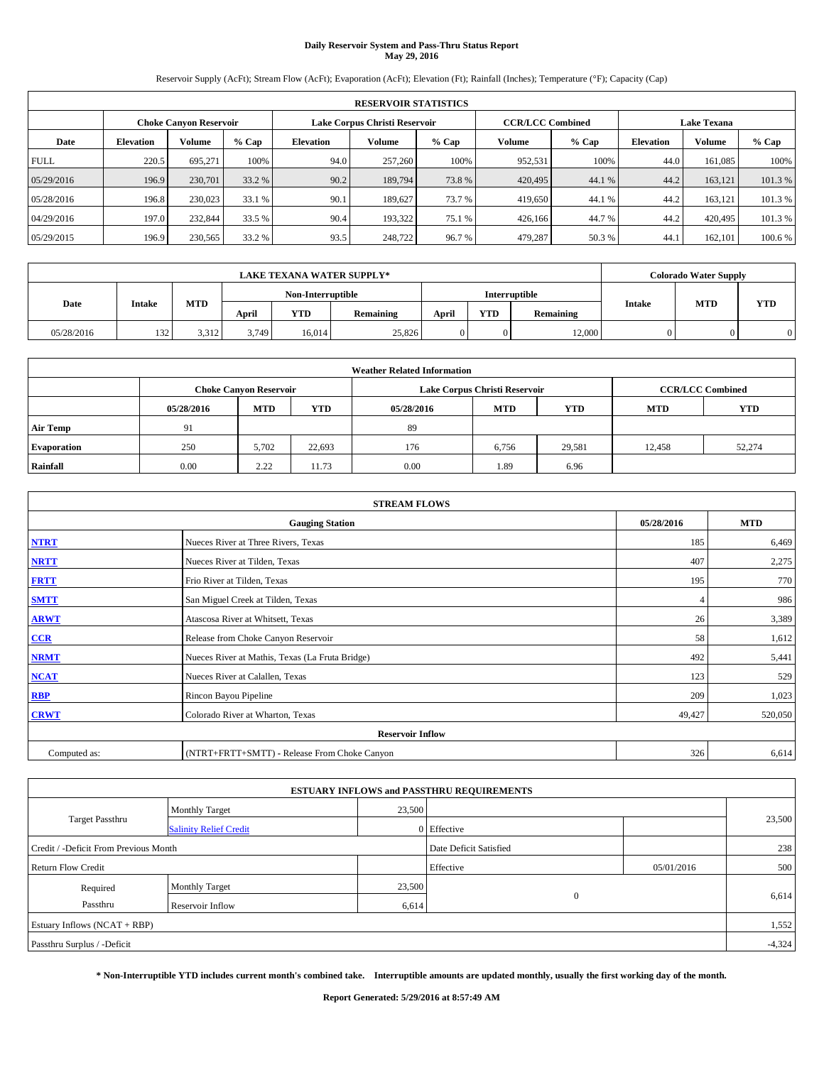# Daily Reservoir System and Pass-Thru Status Report
**May 29, 2016**

Reservoir Supply (AcFt); Stream Flow (AcFt); Evaporation (AcFt); Elevation (Ft); Rainfall (Inches); Temperature (°F); Capacity (Cap)

| RESERVOIR STATISTICS | | | | | | | | | | | |
|---|---|---|---|---|---|---|---|---|---|---|---|
| | Choke Canyon Reservoir | | | Lake Corpus Christi Reservoir | | | CCR/LCC Combined | | Lake Texana | | |
| Date | Elevation | Volume | % Cap | Elevation | Volume | % Cap | Volume | % Cap | Elevation | Volume | % Cap |
| FULL | 220.5 | 695,271 | 100% | 94.0 | 257,260 | 100% | 952,531 | 100% | 44.0 | 161,085 | 100% |
| 05/29/2016 | 196.9 | 230,701 | 33.2 % | 90.2 | 189,794 | 73.8 % | 420,495 | 44.1 % | 44.2 | 163,121 | 101.3 % |
| 05/28/2016 | 196.8 | 230,023 | 33.1 % | 90.1 | 189,627 | 73.7 % | 419,650 | 44.1 % | 44.2 | 163,121 | 101.3 % |
| 04/29/2016 | 197.0 | 232,844 | 33.5 % | 90.4 | 193,322 | 75.1 % | 426,166 | 44.7 % | 44.2 | 420,495 | 101.3 % |
| 05/29/2015 | 196.9 | 230,565 | 33.2 % | 93.5 | 248,722 | 96.7 % | 479,287 | 50.3 % | 44.1 | 162,101 | 100.6 % |

| LAKE TEXANA WATER SUPPLY* | | | | | | | | | Colorado Water Supply | | |
|---|---|---|---|---|---|---|---|---|---|---|---|
| Date | Intake | MTD | Non-Interruptible | | | Interruptible | | | Intake | MTD | YTD |
| | | | April | YTD | Remaining | April | YTD | Remaining | | | |
| 05/28/2016 | 132 | 3,312 | 3,749 | 16,014 | 25,826 | 0 | 0 | 12,000 | 0 | 0 | 0 |

| Weather Related Information | | | | | | | | |
|---|---|---|---|---|---|---|---|---|
| | Choke Canyon Reservoir | | | Lake Corpus Christi Reservoir | | | CCR/LCC Combined | |
| | 05/28/2016 | MTD | YTD | 05/28/2016 | MTD | YTD | MTD | YTD |
| Air Temp | 91 | | | 89 | | | | |
| Evaporation | 250 | 5,702 | 22,693 | 176 | 6,756 | 29,581 | 12,458 | 52,274 |
| Rainfall | 0.00 | 2.22 | 11.73 | 0.00 | 1.89 | 6.96 | | |

| STREAM FLOWS | | | |
|---|---|---|---|
| | Gauging Station | 05/28/2016 | MTD |
| NTRT | Nueces River at Three Rivers, Texas | 185 | 6,469 |
| NRTT | Nueces River at Tilden, Texas | 407 | 2,275 |
| FRTT | Frio River at Tilden, Texas | 195 | 770 |
| SMTT | San Miguel Creek at Tilden, Texas | 4 | 986 |
| ARWT | Atascosa River at Whitsett, Texas | 26 | 3,389 |
| CCR | Release from Choke Canyon Reservoir | 58 | 1,612 |
| NRMT | Nueces River at Mathis, Texas (La Fruta Bridge) | 492 | 5,441 |
| NCAT | Nueces River at Calallen, Texas | 123 | 529 |
| RBP | Rincon Bayou Pipeline | 209 | 1,023 |
| CRWT | Colorado River at Wharton, Texas | 49,427 | 520,050 |
| | Reservoir Inflow | | |
| Computed as: | (NTRT+FRTT+SMTT) - Release From Choke Canyon | 326 | 6,614 |

| ESTUARY INFLOWS and PASSTHRU REQUIREMENTS | | | | | |
|---|---|---|---|---|---|
| Target Passthru | Monthly Target | 23,500 | | | 23,500 |
| | Salinity Relief Credit | 0 | Effective | | |
| Credit / -Deficit From Previous Month | | | Date Deficit Satisfied | | 238 |
| Return Flow Credit | | | Effective | 05/01/2016 | 500 |
| Required Passthru | Monthly Target | 23,500 | 0 | | 6,614 |
| | Reservoir Inflow | 6,614 | | | |
| Estuary Inflows (NCAT + RBP) | | | | | 1,552 |
| Passthru Surplus / -Deficit | | | | | -4,324 |

**\* Non-Interruptible YTD includes current month's combined take. Interruptible amounts are updated monthly, usually the first working day of the month.**

**Report Generated: 5/29/2016 at 8:57:49 AM**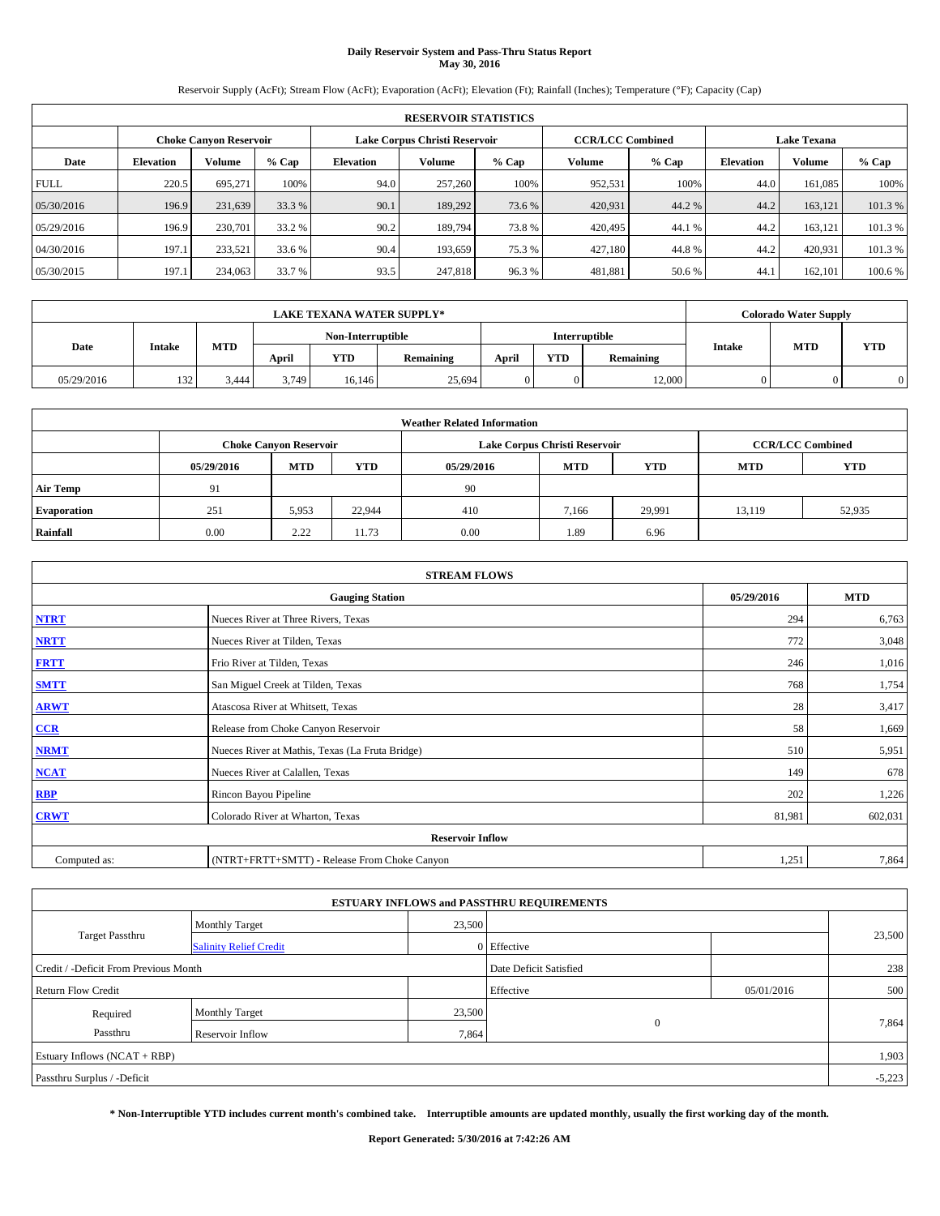# Daily Reservoir System and Pass-Thru Status Report
## May 30, 2016

Reservoir Supply (AcFt); Stream Flow (AcFt); Evaporation (AcFt); Elevation (Ft); Rainfall (Inches); Temperature (°F); Capacity (Cap)

| RESERVOIR STATISTICS | | | | | | | | | | | |
|---|---|---|---|---|---|---|---|---|---|---|---|
| | Choke Canyon Reservoir | | | Lake Corpus Christi Reservoir | | | CCR/LCC Combined | | Lake Texana | | |
| Date | Elevation | Volume | % Cap | Elevation | Volume | % Cap | Volume | % Cap | Elevation | Volume | % Cap |
| FULL | 220.5 | 695,271 | 100% | 94.0 | 257,260 | 100% | 952,531 | 100% | 44.0 | 161,085 | 100% |
| 05/30/2016 | 196.9 | 231,639 | 33.3 % | 90.1 | 189,292 | 73.6 % | 420,931 | 44.2 % | 44.2 | 163,121 | 101.3 % |
| 05/29/2016 | 196.9 | 230,701 | 33.2 % | 90.2 | 189,794 | 73.8 % | 420,495 | 44.1 % | 44.2 | 163,121 | 101.3 % |
| 04/30/2016 | 197.1 | 233,521 | 33.6 % | 90.4 | 193,659 | 75.3 % | 427,180 | 44.8 % | 44.2 | 420,931 | 101.3 % |
| 05/30/2015 | 197.1 | 234,063 | 33.7 % | 93.5 | 247,818 | 96.3 % | 481,881 | 50.6 % | 44.1 | 162,101 | 100.6 % |

| LAKE TEXANA WATER SUPPLY* | | | | | | | | | Colorado Water Supply | | |
|---|---|---|---|---|---|---|---|---|---|---|---|
| Date | Intake | MTD | Non-Interruptible | | | Interruptible | | | Intake | MTD | YTD |
| | | | April | YTD | Remaining | April | YTD | Remaining | | | |
| 05/29/2016 | 132 | 3,444 | 3,749 | 16,146 | 25,694 | 0 | 0 | 12,000 | 0 | 0 | 0 |

| Weather Related Information | | | | | | | | |
|---|---|---|---|---|---|---|---|---|
| | Choke Canyon Reservoir | | | Lake Corpus Christi Reservoir | | | CCR/LCC Combined | |
| | 05/29/2016 | MTD | YTD | 05/29/2016 | MTD | YTD | MTD | YTD |
| Air Temp | 91 | | | 90 | | | | |
| Evaporation | 251 | 5,953 | 22,944 | 410 | 7,166 | 29,991 | 13,119 | 52,935 |
| Rainfall | 0.00 | 2.22 | 11.73 | 0.00 | 1.89 | 6.96 | | |

| STREAM FLOWS | | | |
|---|---|---|---|
| Gauging Station | | 05/29/2016 | MTD |
| **NTRT** | Nueces River at Three Rivers, Texas | 294 | 6,763 |
| **NRTT** | Nueces River at Tilden, Texas | 772 | 3,048 |
| **FRTT** | Frio River at Tilden, Texas | 246 | 1,016 |
| **SMTT** | San Miguel Creek at Tilden, Texas | 768 | 1,754 |
| **ARWT** | Atascosa River at Whitsett, Texas | 28 | 3,417 |
| **CCR** | Release from Choke Canyon Reservoir | 58 | 1,669 |
| **NRMT** | Nueces River at Mathis, Texas (La Fruta Bridge) | 510 | 5,951 |
| **NCAT** | Nueces River at Calallen, Texas | 149 | 678 |
| **RBP** | Rincon Bayou Pipeline | 202 | 1,226 |
| **CRWT** | Colorado River at Wharton, Texas | 81,981 | 602,031 |
| Reservoir Inflow | | | |
| Computed as: | (NTRT+FRTT+SMTT) - Release From Choke Canyon | 1,251 | 7,864 |

| ESTUARY INFLOWS and PASSTHRU REQUIREMENTS | | | | | |
|---|---|---|---|---|---|
| Target Passthru | Monthly Target | 23,500 | | | 23,500 |
| | Salinity Relief Credit | 0 | Effective | | |
| Credit / -Deficit From Previous Month | | | Date Deficit Satisfied | | 238 |
| Return Flow Credit | | | Effective | 05/01/2016 | 500 |
| Required Passthru | Monthly Target | 23,500 | 0 | | 7,864 |
| | Reservoir Inflow | 7,864 | | | |
| Estuary Inflows (NCAT + RBP) | | | | | 1,903 |
| Passthru Surplus / -Deficit | | | | | -5,223 |

**\* Non-Interruptible YTD includes current month's combined take. Interruptible amounts are updated monthly, usually the first working day of the month.**

**Report Generated: 5/30/2016 at 7:42:26 AM**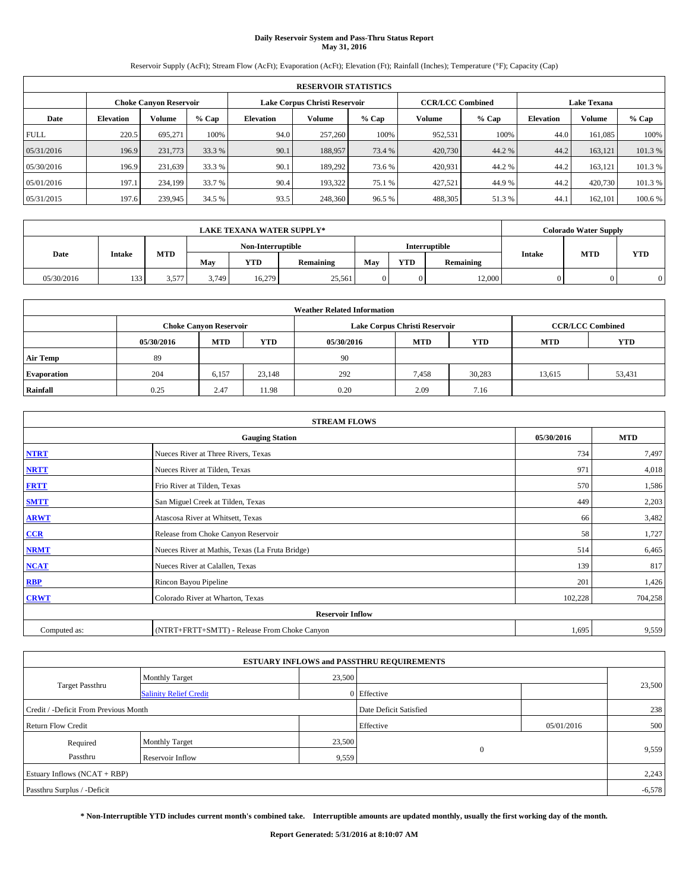# Daily Reservoir System and Pass-Thru Status Report
## May 31, 2016

Reservoir Supply (AcFt); Stream Flow (AcFt); Evaporation (AcFt); Elevation (Ft); Rainfall (Inches); Temperature (°F); Capacity (Cap)

| RESERVOIR STATISTICS | | | | | | | | | | | |
|---|---|---|---|---|---|---|---|---|---|---|---|
| | Choke Canyon Reservoir | | | Lake Corpus Christi Reservoir | | | CCR/LCC Combined | | Lake Texana | | |
| Date | Elevation | Volume | % Cap | Elevation | Volume | % Cap | Volume | % Cap | Elevation | Volume | % Cap |
| FULL | 220.5 | 695,271 | 100% | 94.0 | 257,260 | 100% | 952,531 | 100% | 44.0 | 161,085 | 100% |
| 05/31/2016 | 196.9 | 231,773 | 33.3 % | 90.1 | 188,957 | 73.4 % | 420,730 | 44.2 % | 44.2 | 163,121 | 101.3 % |
| 05/30/2016 | 196.9 | 231,639 | 33.3 % | 90.1 | 189,292 | 73.6 % | 420,931 | 44.2 % | 44.2 | 163,121 | 101.3 % |
| 05/01/2016 | 197.1 | 234,199 | 33.7 % | 90.4 | 193,322 | 75.1 % | 427,521 | 44.9 % | 44.2 | 420,730 | 101.3 % |
| 05/31/2015 | 197.6 | 239,945 | 34.5 % | 93.5 | 248,360 | 96.5 % | 488,305 | 51.3 % | 44.1 | 162,101 | 100.6 % |

| LAKE TEXANA WATER SUPPLY* | | | | | | | | | Colorado Water Supply | | |
|---|---|---|---|---|---|---|---|---|---|---|---|
| Date | Intake | MTD | Non-Interruptible | | | Interruptible | | | Intake | MTD | YTD |
| | | | May | YTD | Remaining | May | YTD | Remaining | | | |
| 05/30/2016 | 133 | 3,577 | 3,749 | 16,279 | 25,561 | 0 | 0 | 12,000 | 0 | 0 | 0 |

| Weather Related Information | | | | | | | | |
|---|---|---|---|---|---|---|---|---|
| | Choke Canyon Reservoir | | | Lake Corpus Christi Reservoir | | | CCR/LCC Combined | |
| | 05/30/2016 | MTD | YTD | 05/30/2016 | MTD | YTD | MTD | YTD |
| Air Temp | 89 | | | 90 | | | | |
| Evaporation | 204 | 6,157 | 23,148 | 292 | 7,458 | 30,283 | 13,615 | 53,431 |
| Rainfall | 0.25 | 2.47 | 11.98 | 0.20 | 2.09 | 7.16 | | |

| STREAM FLOWS | | | |
|---|---|---|---|
| | Gauging Station | 05/30/2016 | MTD |
| NTRT | Nueces River at Three Rivers, Texas | 734 | 7,497 |
| NRTT | Nueces River at Tilden, Texas | 971 | 4,018 |
| FRTT | Frio River at Tilden, Texas | 570 | 1,586 |
| SMTT | San Miguel Creek at Tilden, Texas | 449 | 2,203 |
| ARWT | Atascosa River at Whitsett, Texas | 66 | 3,482 |
| CCR | Release from Choke Canyon Reservoir | 58 | 1,727 |
| NRMT | Nueces River at Mathis, Texas (La Fruta Bridge) | 514 | 6,465 |
| NCAT | Nueces River at Calallen, Texas | 139 | 817 |
| RBP | Rincon Bayou Pipeline | 201 | 1,426 |
| CRWT | Colorado River at Wharton, Texas | 102,228 | 704,258 |
| | Reservoir Inflow | | |
| Computed as: | (NTRT+FRTT+SMTT) - Release From Choke Canyon | 1,695 | 9,559 |

| ESTUARY INFLOWS and PASSTHRU REQUIREMENTS | | | | | |
|---|---|---|---|---|---|
| Target Passthru | Monthly Target | 23,500 | | | 23,500 |
| | Salinity Relief Credit | 0 | Effective | | |
| Credit / -Deficit From Previous Month | | | Date Deficit Satisfied | | 238 |
| Return Flow Credit | | | Effective | 05/01/2016 | 500 |
| Required Passthru | Monthly Target | 23,500 | 0 | | 9,559 |
| | Reservoir Inflow | 9,559 | | | |
| Estuary Inflows (NCAT + RBP) | | | | | 2,243 |
| Passthru Surplus / -Deficit | | | | | -6,578 |

**\* Non-Interruptible YTD includes current month's combined take. Interruptible amounts are updated monthly, usually the first working day of the month.**

**Report Generated: 5/31/2016 at 8:10:07 AM**